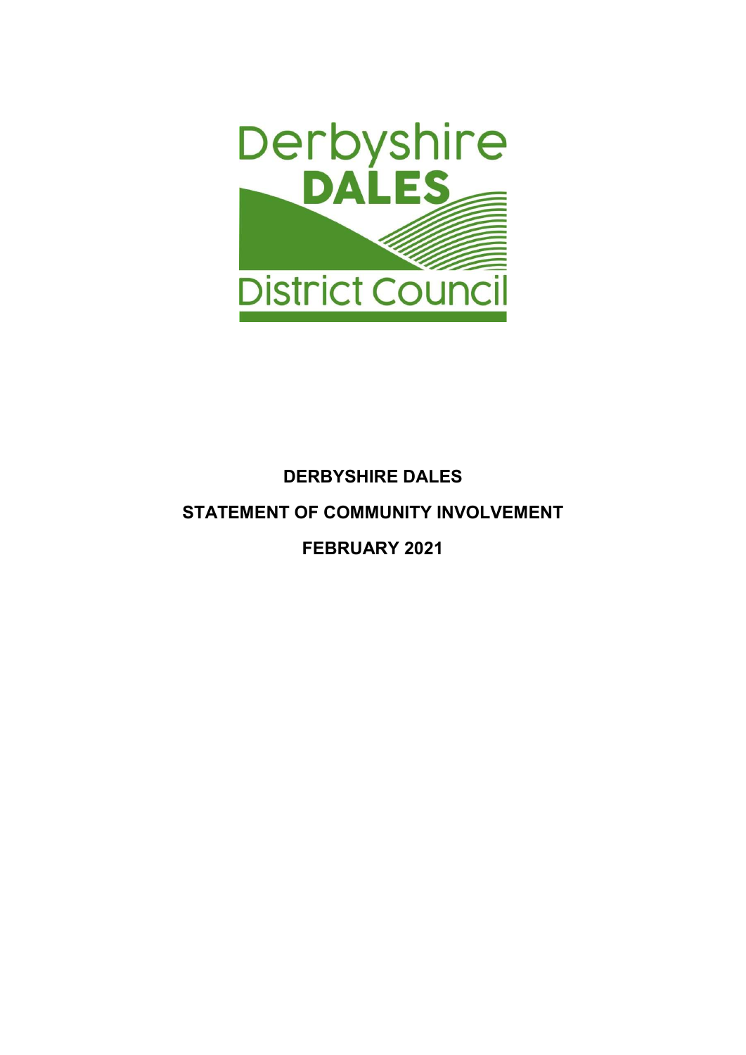Derbyshire DALES District Council

# DERBYSHIRE DALES

# STATEMENT OF COMMUNITY INVOLVEMENT

# FEBRUARY 2021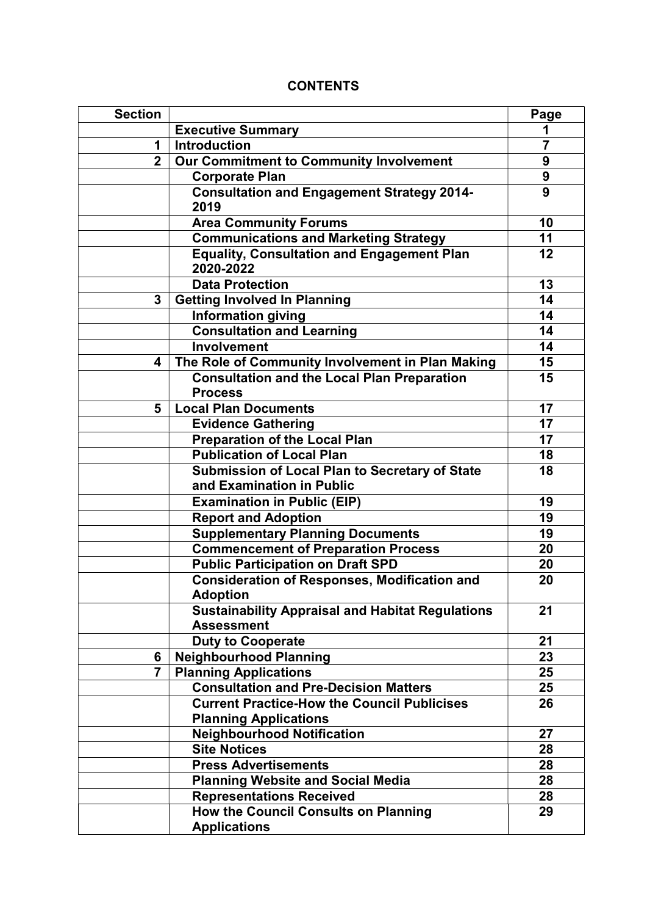# CONTENTS

| Section | | Page |
|---|---|---|
| | Executive Summary | 1 |
| 1 | Introduction | 7 |
| 2 | Our Commitment to Community Involvement | 9 |
| | Corporate Plan | 9 |
| | Consultation and Engagement Strategy 2014-2019 | 9 |
| | Area Community Forums | 10 |
| | Communications and Marketing Strategy | 11 |
| | Equality, Consultation and Engagement Plan 2020-2022 | 12 |
| | Data Protection | 13 |
| 3 | Getting Involved In Planning | 14 |
| | Information giving | 14 |
| | Consultation and Learning | 14 |
| | Involvement | 14 |
| 4 | The Role of Community Involvement in Plan Making | 15 |
| | Consultation and the Local Plan Preparation Process | 15 |
| 5 | Local Plan Documents | 17 |
| | Evidence Gathering | 17 |
| | Preparation of the Local Plan | 17 |
| | Publication of Local Plan | 18 |
| | Submission of Local Plan to Secretary of State and Examination in Public | 18 |
| | Examination in Public (EIP) | 19 |
| | Report and Adoption | 19 |
| | Supplementary Planning Documents | 19 |
| | Commencement of Preparation Process | 20 |
| | Public Participation on Draft SPD | 20 |
| | Consideration of Responses, Modification and Adoption | 20 |
| | Sustainability Appraisal and Habitat Regulations Assessment | 21 |
| | Duty to Cooperate | 21 |
| 6 | Neighbourhood Planning | 23 |
| 7 | Planning Applications | 25 |
| | Consultation and Pre-Decision Matters | 25 |
| | Current Practice-How the Council Publicises Planning Applications | 26 |
| | Neighbourhood Notification | 27 |
| | Site Notices | 28 |
| | Press Advertisements | 28 |
| | Planning Website and Social Media | 28 |
| | Representations Received | 28 |
| | How the Council Consults on Planning Applications | 29 |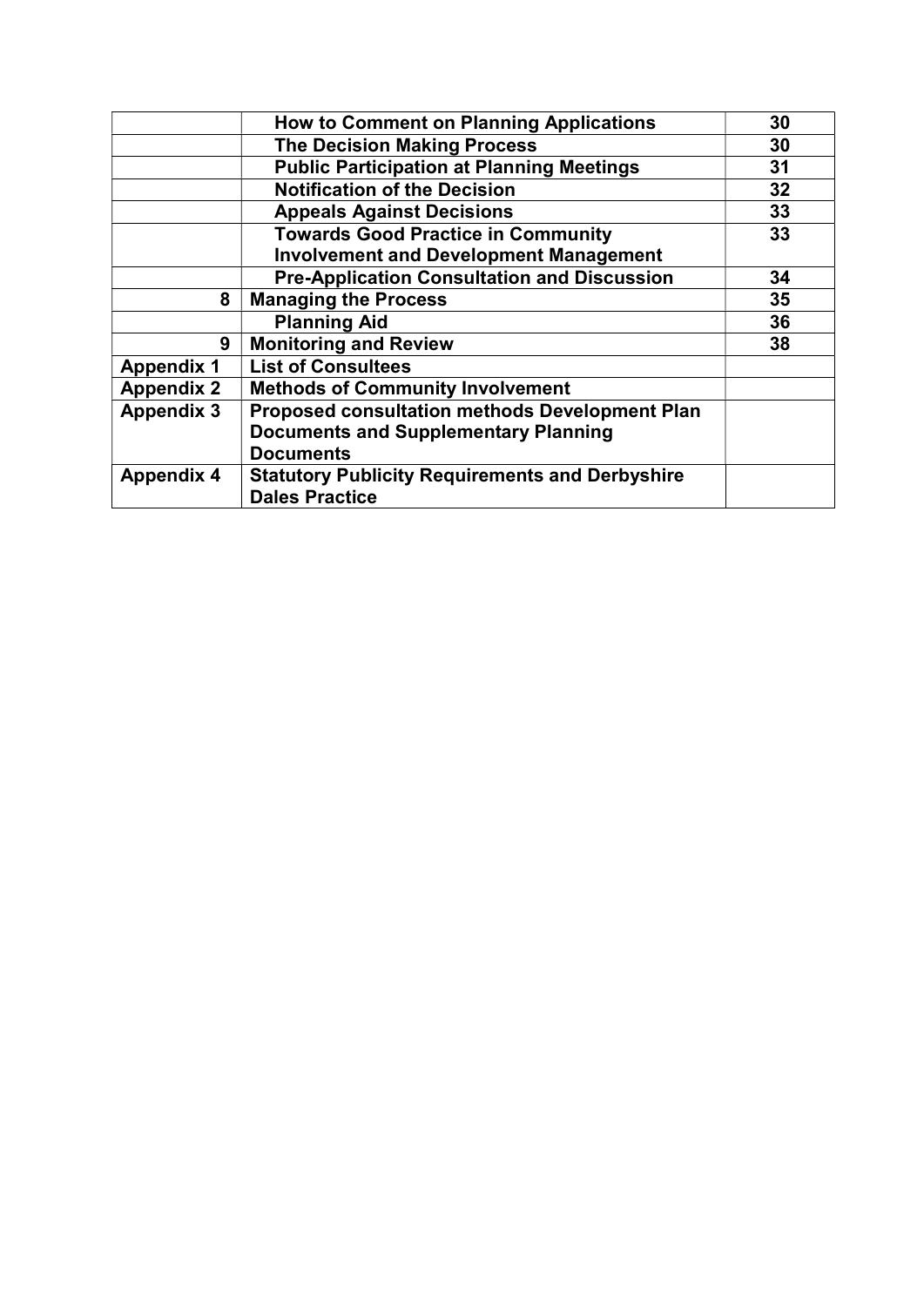| | | |
|---|---|---|
| | **How to Comment on Planning Applications** | **30** |
| | **The Decision Making Process** | **30** |
| | **Public Participation at Planning Meetings** | **31** |
| | **Notification of the Decision** | **32** |
| | **Appeals Against Decisions** | **33** |
| | **Towards Good Practice in Community Involvement and Development Management** | **33** |
| | **Pre-Application Consultation and Discussion** | **34** |
| **8** | **Managing the Process** | **35** |
| | **Planning Aid** | **36** |
| **9** | **Monitoring and Review** | **38** |
| **Appendix 1** | **List of Consultees** | |
| **Appendix 2** | **Methods of Community Involvement** | |
| **Appendix 3** | **Proposed consultation methods Development Plan Documents and Supplementary Planning Documents** | |
| **Appendix 4** | **Statutory Publicity Requirements and Derbyshire Dales Practice** | |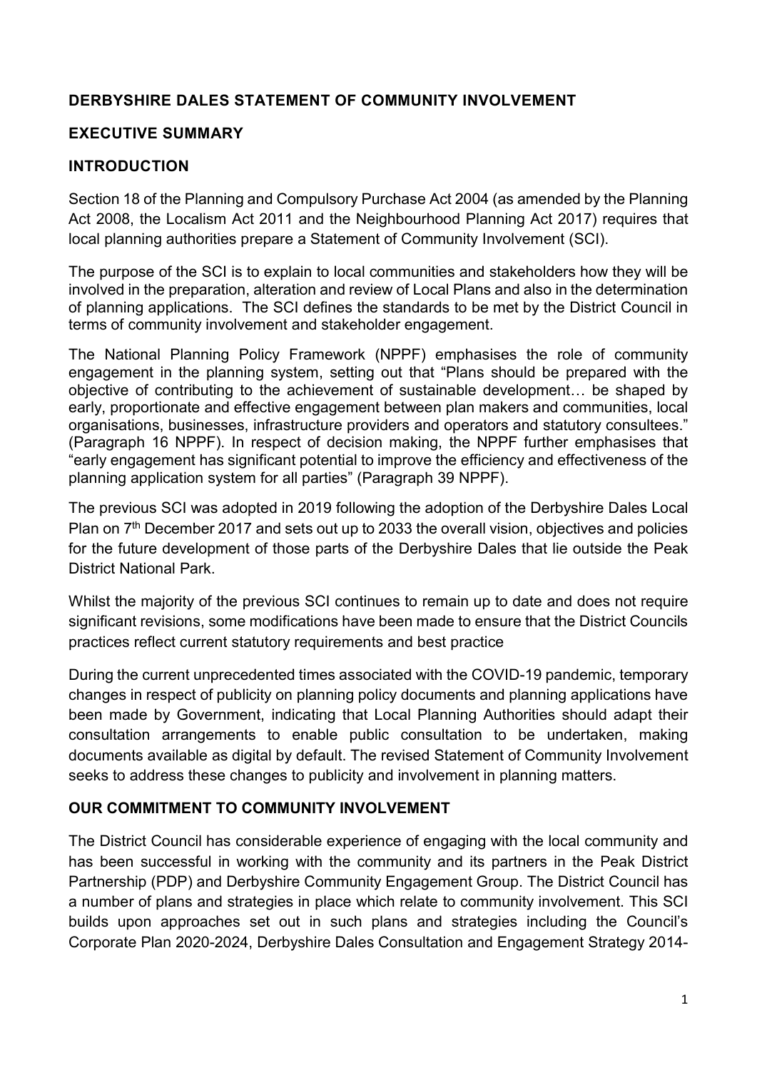**DERBYSHIRE DALES STATEMENT OF COMMUNITY INVOLVEMENT**

**EXECUTIVE SUMMARY**

**INTRODUCTION**

Section 18 of the Planning and Compulsory Purchase Act 2004 (as amended by the Planning Act 2008, the Localism Act 2011 and the Neighbourhood Planning Act 2017) requires that local planning authorities prepare a Statement of Community Involvement (SCI).

The purpose of the SCI is to explain to local communities and stakeholders how they will be involved in the preparation, alteration and review of Local Plans and also in the determination of planning applications. The SCI defines the standards to be met by the District Council in terms of community involvement and stakeholder engagement.

The National Planning Policy Framework (NPPF) emphasises the role of community engagement in the planning system, setting out that "Plans should be prepared with the objective of contributing to the achievement of sustainable development… be shaped by early, proportionate and effective engagement between plan makers and communities, local organisations, businesses, infrastructure providers and operators and statutory consultees." (Paragraph 16 NPPF). In respect of decision making, the NPPF further emphasises that "early engagement has significant potential to improve the efficiency and effectiveness of the planning application system for all parties" (Paragraph 39 NPPF).

The previous SCI was adopted in 2019 following the adoption of the Derbyshire Dales Local Plan on 7th December 2017 and sets out up to 2033 the overall vision, objectives and policies for the future development of those parts of the Derbyshire Dales that lie outside the Peak District National Park.

Whilst the majority of the previous SCI continues to remain up to date and does not require significant revisions, some modifications have been made to ensure that the District Councils practices reflect current statutory requirements and best practice

During the current unprecedented times associated with the COVID-19 pandemic, temporary changes in respect of publicity on planning policy documents and planning applications have been made by Government, indicating that Local Planning Authorities should adapt their consultation arrangements to enable public consultation to be undertaken, making documents available as digital by default. The revised Statement of Community Involvement seeks to address these changes to publicity and involvement in planning matters.

**OUR COMMITMENT TO COMMUNITY INVOLVEMENT**

The District Council has considerable experience of engaging with the local community and has been successful in working with the community and its partners in the Peak District Partnership (PDP) and Derbyshire Community Engagement Group. The District Council has a number of plans and strategies in place which relate to community involvement. This SCI builds upon approaches set out in such plans and strategies including the Council's Corporate Plan 2020-2024, Derbyshire Dales Consultation and Engagement Strategy 2014-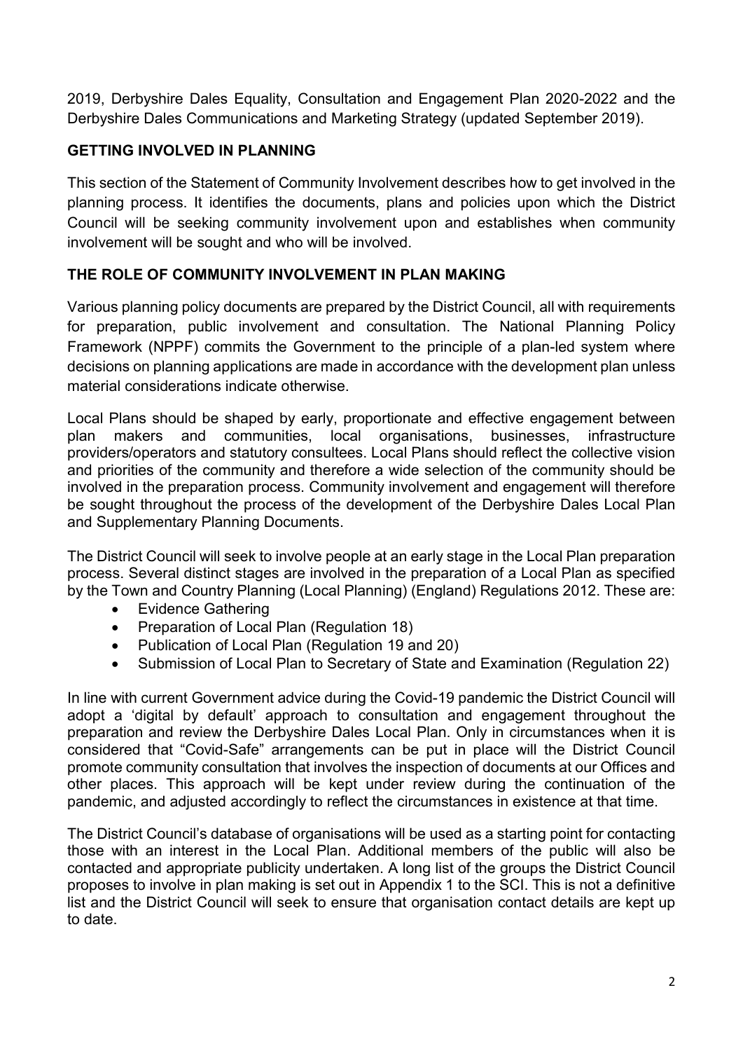2019, Derbyshire Dales Equality, Consultation and Engagement Plan 2020-2022 and the Derbyshire Dales Communications and Marketing Strategy (updated September 2019).

## GETTING INVOLVED IN PLANNING

This section of the Statement of Community Involvement describes how to get involved in the planning process. It identifies the documents, plans and policies upon which the District Council will be seeking community involvement upon and establishes when community involvement will be sought and who will be involved.

## THE ROLE OF COMMUNITY INVOLVEMENT IN PLAN MAKING

Various planning policy documents are prepared by the District Council, all with requirements for preparation, public involvement and consultation. The National Planning Policy Framework (NPPF) commits the Government to the principle of a plan-led system where decisions on planning applications are made in accordance with the development plan unless material considerations indicate otherwise.

Local Plans should be shaped by early, proportionate and effective engagement between plan makers and communities, local organisations, businesses, infrastructure providers/operators and statutory consultees. Local Plans should reflect the collective vision and priorities of the community and therefore a wide selection of the community should be involved in the preparation process. Community involvement and engagement will therefore be sought throughout the process of the development of the Derbyshire Dales Local Plan and Supplementary Planning Documents.

The District Council will seek to involve people at an early stage in the Local Plan preparation process. Several distinct stages are involved in the preparation of a Local Plan as specified by the Town and Country Planning (Local Planning) (England) Regulations 2012. These are:

- Evidence Gathering
- Preparation of Local Plan (Regulation 18)
- Publication of Local Plan (Regulation 19 and 20)
- Submission of Local Plan to Secretary of State and Examination (Regulation 22)

In line with current Government advice during the Covid-19 pandemic the District Council will adopt a 'digital by default' approach to consultation and engagement throughout the preparation and review the Derbyshire Dales Local Plan. Only in circumstances when it is considered that "Covid-Safe" arrangements can be put in place will the District Council promote community consultation that involves the inspection of documents at our Offices and other places. This approach will be kept under review during the continuation of the pandemic, and adjusted accordingly to reflect the circumstances in existence at that time.

The District Council's database of organisations will be used as a starting point for contacting those with an interest in the Local Plan. Additional members of the public will also be contacted and appropriate publicity undertaken. A long list of the groups the District Council proposes to involve in plan making is set out in Appendix 1 to the SCI. This is not a definitive list and the District Council will seek to ensure that organisation contact details are kept up to date.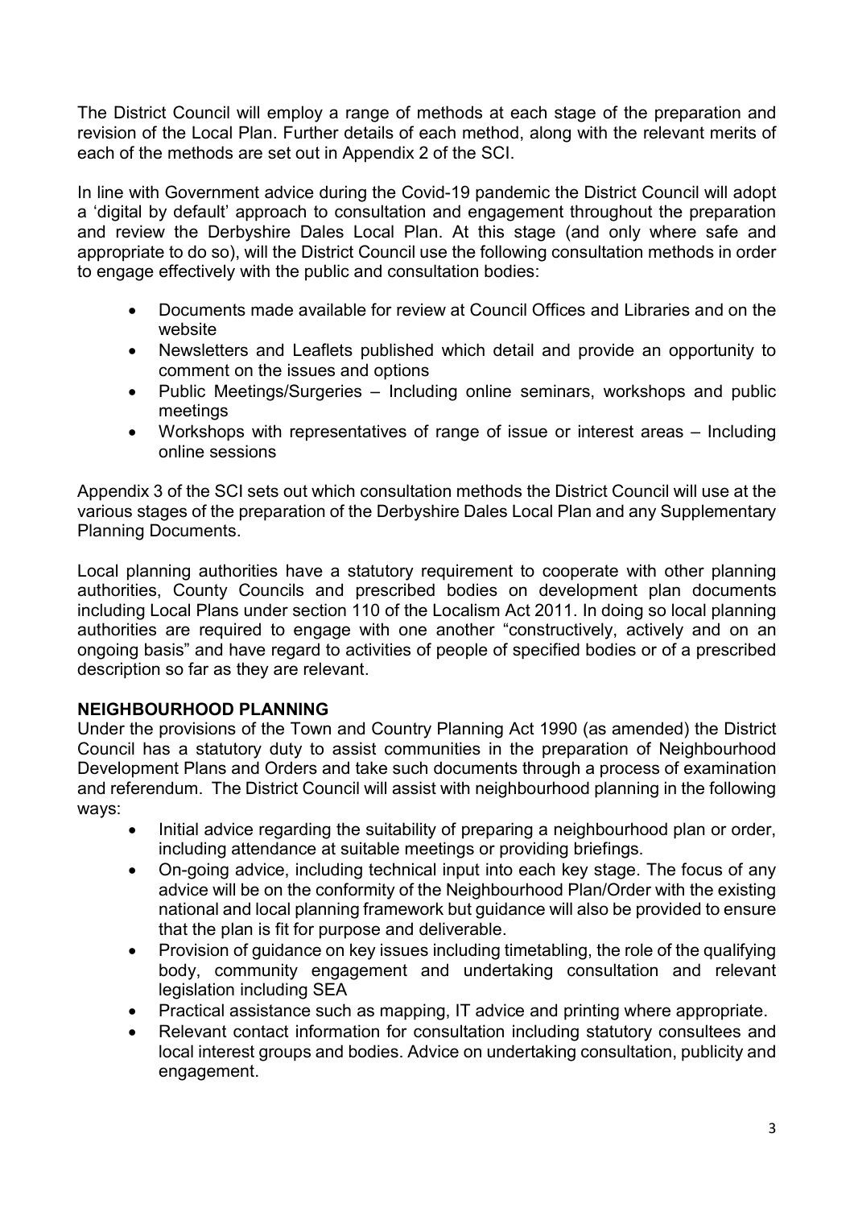The District Council will employ a range of methods at each stage of the preparation and revision of the Local Plan. Further details of each method, along with the relevant merits of each of the methods are set out in Appendix 2 of the SCI.

In line with Government advice during the Covid-19 pandemic the District Council will adopt a 'digital by default' approach to consultation and engagement throughout the preparation and review the Derbyshire Dales Local Plan. At this stage (and only where safe and appropriate to do so), will the District Council use the following consultation methods in order to engage effectively with the public and consultation bodies:

- Documents made available for review at Council Offices and Libraries and on the website
- Newsletters and Leaflets published which detail and provide an opportunity to comment on the issues and options
- Public Meetings/Surgeries – Including online seminars, workshops and public meetings
- Workshops with representatives of range of issue or interest areas – Including online sessions

Appendix 3 of the SCI sets out which consultation methods the District Council will use at the various stages of the preparation of the Derbyshire Dales Local Plan and any Supplementary Planning Documents.

Local planning authorities have a statutory requirement to cooperate with other planning authorities, County Councils and prescribed bodies on development plan documents including Local Plans under section 110 of the Localism Act 2011. In doing so local planning authorities are required to engage with one another "constructively, actively and on an ongoing basis" and have regard to activities of people of specified bodies or of a prescribed description so far as they are relevant.

## NEIGHBOURHOOD PLANNING

Under the provisions of the Town and Country Planning Act 1990 (as amended) the District Council has a statutory duty to assist communities in the preparation of Neighbourhood Development Plans and Orders and take such documents through a process of examination and referendum. The District Council will assist with neighbourhood planning in the following ways:

- Initial advice regarding the suitability of preparing a neighbourhood plan or order, including attendance at suitable meetings or providing briefings.
- On-going advice, including technical input into each key stage. The focus of any advice will be on the conformity of the Neighbourhood Plan/Order with the existing national and local planning framework but guidance will also be provided to ensure that the plan is fit for purpose and deliverable.
- Provision of guidance on key issues including timetabling, the role of the qualifying body, community engagement and undertaking consultation and relevant legislation including SEA
- Practical assistance such as mapping, IT advice and printing where appropriate.
- Relevant contact information for consultation including statutory consultees and local interest groups and bodies. Advice on undertaking consultation, publicity and engagement.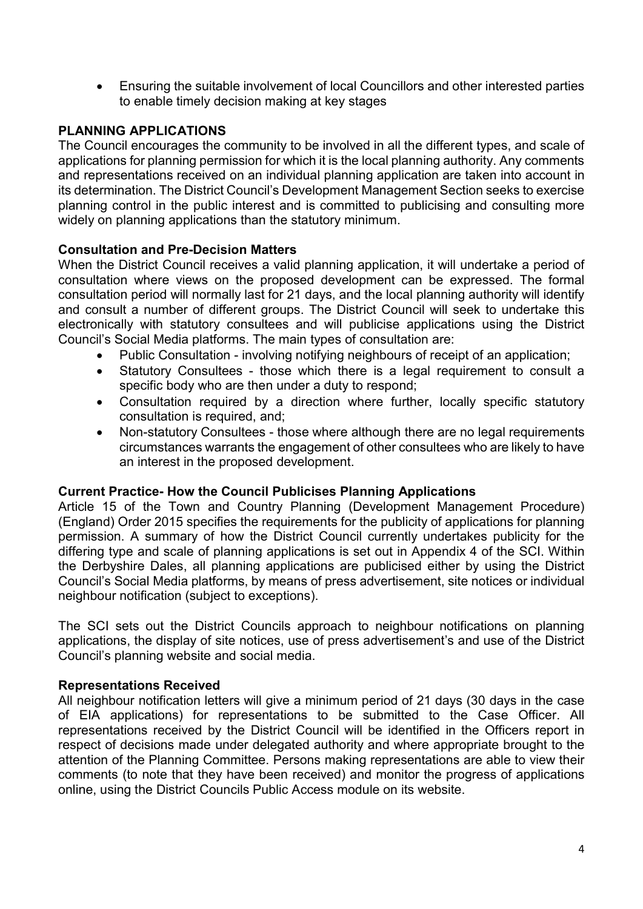- Ensuring the suitable involvement of local Councillors and other interested parties to enable timely decision making at key stages

## PLANNING APPLICATIONS

The Council encourages the community to be involved in all the different types, and scale of applications for planning permission for which it is the local planning authority. Any comments and representations received on an individual planning application are taken into account in its determination. The District Council's Development Management Section seeks to exercise planning control in the public interest and is committed to publicising and consulting more widely on planning applications than the statutory minimum.

### Consultation and Pre-Decision Matters

When the District Council receives a valid planning application, it will undertake a period of consultation where views on the proposed development can be expressed. The formal consultation period will normally last for 21 days, and the local planning authority will identify and consult a number of different groups. The District Council will seek to undertake this electronically with statutory consultees and will publicise applications using the District Council's Social Media platforms. The main types of consultation are:

- Public Consultation - involving notifying neighbours of receipt of an application;
- Statutory Consultees - those which there is a legal requirement to consult a specific body who are then under a duty to respond;
- Consultation required by a direction where further, locally specific statutory consultation is required, and;
- Non-statutory Consultees - those where although there are no legal requirements circumstances warrants the engagement of other consultees who are likely to have an interest in the proposed development.

### Current Practice- How the Council Publicises Planning Applications

Article 15 of the Town and Country Planning (Development Management Procedure) (England) Order 2015 specifies the requirements for the publicity of applications for planning permission. A summary of how the District Council currently undertakes publicity for the differing type and scale of planning applications is set out in Appendix 4 of the SCI. Within the Derbyshire Dales, all planning applications are publicised either by using the District Council's Social Media platforms, by means of press advertisement, site notices or individual neighbour notification (subject to exceptions).

The SCI sets out the District Councils approach to neighbour notifications on planning applications, the display of site notices, use of press advertisement's and use of the District Council's planning website and social media.

### Representations Received

All neighbour notification letters will give a minimum period of 21 days (30 days in the case of EIA applications) for representations to be submitted to the Case Officer. All representations received by the District Council will be identified in the Officers report in respect of decisions made under delegated authority and where appropriate brought to the attention of the Planning Committee. Persons making representations are able to view their comments (to note that they have been received) and monitor the progress of applications online, using the District Councils Public Access module on its website.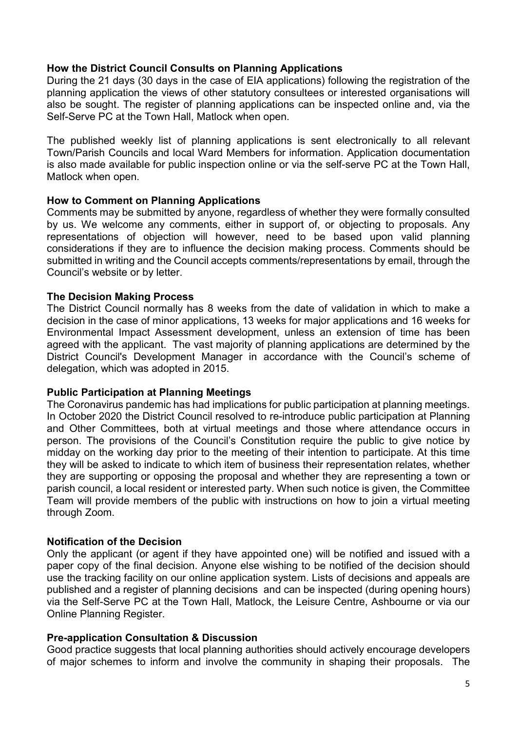**How the District Council Consults on Planning Applications**

During the 21 days (30 days in the case of EIA applications) following the registration of the planning application the views of other statutory consultees or interested organisations will also be sought. The register of planning applications can be inspected online and, via the Self-Serve PC at the Town Hall, Matlock when open.

The published weekly list of planning applications is sent electronically to all relevant Town/Parish Councils and local Ward Members for information. Application documentation is also made available for public inspection online or via the self-serve PC at the Town Hall, Matlock when open.

**How to Comment on Planning Applications**

Comments may be submitted by anyone, regardless of whether they were formally consulted by us. We welcome any comments, either in support of, or objecting to proposals. Any representations of objection will however, need to be based upon valid planning considerations if they are to influence the decision making process. Comments should be submitted in writing and the Council accepts comments/representations by email, through the Council's website or by letter.

**The Decision Making Process**

The District Council normally has 8 weeks from the date of validation in which to make a decision in the case of minor applications, 13 weeks for major applications and 16 weeks for Environmental Impact Assessment development, unless an extension of time has been agreed with the applicant. The vast majority of planning applications are determined by the District Council's Development Manager in accordance with the Council's scheme of delegation, which was adopted in 2015.

**Public Participation at Planning Meetings**

The Coronavirus pandemic has had implications for public participation at planning meetings. In October 2020 the District Council resolved to re-introduce public participation at Planning and Other Committees, both at virtual meetings and those where attendance occurs in person. The provisions of the Council's Constitution require the public to give notice by midday on the working day prior to the meeting of their intention to participate. At this time they will be asked to indicate to which item of business their representation relates, whether they are supporting or opposing the proposal and whether they are representing a town or parish council, a local resident or interested party. When such notice is given, the Committee Team will provide members of the public with instructions on how to join a virtual meeting through Zoom.

**Notification of the Decision**

Only the applicant (or agent if they have appointed one) will be notified and issued with a paper copy of the final decision. Anyone else wishing to be notified of the decision should use the tracking facility on our online application system. Lists of decisions and appeals are published and a register of planning decisions and can be inspected (during opening hours) via the Self-Serve PC at the Town Hall, Matlock, the Leisure Centre, Ashbourne or via our Online Planning Register.

**Pre-application Consultation & Discussion**

Good practice suggests that local planning authorities should actively encourage developers of major schemes to inform and involve the community in shaping their proposals. The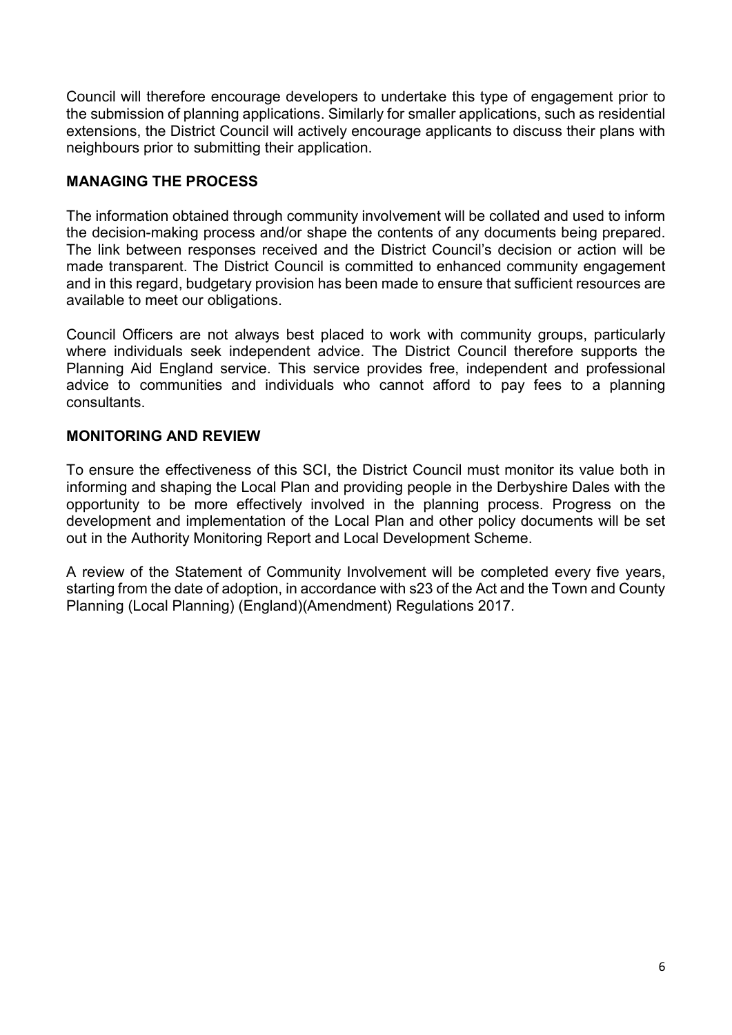Council will therefore encourage developers to undertake this type of engagement prior to the submission of planning applications. Similarly for smaller applications, such as residential extensions, the District Council will actively encourage applicants to discuss their plans with neighbours prior to submitting their application.

## MANAGING THE PROCESS

The information obtained through community involvement will be collated and used to inform the decision-making process and/or shape the contents of any documents being prepared. The link between responses received and the District Council's decision or action will be made transparent. The District Council is committed to enhanced community engagement and in this regard, budgetary provision has been made to ensure that sufficient resources are available to meet our obligations.

Council Officers are not always best placed to work with community groups, particularly where individuals seek independent advice. The District Council therefore supports the Planning Aid England service. This service provides free, independent and professional advice to communities and individuals who cannot afford to pay fees to a planning consultants.

## MONITORING AND REVIEW

To ensure the effectiveness of this SCI, the District Council must monitor its value both in informing and shaping the Local Plan and providing people in the Derbyshire Dales with the opportunity to be more effectively involved in the planning process. Progress on the development and implementation of the Local Plan and other policy documents will be set out in the Authority Monitoring Report and Local Development Scheme.

A review of the Statement of Community Involvement will be completed every five years, starting from the date of adoption, in accordance with s23 of the Act and the Town and County Planning (Local Planning) (England)(Amendment) Regulations 2017.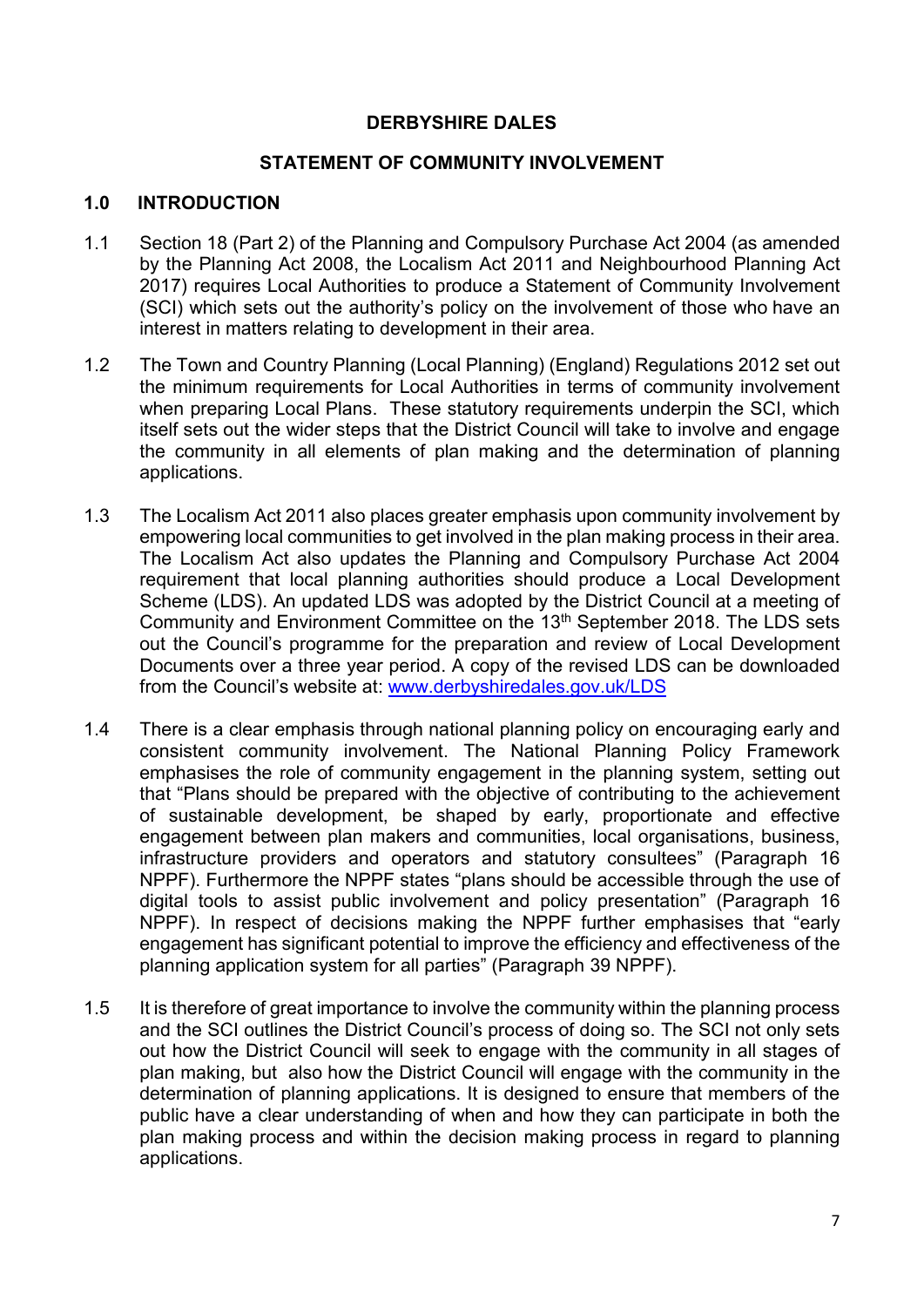**DERBYSHIRE DALES**

**STATEMENT OF COMMUNITY INVOLVEMENT**

## 1.0 INTRODUCTION

1.1 Section 18 (Part 2) of the Planning and Compulsory Purchase Act 2004 (as amended by the Planning Act 2008, the Localism Act 2011 and Neighbourhood Planning Act 2017) requires Local Authorities to produce a Statement of Community Involvement (SCI) which sets out the authority's policy on the involvement of those who have an interest in matters relating to development in their area.

1.2 The Town and Country Planning (Local Planning) (England) Regulations 2012 set out the minimum requirements for Local Authorities in terms of community involvement when preparing Local Plans. These statutory requirements underpin the SCI, which itself sets out the wider steps that the District Council will take to involve and engage the community in all elements of plan making and the determination of planning applications.

1.3 The Localism Act 2011 also places greater emphasis upon community involvement by empowering local communities to get involved in the plan making process in their area. The Localism Act also updates the Planning and Compulsory Purchase Act 2004 requirement that local planning authorities should produce a Local Development Scheme (LDS). An updated LDS was adopted by the District Council at a meeting of Community and Environment Committee on the 13th September 2018. The LDS sets out the Council's programme for the preparation and review of Local Development Documents over a three year period. A copy of the revised LDS can be downloaded from the Council's website at: www.derbyshiredales.gov.uk/LDS

1.4 There is a clear emphasis through national planning policy on encouraging early and consistent community involvement. The National Planning Policy Framework emphasises the role of community engagement in the planning system, setting out that "Plans should be prepared with the objective of contributing to the achievement of sustainable development, be shaped by early, proportionate and effective engagement between plan makers and communities, local organisations, business, infrastructure providers and operators and statutory consultees" (Paragraph 16 NPPF). Furthermore the NPPF states "plans should be accessible through the use of digital tools to assist public involvement and policy presentation" (Paragraph 16 NPPF). In respect of decisions making the NPPF further emphasises that "early engagement has significant potential to improve the efficiency and effectiveness of the planning application system for all parties" (Paragraph 39 NPPF).

1.5 It is therefore of great importance to involve the community within the planning process and the SCI outlines the District Council's process of doing so. The SCI not only sets out how the District Council will seek to engage with the community in all stages of plan making, but also how the District Council will engage with the community in the determination of planning applications. It is designed to ensure that members of the public have a clear understanding of when and how they can participate in both the plan making process and within the decision making process in regard to planning applications.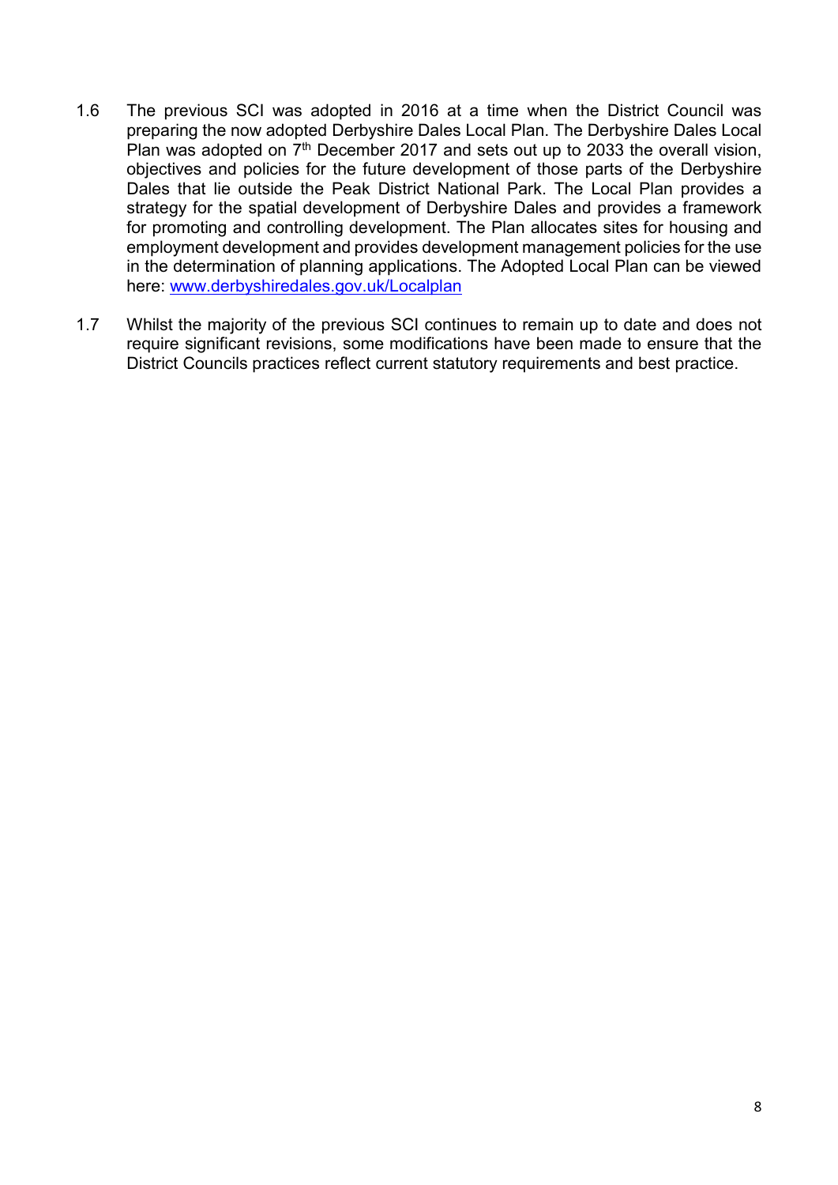1.6 The previous SCI was adopted in 2016 at a time when the District Council was preparing the now adopted Derbyshire Dales Local Plan. The Derbyshire Dales Local Plan was adopted on 7th December 2017 and sets out up to 2033 the overall vision, objectives and policies for the future development of those parts of the Derbyshire Dales that lie outside the Peak District National Park. The Local Plan provides a strategy for the spatial development of Derbyshire Dales and provides a framework for promoting and controlling development. The Plan allocates sites for housing and employment development and provides development management policies for the use in the determination of planning applications. The Adopted Local Plan can be viewed here: [www.derbyshiredales.gov.uk/Localplan](http://www.derbyshiredales.gov.uk/Localplan)

1.7 Whilst the majority of the previous SCI continues to remain up to date and does not require significant revisions, some modifications have been made to ensure that the District Councils practices reflect current statutory requirements and best practice.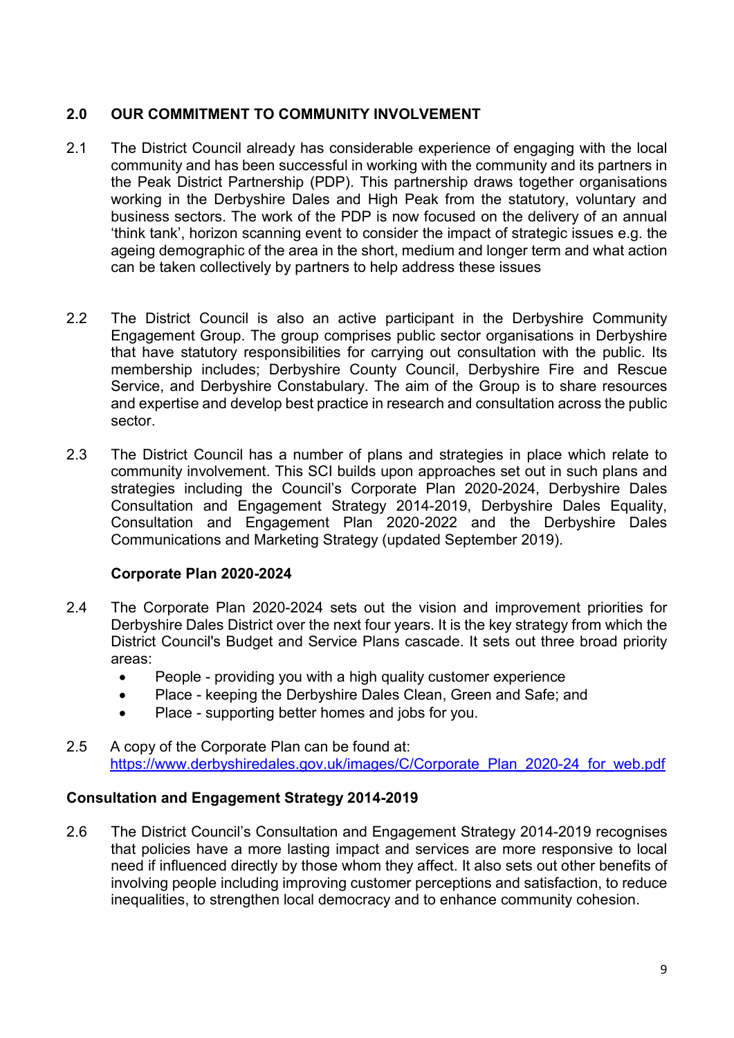## 2.0 OUR COMMITMENT TO COMMUNITY INVOLVEMENT

2.1 The District Council already has considerable experience of engaging with the local community and has been successful in working with the community and its partners in the Peak District Partnership (PDP). This partnership draws together organisations working in the Derbyshire Dales and High Peak from the statutory, voluntary and business sectors. The work of the PDP is now focused on the delivery of an annual 'think tank', horizon scanning event to consider the impact of strategic issues e.g. the ageing demographic of the area in the short, medium and longer term and what action can be taken collectively by partners to help address these issues

2.2 The District Council is also an active participant in the Derbyshire Community Engagement Group. The group comprises public sector organisations in Derbyshire that have statutory responsibilities for carrying out consultation with the public. Its membership includes; Derbyshire County Council, Derbyshire Fire and Rescue Service, and Derbyshire Constabulary. The aim of the Group is to share resources and expertise and develop best practice in research and consultation across the public sector.

2.3 The District Council has a number of plans and strategies in place which relate to community involvement. This SCI builds upon approaches set out in such plans and strategies including the Council's Corporate Plan 2020-2024, Derbyshire Dales Consultation and Engagement Strategy 2014-2019, Derbyshire Dales Equality, Consultation and Engagement Plan 2020-2022 and the Derbyshire Dales Communications and Marketing Strategy (updated September 2019).

### Corporate Plan 2020-2024

2.4 The Corporate Plan 2020-2024 sets out the vision and improvement priorities for Derbyshire Dales District over the next four years. It is the key strategy from which the District Council's Budget and Service Plans cascade. It sets out three broad priority areas:

- People - providing you with a high quality customer experience
- Place - keeping the Derbyshire Dales Clean, Green and Safe; and
- Place - supporting better homes and jobs for you.

2.5 A copy of the Corporate Plan can be found at: https://www.derbyshiredales.gov.uk/images/C/Corporate_Plan_2020-24_for_web.pdf

### Consultation and Engagement Strategy 2014-2019

2.6 The District Council's Consultation and Engagement Strategy 2014-2019 recognises that policies have a more lasting impact and services are more responsive to local need if influenced directly by those whom they affect. It also sets out other benefits of involving people including improving customer perceptions and satisfaction, to reduce inequalities, to strengthen local democracy and to enhance community cohesion.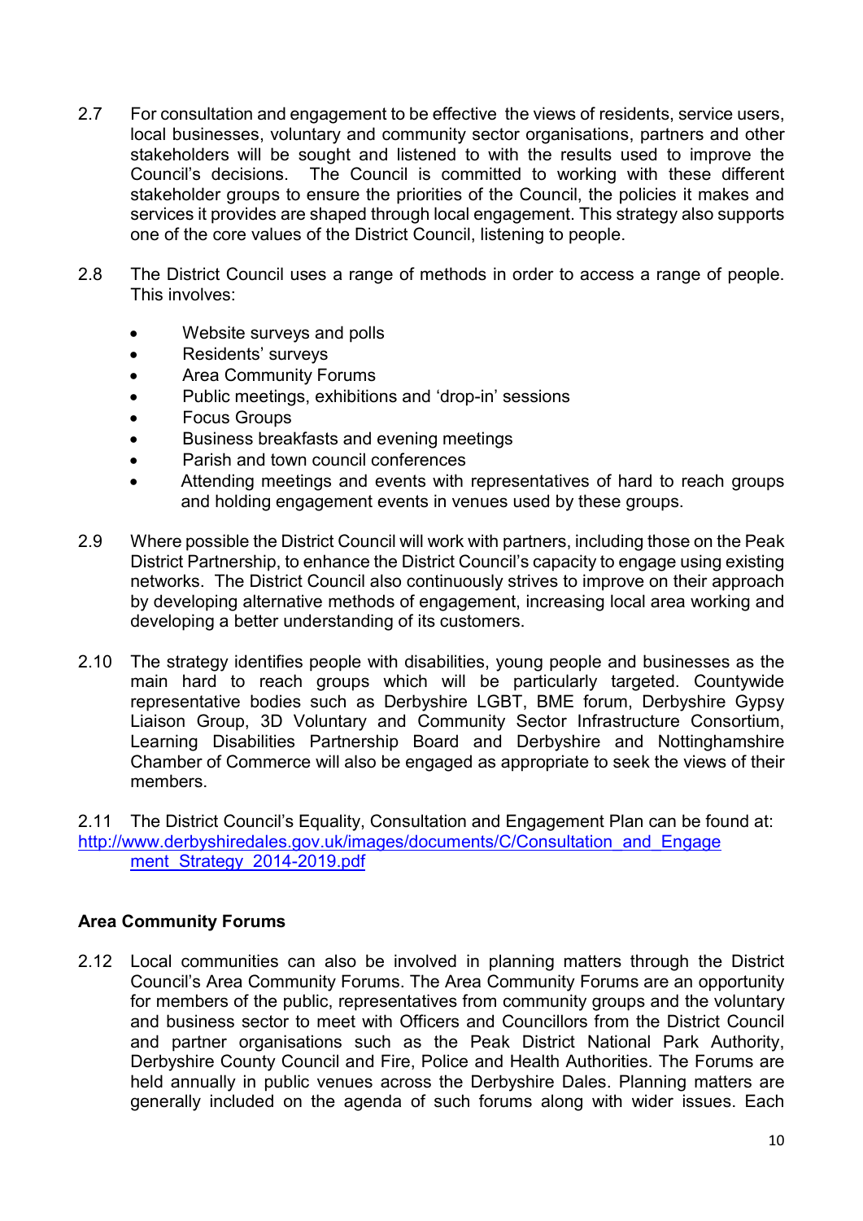2.7 For consultation and engagement to be effective the views of residents, service users, local businesses, voluntary and community sector organisations, partners and other stakeholders will be sought and listened to with the results used to improve the Council's decisions. The Council is committed to working with these different stakeholder groups to ensure the priorities of the Council, the policies it makes and services it provides are shaped through local engagement. This strategy also supports one of the core values of the District Council, listening to people.

2.8 The District Council uses a range of methods in order to access a range of people. This involves:

- Website surveys and polls
- Residents' surveys
- Area Community Forums
- Public meetings, exhibitions and 'drop-in' sessions
- Focus Groups
- Business breakfasts and evening meetings
- Parish and town council conferences
- Attending meetings and events with representatives of hard to reach groups and holding engagement events in venues used by these groups.

2.9 Where possible the District Council will work with partners, including those on the Peak District Partnership, to enhance the District Council's capacity to engage using existing networks. The District Council also continuously strives to improve on their approach by developing alternative methods of engagement, increasing local area working and developing a better understanding of its customers.

2.10 The strategy identifies people with disabilities, young people and businesses as the main hard to reach groups which will be particularly targeted. Countywide representative bodies such as Derbyshire LGBT, BME forum, Derbyshire Gypsy Liaison Group, 3D Voluntary and Community Sector Infrastructure Consortium, Learning Disabilities Partnership Board and Derbyshire and Nottinghamshire Chamber of Commerce will also be engaged as appropriate to seek the views of their members.

2.11 The District Council's Equality, Consultation and Engagement Plan can be found at: http://www.derbyshiredales.gov.uk/images/documents/C/Consultation_and_Engagement_Strategy_2014-2019.pdf

**Area Community Forums**

2.12 Local communities can also be involved in planning matters through the District Council's Area Community Forums. The Area Community Forums are an opportunity for members of the public, representatives from community groups and the voluntary and business sector to meet with Officers and Councillors from the District Council and partner organisations such as the Peak District National Park Authority, Derbyshire County Council and Fire, Police and Health Authorities. The Forums are held annually in public venues across the Derbyshire Dales. Planning matters are generally included on the agenda of such forums along with wider issues. Each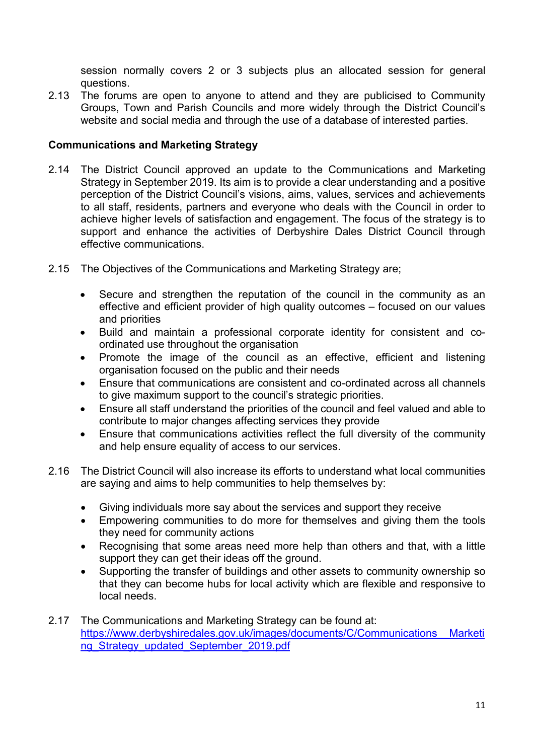session normally covers 2 or 3 subjects plus an allocated session for general questions.

2.13 The forums are open to anyone to attend and they are publicised to Community Groups, Town and Parish Councils and more widely through the District Council's website and social media and through the use of a database of interested parties.

**Communications and Marketing Strategy**

2.14 The District Council approved an update to the Communications and Marketing Strategy in September 2019. Its aim is to provide a clear understanding and a positive perception of the District Council's visions, aims, values, services and achievements to all staff, residents, partners and everyone who deals with the Council in order to achieve higher levels of satisfaction and engagement. The focus of the strategy is to support and enhance the activities of Derbyshire Dales District Council through effective communications.

2.15 The Objectives of the Communications and Marketing Strategy are;

- Secure and strengthen the reputation of the council in the community as an effective and efficient provider of high quality outcomes – focused on our values and priorities
- Build and maintain a professional corporate identity for consistent and co-ordinated use throughout the organisation
- Promote the image of the council as an effective, efficient and listening organisation focused on the public and their needs
- Ensure that communications are consistent and co-ordinated across all channels to give maximum support to the council's strategic priorities.
- Ensure all staff understand the priorities of the council and feel valued and able to contribute to major changes affecting services they provide
- Ensure that communications activities reflect the full diversity of the community and help ensure equality of access to our services.

2.16 The District Council will also increase its efforts to understand what local communities are saying and aims to help communities to help themselves by:

- Giving individuals more say about the services and support they receive
- Empowering communities to do more for themselves and giving them the tools they need for community actions
- Recognising that some areas need more help than others and that, with a little support they can get their ideas off the ground.
- Supporting the transfer of buildings and other assets to community ownership so that they can become hubs for local activity which are flexible and responsive to local needs.

2.17 The Communications and Marketing Strategy can be found at:
https://www.derbyshiredales.gov.uk/images/documents/C/Communications__Marketing_Strategy_updated_September_2019.pdf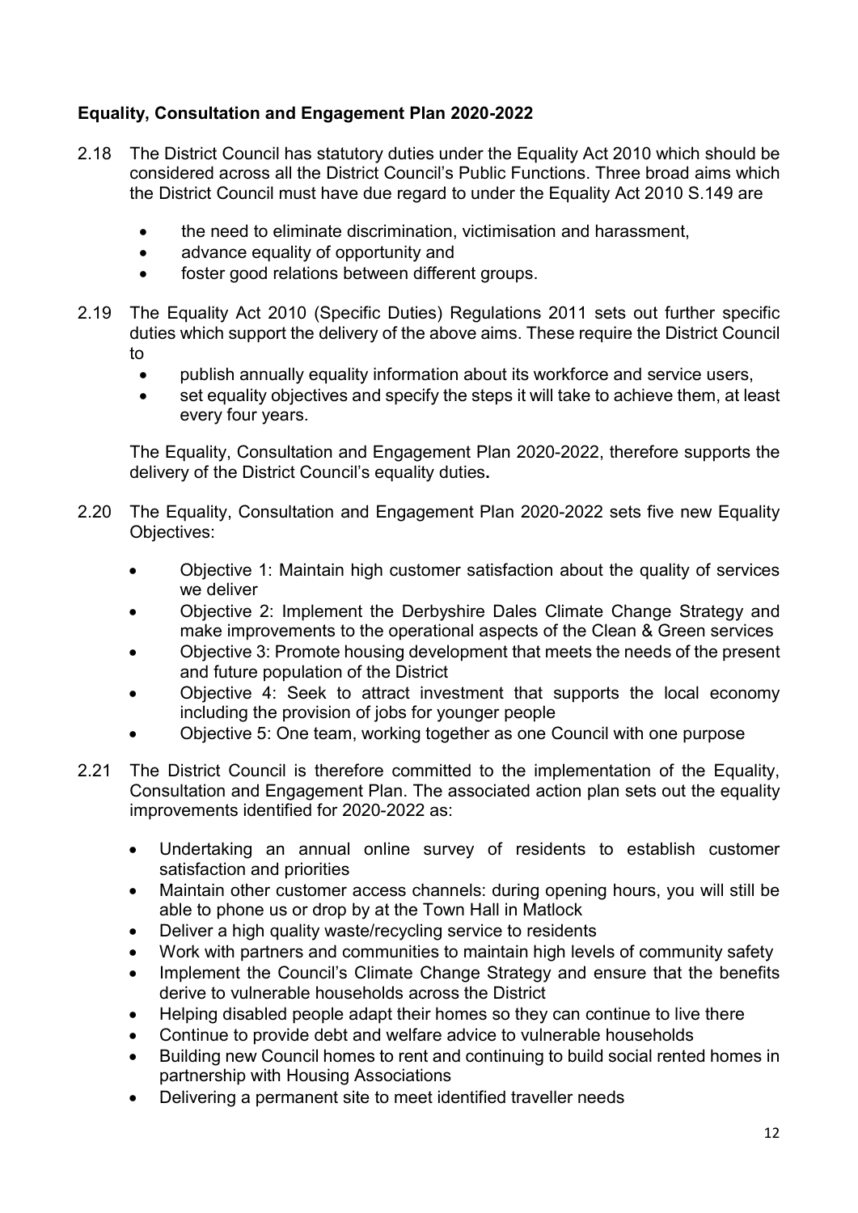**Equality, Consultation and Engagement Plan 2020-2022**

2.18 The District Council has statutory duties under the Equality Act 2010 which should be considered across all the District Council's Public Functions. Three broad aims which the District Council must have due regard to under the Equality Act 2010 S.149 are

- the need to eliminate discrimination, victimisation and harassment,
- advance equality of opportunity and
- foster good relations between different groups.

2.19 The Equality Act 2010 (Specific Duties) Regulations 2011 sets out further specific duties which support the delivery of the above aims. These require the District Council to

- publish annually equality information about its workforce and service users,
- set equality objectives and specify the steps it will take to achieve them, at least every four years.

The Equality, Consultation and Engagement Plan 2020-2022, therefore supports the delivery of the District Council's equality duties**.**

2.20 The Equality, Consultation and Engagement Plan 2020-2022 sets five new Equality Objectives:

- Objective 1: Maintain high customer satisfaction about the quality of services we deliver
- Objective 2: Implement the Derbyshire Dales Climate Change Strategy and make improvements to the operational aspects of the Clean & Green services
- Objective 3: Promote housing development that meets the needs of the present and future population of the District
- Objective 4: Seek to attract investment that supports the local economy including the provision of jobs for younger people
- Objective 5: One team, working together as one Council with one purpose

2.21 The District Council is therefore committed to the implementation of the Equality, Consultation and Engagement Plan. The associated action plan sets out the equality improvements identified for 2020-2022 as:

- Undertaking an annual online survey of residents to establish customer satisfaction and priorities
- Maintain other customer access channels: during opening hours, you will still be able to phone us or drop by at the Town Hall in Matlock
- Deliver a high quality waste/recycling service to residents
- Work with partners and communities to maintain high levels of community safety
- Implement the Council's Climate Change Strategy and ensure that the benefits derive to vulnerable households across the District
- Helping disabled people adapt their homes so they can continue to live there
- Continue to provide debt and welfare advice to vulnerable households
- Building new Council homes to rent and continuing to build social rented homes in partnership with Housing Associations
- Delivering a permanent site to meet identified traveller needs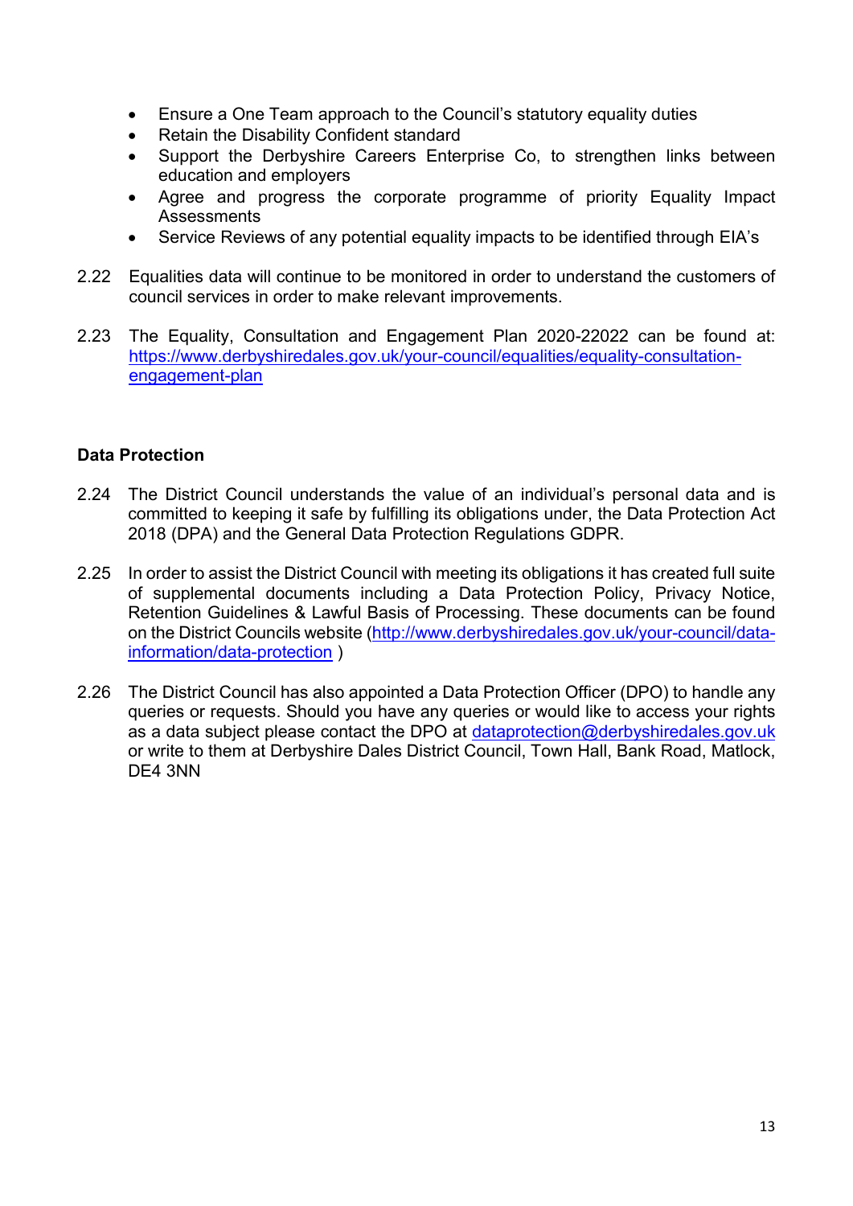- Ensure a One Team approach to the Council's statutory equality duties
- Retain the Disability Confident standard
- Support the Derbyshire Careers Enterprise Co, to strengthen links between education and employers
- Agree and progress the corporate programme of priority Equality Impact Assessments
- Service Reviews of any potential equality impacts to be identified through EIA's

2.22 Equalities data will continue to be monitored in order to understand the customers of council services in order to make relevant improvements.

2.23 The Equality, Consultation and Engagement Plan 2020-22022 can be found at: https://www.derbyshiredales.gov.uk/your-council/equalities/equality-consultation-engagement-plan

**Data Protection**

2.24 The District Council understands the value of an individual's personal data and is committed to keeping it safe by fulfilling its obligations under, the Data Protection Act 2018 (DPA) and the General Data Protection Regulations GDPR.

2.25 In order to assist the District Council with meeting its obligations it has created full suite of supplemental documents including a Data Protection Policy, Privacy Notice, Retention Guidelines & Lawful Basis of Processing. These documents can be found on the District Councils website (http://www.derbyshiredales.gov.uk/your-council/data-information/data-protection )

2.26 The District Council has also appointed a Data Protection Officer (DPO) to handle any queries or requests. Should you have any queries or would like to access your rights as a data subject please contact the DPO at dataprotection@derbyshiredales.gov.uk or write to them at Derbyshire Dales District Council, Town Hall, Bank Road, Matlock, DE4 3NN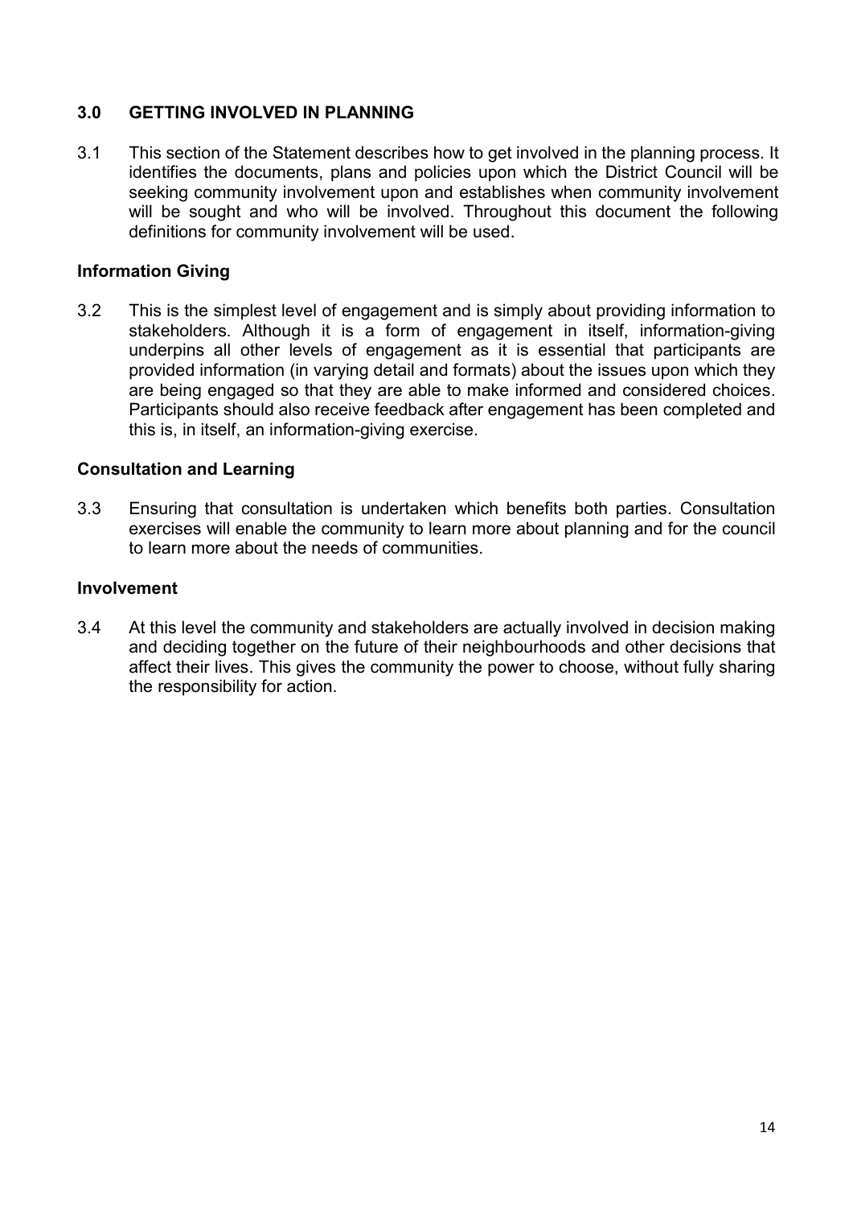## 3.0 GETTING INVOLVED IN PLANNING

3.1 This section of the Statement describes how to get involved in the planning process. It identifies the documents, plans and policies upon which the District Council will be seeking community involvement upon and establishes when community involvement will be sought and who will be involved. Throughout this document the following definitions for community involvement will be used.

### Information Giving

3.2 This is the simplest level of engagement and is simply about providing information to stakeholders. Although it is a form of engagement in itself, information-giving underpins all other levels of engagement as it is essential that participants are provided information (in varying detail and formats) about the issues upon which they are being engaged so that they are able to make informed and considered choices. Participants should also receive feedback after engagement has been completed and this is, in itself, an information-giving exercise.

### Consultation and Learning

3.3 Ensuring that consultation is undertaken which benefits both parties. Consultation exercises will enable the community to learn more about planning and for the council to learn more about the needs of communities.

### Involvement

3.4 At this level the community and stakeholders are actually involved in decision making and deciding together on the future of their neighbourhoods and other decisions that affect their lives. This gives the community the power to choose, without fully sharing the responsibility for action.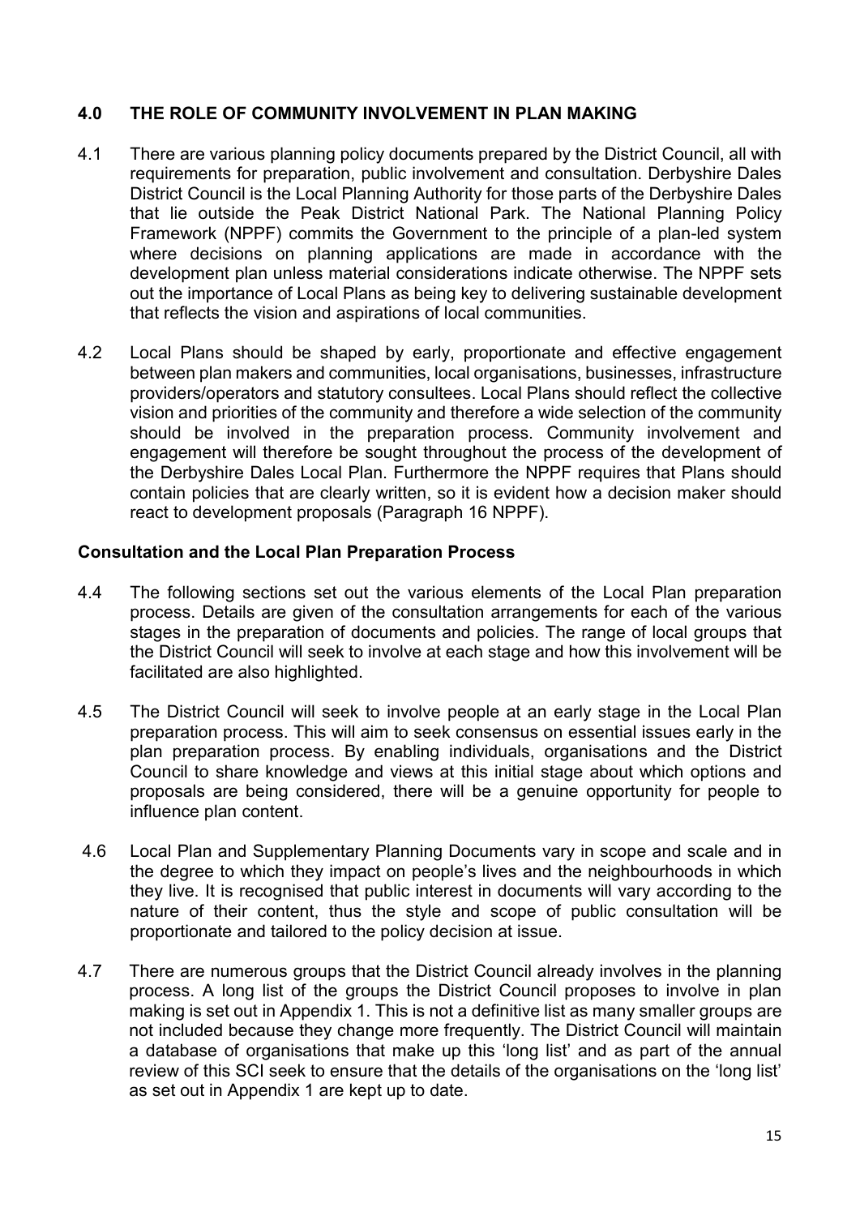## 4.0 THE ROLE OF COMMUNITY INVOLVEMENT IN PLAN MAKING

4.1 There are various planning policy documents prepared by the District Council, all with requirements for preparation, public involvement and consultation. Derbyshire Dales District Council is the Local Planning Authority for those parts of the Derbyshire Dales that lie outside the Peak District National Park. The National Planning Policy Framework (NPPF) commits the Government to the principle of a plan-led system where decisions on planning applications are made in accordance with the development plan unless material considerations indicate otherwise. The NPPF sets out the importance of Local Plans as being key to delivering sustainable development that reflects the vision and aspirations of local communities.

4.2 Local Plans should be shaped by early, proportionate and effective engagement between plan makers and communities, local organisations, businesses, infrastructure providers/operators and statutory consultees. Local Plans should reflect the collective vision and priorities of the community and therefore a wide selection of the community should be involved in the preparation process. Community involvement and engagement will therefore be sought throughout the process of the development of the Derbyshire Dales Local Plan. Furthermore the NPPF requires that Plans should contain policies that are clearly written, so it is evident how a decision maker should react to development proposals (Paragraph 16 NPPF).

### Consultation and the Local Plan Preparation Process

4.4 The following sections set out the various elements of the Local Plan preparation process. Details are given of the consultation arrangements for each of the various stages in the preparation of documents and policies. The range of local groups that the District Council will seek to involve at each stage and how this involvement will be facilitated are also highlighted.

4.5 The District Council will seek to involve people at an early stage in the Local Plan preparation process. This will aim to seek consensus on essential issues early in the plan preparation process. By enabling individuals, organisations and the District Council to share knowledge and views at this initial stage about which options and proposals are being considered, there will be a genuine opportunity for people to influence plan content.

4.6 Local Plan and Supplementary Planning Documents vary in scope and scale and in the degree to which they impact on people's lives and the neighbourhoods in which they live. It is recognised that public interest in documents will vary according to the nature of their content, thus the style and scope of public consultation will be proportionate and tailored to the policy decision at issue.

4.7 There are numerous groups that the District Council already involves in the planning process. A long list of the groups the District Council proposes to involve in plan making is set out in Appendix 1. This is not a definitive list as many smaller groups are not included because they change more frequently. The District Council will maintain a database of organisations that make up this 'long list' and as part of the annual review of this SCI seek to ensure that the details of the organisations on the 'long list' as set out in Appendix 1 are kept up to date.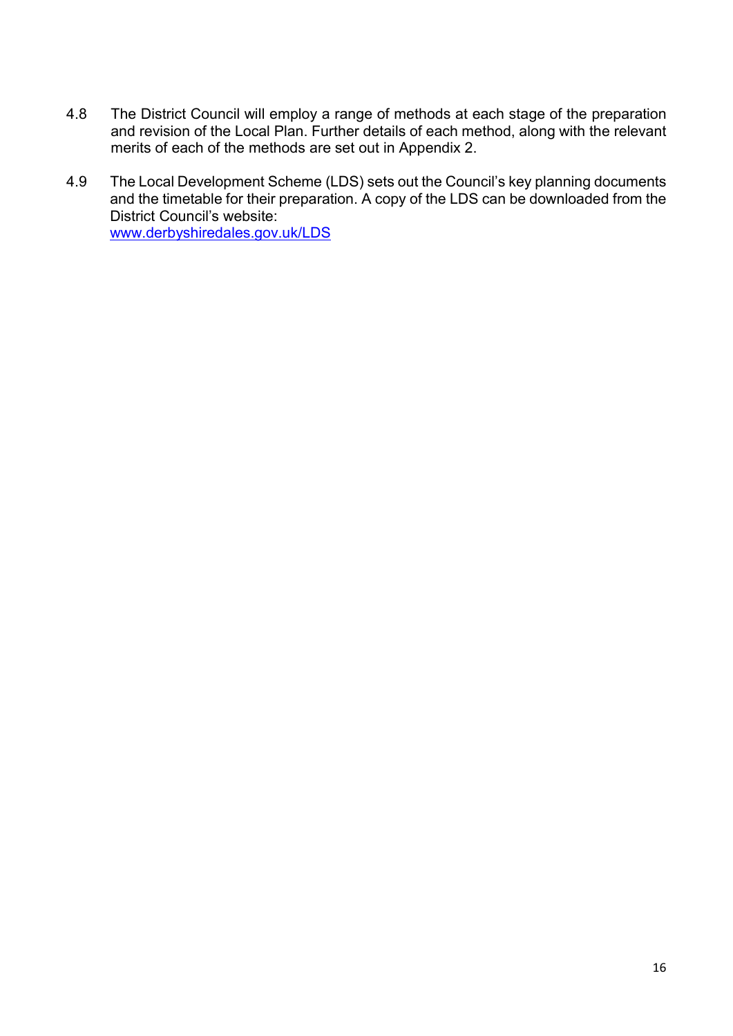4.8 The District Council will employ a range of methods at each stage of the preparation and revision of the Local Plan. Further details of each method, along with the relevant merits of each of the methods are set out in Appendix 2.

4.9 The Local Development Scheme (LDS) sets out the Council's key planning documents and the timetable for their preparation. A copy of the LDS can be downloaded from the District Council's website: [www.derbyshiredales.gov.uk/LDS](http://www.derbyshiredales.gov.uk/LDS)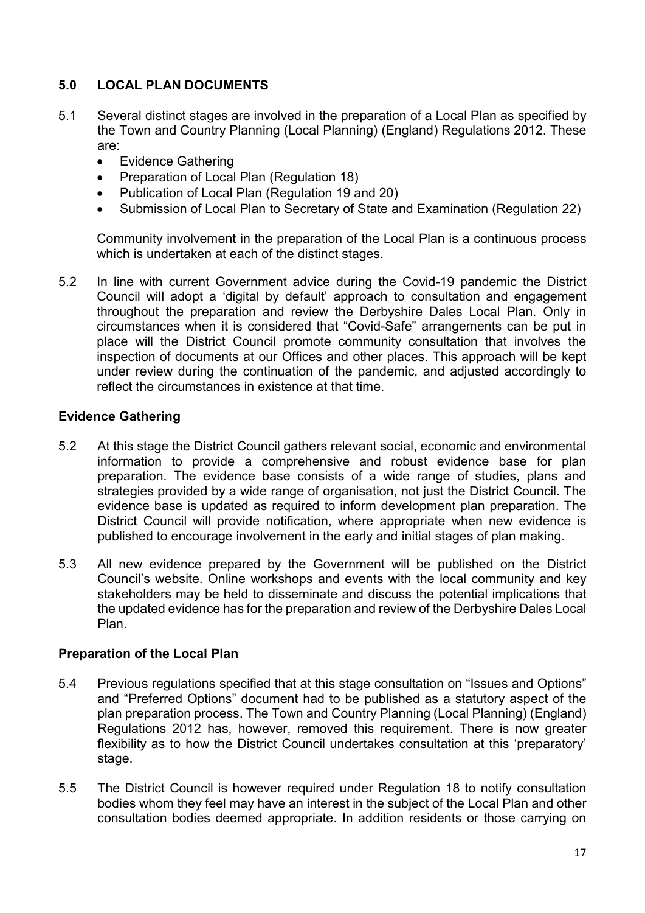## 5.0 LOCAL PLAN DOCUMENTS

5.1 Several distinct stages are involved in the preparation of a Local Plan as specified by the Town and Country Planning (Local Planning) (England) Regulations 2012. These are:

- Evidence Gathering
- Preparation of Local Plan (Regulation 18)
- Publication of Local Plan (Regulation 19 and 20)
- Submission of Local Plan to Secretary of State and Examination (Regulation 22)

Community involvement in the preparation of the Local Plan is a continuous process which is undertaken at each of the distinct stages.

5.2 In line with current Government advice during the Covid-19 pandemic the District Council will adopt a 'digital by default' approach to consultation and engagement throughout the preparation and review the Derbyshire Dales Local Plan. Only in circumstances when it is considered that "Covid-Safe" arrangements can be put in place will the District Council promote community consultation that involves the inspection of documents at our Offices and other places. This approach will be kept under review during the continuation of the pandemic, and adjusted accordingly to reflect the circumstances in existence at that time.

### Evidence Gathering

5.2 At this stage the District Council gathers relevant social, economic and environmental information to provide a comprehensive and robust evidence base for plan preparation. The evidence base consists of a wide range of studies, plans and strategies provided by a wide range of organisation, not just the District Council. The evidence base is updated as required to inform development plan preparation. The District Council will provide notification, where appropriate when new evidence is published to encourage involvement in the early and initial stages of plan making.

5.3 All new evidence prepared by the Government will be published on the District Council's website. Online workshops and events with the local community and key stakeholders may be held to disseminate and discuss the potential implications that the updated evidence has for the preparation and review of the Derbyshire Dales Local Plan.

### Preparation of the Local Plan

5.4 Previous regulations specified that at this stage consultation on "Issues and Options" and "Preferred Options" document had to be published as a statutory aspect of the plan preparation process. The Town and Country Planning (Local Planning) (England) Regulations 2012 has, however, removed this requirement. There is now greater flexibility as to how the District Council undertakes consultation at this 'preparatory' stage.

5.5 The District Council is however required under Regulation 18 to notify consultation bodies whom they feel may have an interest in the subject of the Local Plan and other consultation bodies deemed appropriate. In addition residents or those carrying on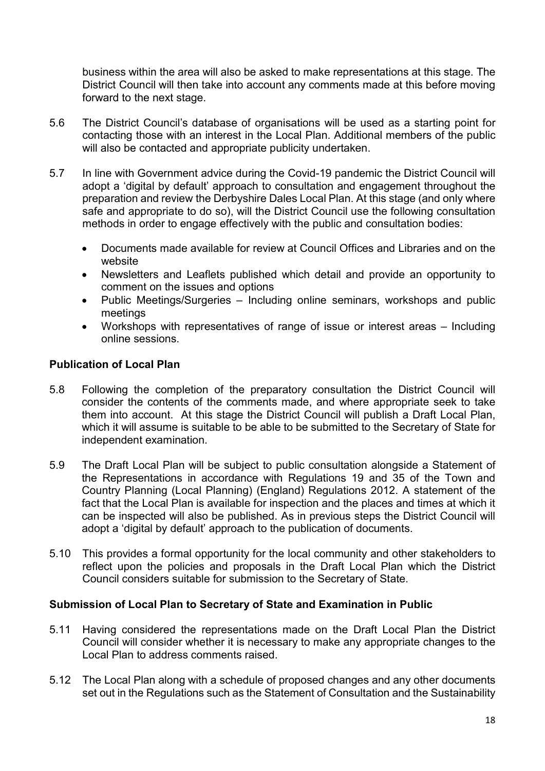business within the area will also be asked to make representations at this stage. The District Council will then take into account any comments made at this before moving forward to the next stage.

5.6 The District Council's database of organisations will be used as a starting point for contacting those with an interest in the Local Plan. Additional members of the public will also be contacted and appropriate publicity undertaken.

5.7 In line with Government advice during the Covid-19 pandemic the District Council will adopt a 'digital by default' approach to consultation and engagement throughout the preparation and review the Derbyshire Dales Local Plan. At this stage (and only where safe and appropriate to do so), will the District Council use the following consultation methods in order to engage effectively with the public and consultation bodies:

- Documents made available for review at Council Offices and Libraries and on the website
- Newsletters and Leaflets published which detail and provide an opportunity to comment on the issues and options
- Public Meetings/Surgeries – Including online seminars, workshops and public meetings
- Workshops with representatives of range of issue or interest areas – Including online sessions.

**Publication of Local Plan**

5.8 Following the completion of the preparatory consultation the District Council will consider the contents of the comments made, and where appropriate seek to take them into account. At this stage the District Council will publish a Draft Local Plan, which it will assume is suitable to be able to be submitted to the Secretary of State for independent examination.

5.9 The Draft Local Plan will be subject to public consultation alongside a Statement of the Representations in accordance with Regulations 19 and 35 of the Town and Country Planning (Local Planning) (England) Regulations 2012. A statement of the fact that the Local Plan is available for inspection and the places and times at which it can be inspected will also be published. As in previous steps the District Council will adopt a 'digital by default' approach to the publication of documents.

5.10 This provides a formal opportunity for the local community and other stakeholders to reflect upon the policies and proposals in the Draft Local Plan which the District Council considers suitable for submission to the Secretary of State.

**Submission of Local Plan to Secretary of State and Examination in Public**

5.11 Having considered the representations made on the Draft Local Plan the District Council will consider whether it is necessary to make any appropriate changes to the Local Plan to address comments raised.

5.12 The Local Plan along with a schedule of proposed changes and any other documents set out in the Regulations such as the Statement of Consultation and the Sustainability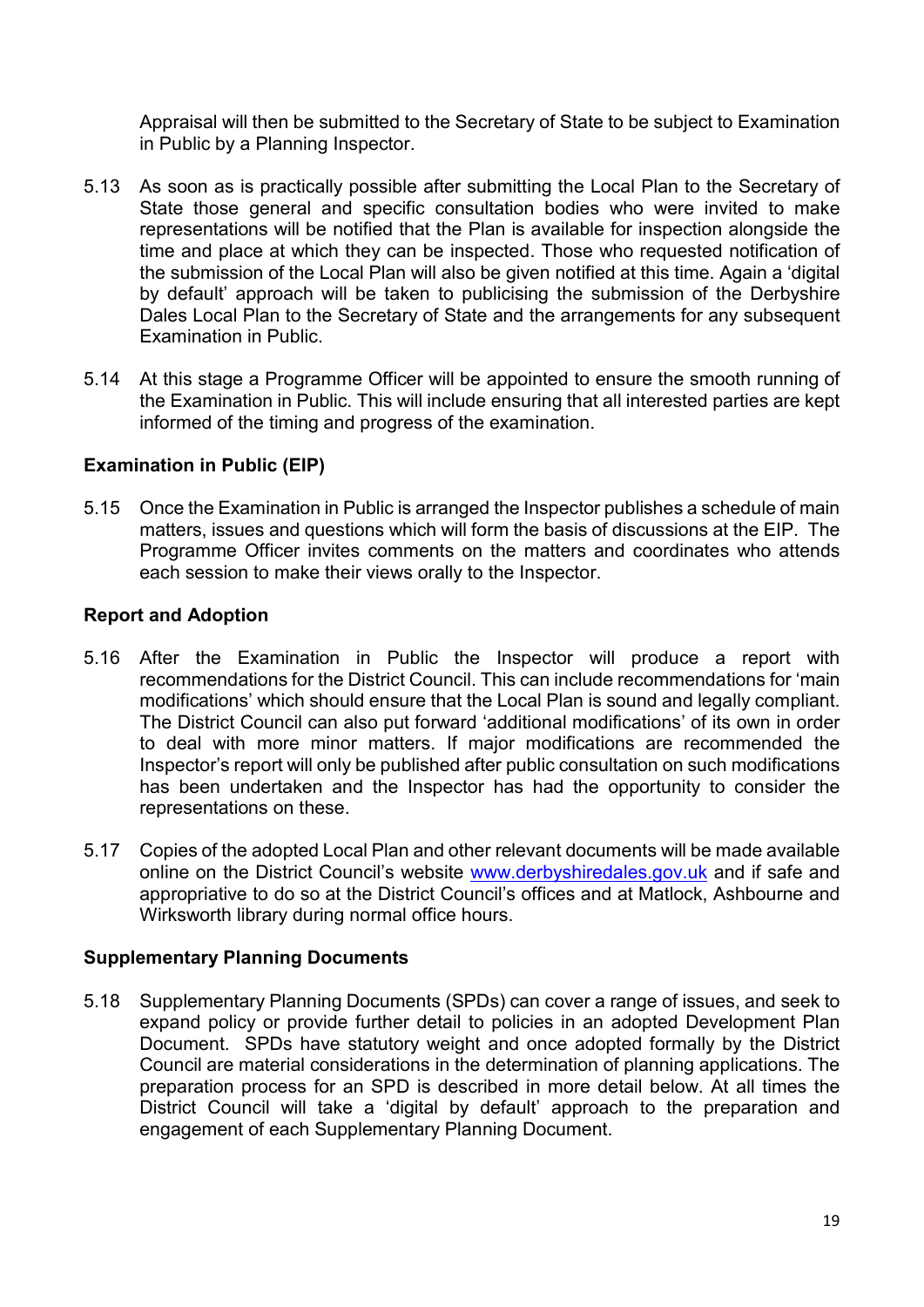Appraisal will then be submitted to the Secretary of State to be subject to Examination in Public by a Planning Inspector.

5.13 As soon as is practically possible after submitting the Local Plan to the Secretary of State those general and specific consultation bodies who were invited to make representations will be notified that the Plan is available for inspection alongside the time and place at which they can be inspected. Those who requested notification of the submission of the Local Plan will also be given notified at this time. Again a 'digital by default' approach will be taken to publicising the submission of the Derbyshire Dales Local Plan to the Secretary of State and the arrangements for any subsequent Examination in Public.

5.14 At this stage a Programme Officer will be appointed to ensure the smooth running of the Examination in Public. This will include ensuring that all interested parties are kept informed of the timing and progress of the examination.

### Examination in Public (EIP)

5.15 Once the Examination in Public is arranged the Inspector publishes a schedule of main matters, issues and questions which will form the basis of discussions at the EIP. The Programme Officer invites comments on the matters and coordinates who attends each session to make their views orally to the Inspector.

### Report and Adoption

5.16 After the Examination in Public the Inspector will produce a report with recommendations for the District Council. This can include recommendations for 'main modifications' which should ensure that the Local Plan is sound and legally compliant. The District Council can also put forward 'additional modifications' of its own in order to deal with more minor matters. If major modifications are recommended the Inspector's report will only be published after public consultation on such modifications has been undertaken and the Inspector has had the opportunity to consider the representations on these.

5.17 Copies of the adopted Local Plan and other relevant documents will be made available online on the District Council's website www.derbyshiredales.gov.uk and if safe and appropriative to do so at the District Council's offices and at Matlock, Ashbourne and Wirksworth library during normal office hours.

### Supplementary Planning Documents

5.18 Supplementary Planning Documents (SPDs) can cover a range of issues, and seek to expand policy or provide further detail to policies in an adopted Development Plan Document. SPDs have statutory weight and once adopted formally by the District Council are material considerations in the determination of planning applications. The preparation process for an SPD is described in more detail below. At all times the District Council will take a 'digital by default' approach to the preparation and engagement of each Supplementary Planning Document.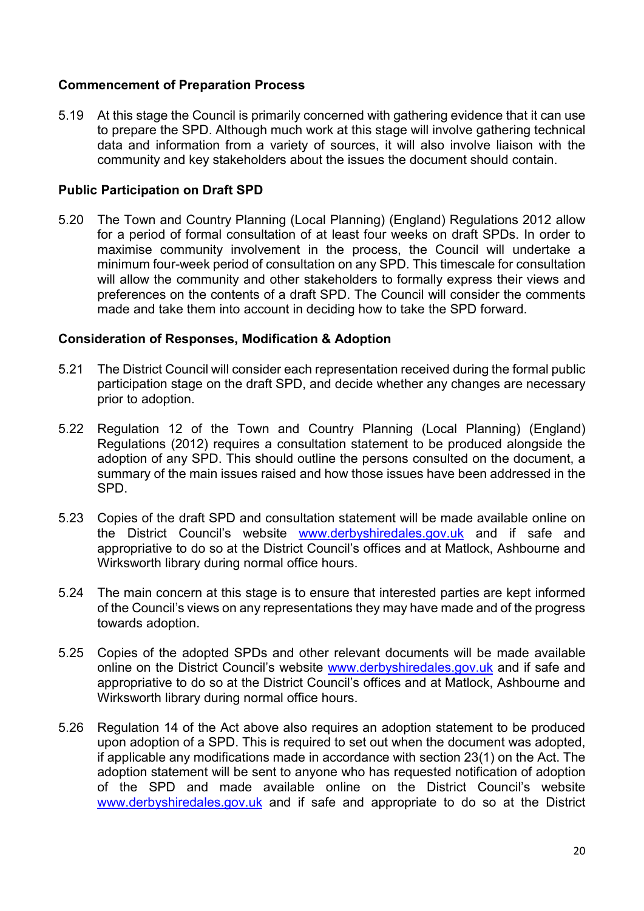**Commencement of Preparation Process**

5.19 At this stage the Council is primarily concerned with gathering evidence that it can use to prepare the SPD. Although much work at this stage will involve gathering technical data and information from a variety of sources, it will also involve liaison with the community and key stakeholders about the issues the document should contain.

**Public Participation on Draft SPD**

5.20 The Town and Country Planning (Local Planning) (England) Regulations 2012 allow for a period of formal consultation of at least four weeks on draft SPDs. In order to maximise community involvement in the process, the Council will undertake a minimum four-week period of consultation on any SPD. This timescale for consultation will allow the community and other stakeholders to formally express their views and preferences on the contents of a draft SPD. The Council will consider the comments made and take them into account in deciding how to take the SPD forward.

**Consideration of Responses, Modification & Adoption**

5.21 The District Council will consider each representation received during the formal public participation stage on the draft SPD, and decide whether any changes are necessary prior to adoption.

5.22 Regulation 12 of the Town and Country Planning (Local Planning) (England) Regulations (2012) requires a consultation statement to be produced alongside the adoption of any SPD. This should outline the persons consulted on the document, a summary of the main issues raised and how those issues have been addressed in the SPD.

5.23 Copies of the draft SPD and consultation statement will be made available online on the District Council's website www.derbyshiredales.gov.uk and if safe and appropriative to do so at the District Council's offices and at Matlock, Ashbourne and Wirksworth library during normal office hours.

5.24 The main concern at this stage is to ensure that interested parties are kept informed of the Council's views on any representations they may have made and of the progress towards adoption.

5.25 Copies of the adopted SPDs and other relevant documents will be made available online on the District Council's website www.derbyshiredales.gov.uk and if safe and appropriative to do so at the District Council's offices and at Matlock, Ashbourne and Wirksworth library during normal office hours.

5.26 Regulation 14 of the Act above also requires an adoption statement to be produced upon adoption of a SPD. This is required to set out when the document was adopted, if applicable any modifications made in accordance with section 23(1) on the Act. The adoption statement will be sent to anyone who has requested notification of adoption of the SPD and made available online on the District Council's website www.derbyshiredales.gov.uk and if safe and appropriate to do so at the District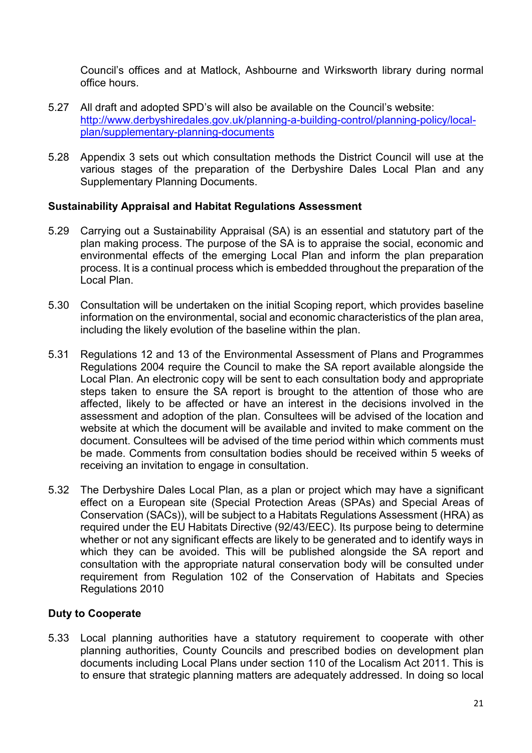Council's offices and at Matlock, Ashbourne and Wirksworth library during normal office hours.

5.27 All draft and adopted SPD's will also be available on the Council's website: [http://www.derbyshiredales.gov.uk/planning-a-building-control/planning-policy/local-plan/supplementary-planning-documents](http://www.derbyshiredales.gov.uk/planning-a-building-control/planning-policy/local-plan/supplementary-planning-documents)

5.28 Appendix 3 sets out which consultation methods the District Council will use at the various stages of the preparation of the Derbyshire Dales Local Plan and any Supplementary Planning Documents.

**Sustainability Appraisal and Habitat Regulations Assessment**

5.29 Carrying out a Sustainability Appraisal (SA) is an essential and statutory part of the plan making process. The purpose of the SA is to appraise the social, economic and environmental effects of the emerging Local Plan and inform the plan preparation process. It is a continual process which is embedded throughout the preparation of the Local Plan.

5.30 Consultation will be undertaken on the initial Scoping report, which provides baseline information on the environmental, social and economic characteristics of the plan area, including the likely evolution of the baseline within the plan.

5.31 Regulations 12 and 13 of the Environmental Assessment of Plans and Programmes Regulations 2004 require the Council to make the SA report available alongside the Local Plan. An electronic copy will be sent to each consultation body and appropriate steps taken to ensure the SA report is brought to the attention of those who are affected, likely to be affected or have an interest in the decisions involved in the assessment and adoption of the plan. Consultees will be advised of the location and website at which the document will be available and invited to make comment on the document. Consultees will be advised of the time period within which comments must be made. Comments from consultation bodies should be received within 5 weeks of receiving an invitation to engage in consultation.

5.32 The Derbyshire Dales Local Plan, as a plan or project which may have a significant effect on a European site (Special Protection Areas (SPAs) and Special Areas of Conservation (SACs)), will be subject to a Habitats Regulations Assessment (HRA) as required under the EU Habitats Directive (92/43/EEC). Its purpose being to determine whether or not any significant effects are likely to be generated and to identify ways in which they can be avoided. This will be published alongside the SA report and consultation with the appropriate natural conservation body will be consulted under requirement from Regulation 102 of the Conservation of Habitats and Species Regulations 2010

**Duty to Cooperate**

5.33 Local planning authorities have a statutory requirement to cooperate with other planning authorities, County Councils and prescribed bodies on development plan documents including Local Plans under section 110 of the Localism Act 2011. This is to ensure that strategic planning matters are adequately addressed. In doing so local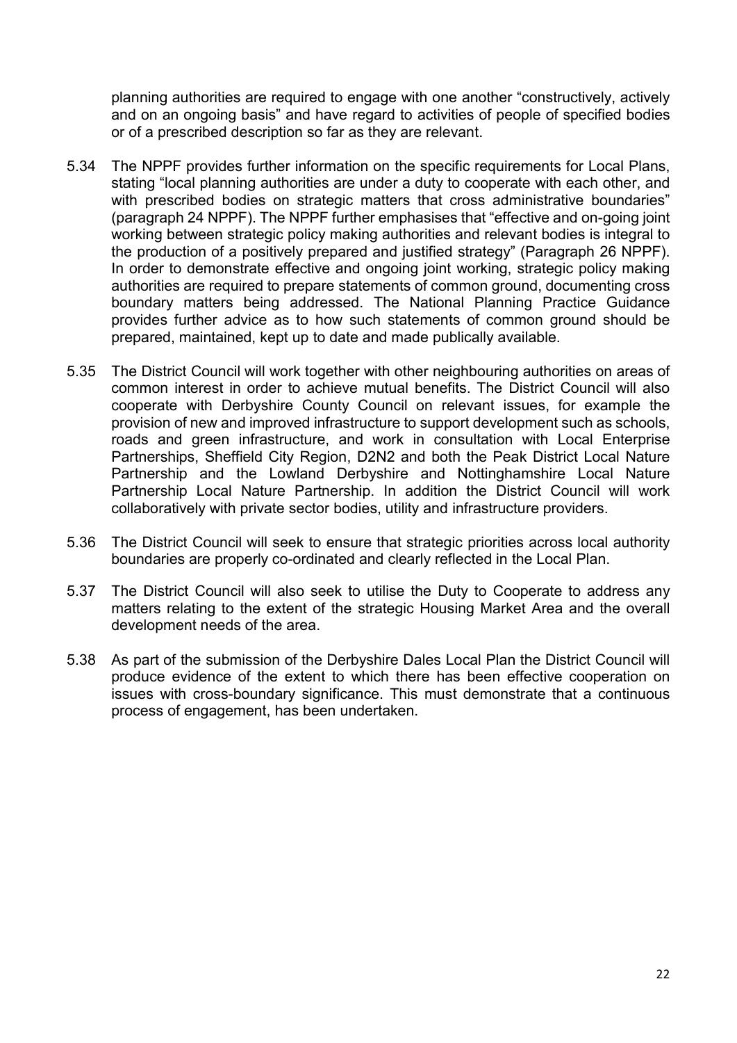planning authorities are required to engage with one another "constructively, actively and on an ongoing basis" and have regard to activities of people of specified bodies or of a prescribed description so far as they are relevant.

5.34 The NPPF provides further information on the specific requirements for Local Plans, stating "local planning authorities are under a duty to cooperate with each other, and with prescribed bodies on strategic matters that cross administrative boundaries" (paragraph 24 NPPF). The NPPF further emphasises that "effective and on-going joint working between strategic policy making authorities and relevant bodies is integral to the production of a positively prepared and justified strategy" (Paragraph 26 NPPF). In order to demonstrate effective and ongoing joint working, strategic policy making authorities are required to prepare statements of common ground, documenting cross boundary matters being addressed. The National Planning Practice Guidance provides further advice as to how such statements of common ground should be prepared, maintained, kept up to date and made publically available.

5.35 The District Council will work together with other neighbouring authorities on areas of common interest in order to achieve mutual benefits. The District Council will also cooperate with Derbyshire County Council on relevant issues, for example the provision of new and improved infrastructure to support development such as schools, roads and green infrastructure, and work in consultation with Local Enterprise Partnerships, Sheffield City Region, D2N2 and both the Peak District Local Nature Partnership and the Lowland Derbyshire and Nottinghamshire Local Nature Partnership Local Nature Partnership. In addition the District Council will work collaboratively with private sector bodies, utility and infrastructure providers.

5.36 The District Council will seek to ensure that strategic priorities across local authority boundaries are properly co-ordinated and clearly reflected in the Local Plan.

5.37 The District Council will also seek to utilise the Duty to Cooperate to address any matters relating to the extent of the strategic Housing Market Area and the overall development needs of the area.

5.38 As part of the submission of the Derbyshire Dales Local Plan the District Council will produce evidence of the extent to which there has been effective cooperation on issues with cross-boundary significance. This must demonstrate that a continuous process of engagement, has been undertaken.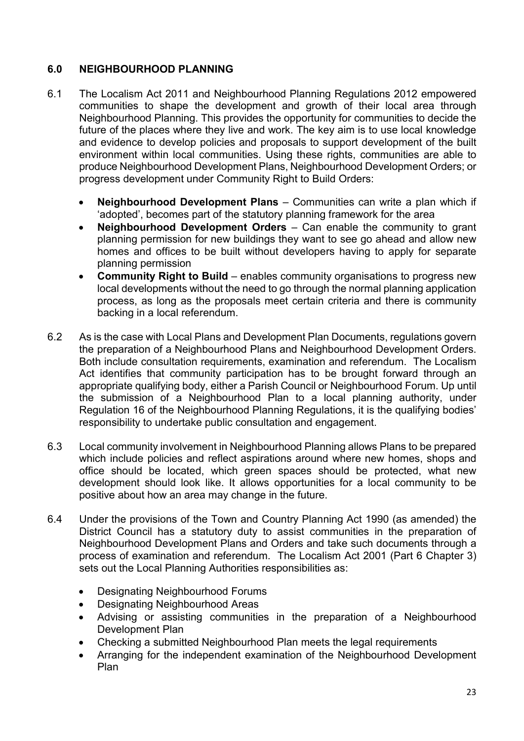## 6.0 NEIGHBOURHOOD PLANNING

6.1 The Localism Act 2011 and Neighbourhood Planning Regulations 2012 empowered communities to shape the development and growth of their local area through Neighbourhood Planning. This provides the opportunity for communities to decide the future of the places where they live and work. The key aim is to use local knowledge and evidence to develop policies and proposals to support development of the built environment within local communities. Using these rights, communities are able to produce Neighbourhood Development Plans, Neighbourhood Development Orders; or progress development under Community Right to Build Orders:

- **Neighbourhood Development Plans** – Communities can write a plan which if 'adopted', becomes part of the statutory planning framework for the area
- **Neighbourhood Development Orders** – Can enable the community to grant planning permission for new buildings they want to see go ahead and allow new homes and offices to be built without developers having to apply for separate planning permission
- **Community Right to Build** – enables community organisations to progress new local developments without the need to go through the normal planning application process, as long as the proposals meet certain criteria and there is community backing in a local referendum.

6.2 As is the case with Local Plans and Development Plan Documents, regulations govern the preparation of a Neighbourhood Plans and Neighbourhood Development Orders. Both include consultation requirements, examination and referendum. The Localism Act identifies that community participation has to be brought forward through an appropriate qualifying body, either a Parish Council or Neighbourhood Forum. Up until the submission of a Neighbourhood Plan to a local planning authority, under Regulation 16 of the Neighbourhood Planning Regulations, it is the qualifying bodies' responsibility to undertake public consultation and engagement.

6.3 Local community involvement in Neighbourhood Planning allows Plans to be prepared which include policies and reflect aspirations around where new homes, shops and office should be located, which green spaces should be protected, what new development should look like. It allows opportunities for a local community to be positive about how an area may change in the future.

6.4 Under the provisions of the Town and Country Planning Act 1990 (as amended) the District Council has a statutory duty to assist communities in the preparation of Neighbourhood Development Plans and Orders and take such documents through a process of examination and referendum. The Localism Act 2001 (Part 6 Chapter 3) sets out the Local Planning Authorities responsibilities as:

- Designating Neighbourhood Forums
- Designating Neighbourhood Areas
- Advising or assisting communities in the preparation of a Neighbourhood Development Plan
- Checking a submitted Neighbourhood Plan meets the legal requirements
- Arranging for the independent examination of the Neighbourhood Development Plan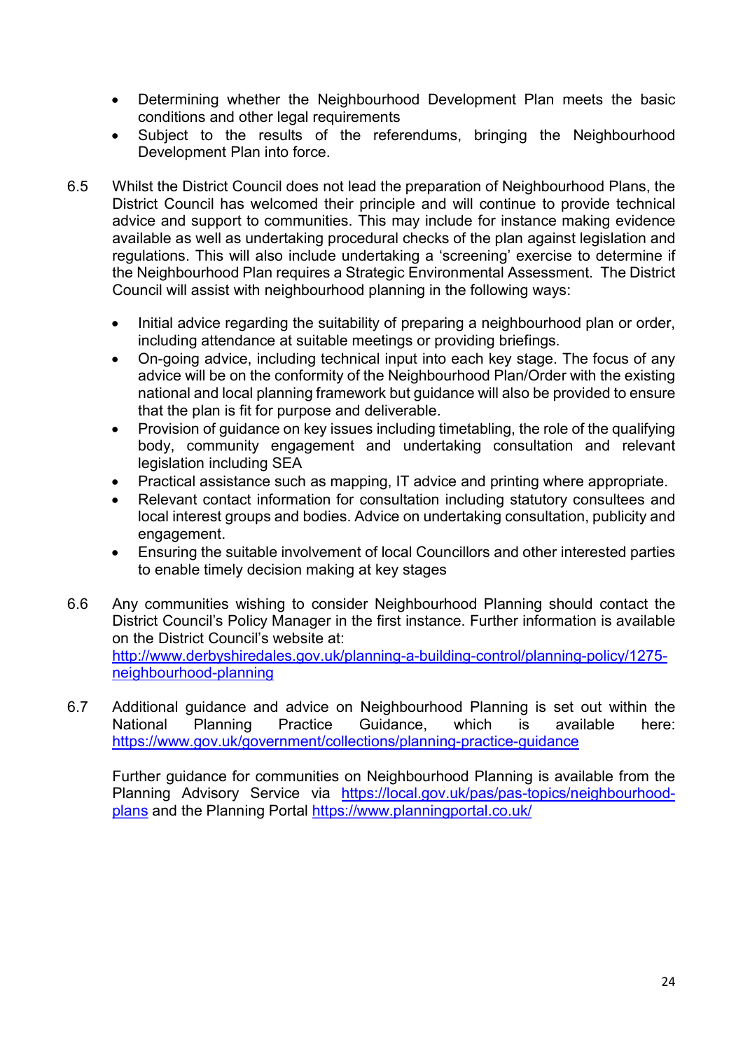- Determining whether the Neighbourhood Development Plan meets the basic conditions and other legal requirements
- Subject to the results of the referendums, bringing the Neighbourhood Development Plan into force.

6.5 Whilst the District Council does not lead the preparation of Neighbourhood Plans, the District Council has welcomed their principle and will continue to provide technical advice and support to communities. This may include for instance making evidence available as well as undertaking procedural checks of the plan against legislation and regulations. This will also include undertaking a 'screening' exercise to determine if the Neighbourhood Plan requires a Strategic Environmental Assessment. The District Council will assist with neighbourhood planning in the following ways:

- Initial advice regarding the suitability of preparing a neighbourhood plan or order, including attendance at suitable meetings or providing briefings.
- On-going advice, including technical input into each key stage. The focus of any advice will be on the conformity of the Neighbourhood Plan/Order with the existing national and local planning framework but guidance will also be provided to ensure that the plan is fit for purpose and deliverable.
- Provision of guidance on key issues including timetabling, the role of the qualifying body, community engagement and undertaking consultation and relevant legislation including SEA
- Practical assistance such as mapping, IT advice and printing where appropriate.
- Relevant contact information for consultation including statutory consultees and local interest groups and bodies. Advice on undertaking consultation, publicity and engagement.
- Ensuring the suitable involvement of local Councillors and other interested parties to enable timely decision making at key stages

6.6 Any communities wishing to consider Neighbourhood Planning should contact the District Council's Policy Manager in the first instance. Further information is available on the District Council's website at: http://www.derbyshiredales.gov.uk/planning-a-building-control/planning-policy/1275-neighbourhood-planning

6.7 Additional guidance and advice on Neighbourhood Planning is set out within the National Planning Practice Guidance, which is available here: https://www.gov.uk/government/collections/planning-practice-guidance

Further guidance for communities on Neighbourhood Planning is available from the Planning Advisory Service via https://local.gov.uk/pas/pas-topics/neighbourhood-plans and the Planning Portal https://www.planningportal.co.uk/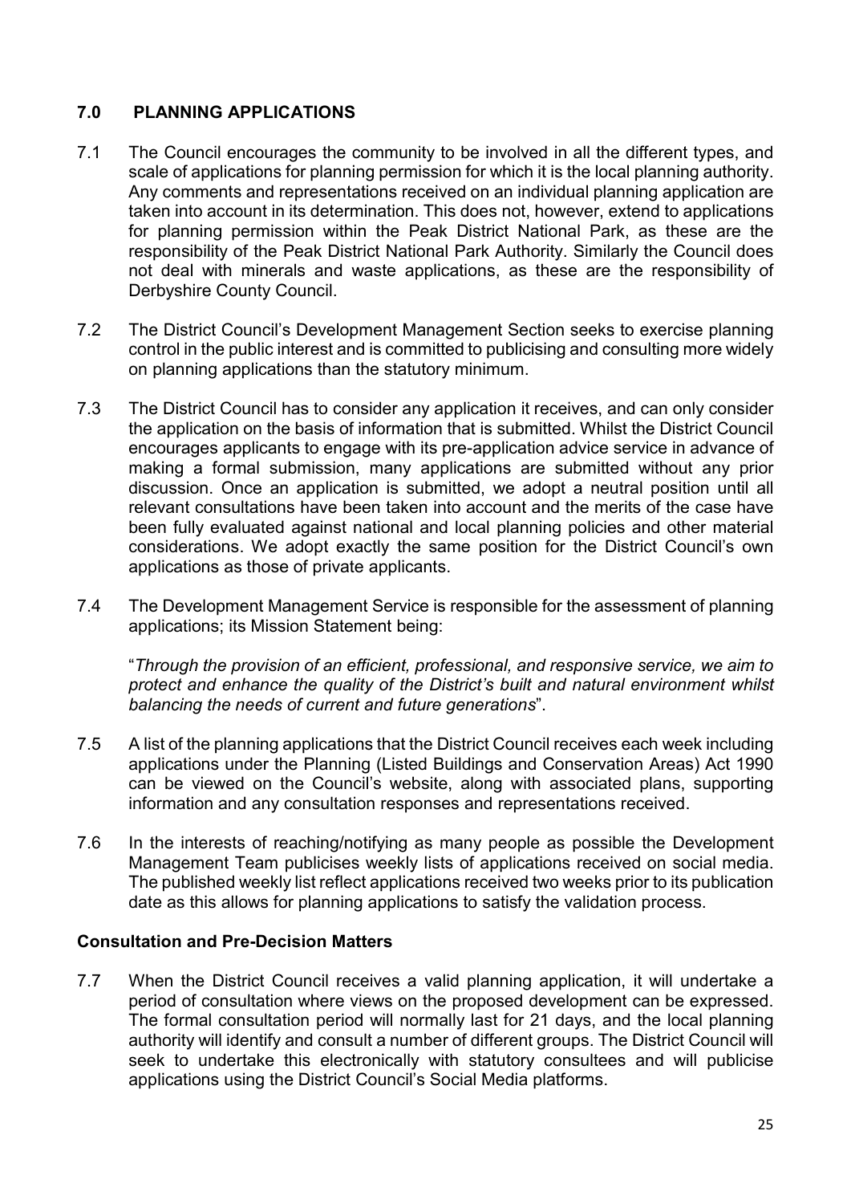## 7.0 PLANNING APPLICATIONS

7.1 The Council encourages the community to be involved in all the different types, and scale of applications for planning permission for which it is the local planning authority. Any comments and representations received on an individual planning application are taken into account in its determination. This does not, however, extend to applications for planning permission within the Peak District National Park, as these are the responsibility of the Peak District National Park Authority. Similarly the Council does not deal with minerals and waste applications, as these are the responsibility of Derbyshire County Council.

7.2 The District Council's Development Management Section seeks to exercise planning control in the public interest and is committed to publicising and consulting more widely on planning applications than the statutory minimum.

7.3 The District Council has to consider any application it receives, and can only consider the application on the basis of information that is submitted. Whilst the District Council encourages applicants to engage with its pre-application advice service in advance of making a formal submission, many applications are submitted without any prior discussion. Once an application is submitted, we adopt a neutral position until all relevant consultations have been taken into account and the merits of the case have been fully evaluated against national and local planning policies and other material considerations. We adopt exactly the same position for the District Council's own applications as those of private applicants.

7.4 The Development Management Service is responsible for the assessment of planning applications; its Mission Statement being:

"*Through the provision of an efficient, professional, and responsive service, we aim to protect and enhance the quality of the District's built and natural environment whilst balancing the needs of current and future generations*".

7.5 A list of the planning applications that the District Council receives each week including applications under the Planning (Listed Buildings and Conservation Areas) Act 1990 can be viewed on the Council's website, along with associated plans, supporting information and any consultation responses and representations received.

7.6 In the interests of reaching/notifying as many people as possible the Development Management Team publicises weekly lists of applications received on social media. The published weekly list reflect applications received two weeks prior to its publication date as this allows for planning applications to satisfy the validation process.

### Consultation and Pre-Decision Matters

7.7 When the District Council receives a valid planning application, it will undertake a period of consultation where views on the proposed development can be expressed. The formal consultation period will normally last for 21 days, and the local planning authority will identify and consult a number of different groups. The District Council will seek to undertake this electronically with statutory consultees and will publicise applications using the District Council's Social Media platforms.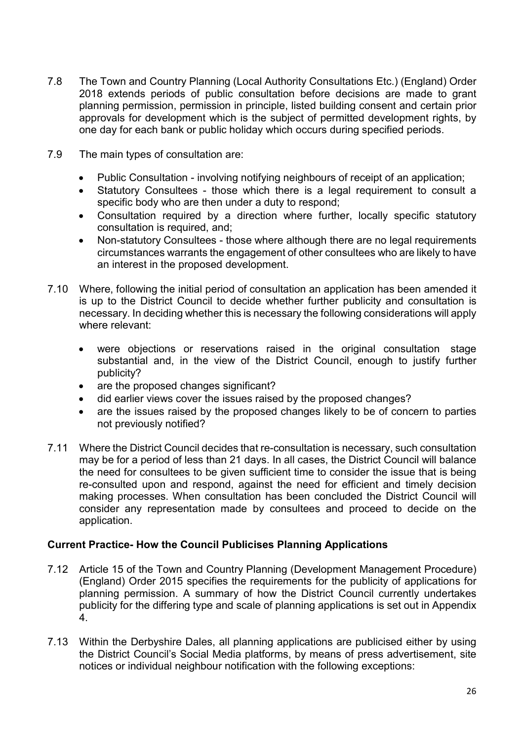7.8 The Town and Country Planning (Local Authority Consultations Etc.) (England) Order 2018 extends periods of public consultation before decisions are made to grant planning permission, permission in principle, listed building consent and certain prior approvals for development which is the subject of permitted development rights, by one day for each bank or public holiday which occurs during specified periods.

7.9 The main types of consultation are:

- Public Consultation - involving notifying neighbours of receipt of an application;
- Statutory Consultees - those which there is a legal requirement to consult a specific body who are then under a duty to respond;
- Consultation required by a direction where further, locally specific statutory consultation is required, and;
- Non-statutory Consultees - those where although there are no legal requirements circumstances warrants the engagement of other consultees who are likely to have an interest in the proposed development.

7.10 Where, following the initial period of consultation an application has been amended it is up to the District Council to decide whether further publicity and consultation is necessary. In deciding whether this is necessary the following considerations will apply where relevant:

- were objections or reservations raised in the original consultation stage substantial and, in the view of the District Council, enough to justify further publicity?
- are the proposed changes significant?
- did earlier views cover the issues raised by the proposed changes?
- are the issues raised by the proposed changes likely to be of concern to parties not previously notified?

7.11 Where the District Council decides that re-consultation is necessary, such consultation may be for a period of less than 21 days. In all cases, the District Council will balance the need for consultees to be given sufficient time to consider the issue that is being re-consulted upon and respond, against the need for efficient and timely decision making processes. When consultation has been concluded the District Council will consider any representation made by consultees and proceed to decide on the application.

**Current Practice- How the Council Publicises Planning Applications**

7.12 Article 15 of the Town and Country Planning (Development Management Procedure) (England) Order 2015 specifies the requirements for the publicity of applications for planning permission. A summary of how the District Council currently undertakes publicity for the differing type and scale of planning applications is set out in Appendix 4.

7.13 Within the Derbyshire Dales, all planning applications are publicised either by using the District Council's Social Media platforms, by means of press advertisement, site notices or individual neighbour notification with the following exceptions: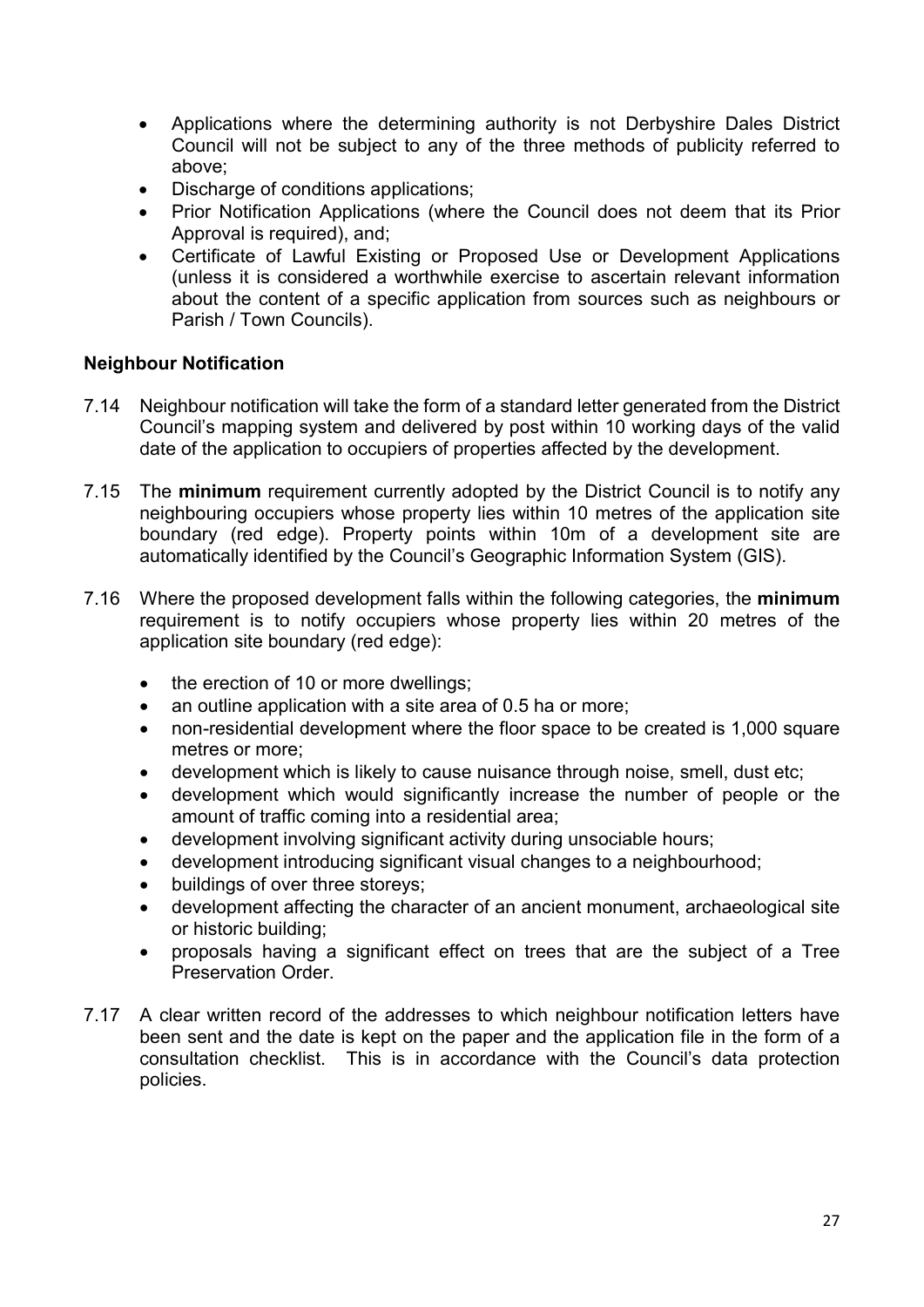- Applications where the determining authority is not Derbyshire Dales District Council will not be subject to any of the three methods of publicity referred to above;
- Discharge of conditions applications;
- Prior Notification Applications (where the Council does not deem that its Prior Approval is required), and;
- Certificate of Lawful Existing or Proposed Use or Development Applications (unless it is considered a worthwhile exercise to ascertain relevant information about the content of a specific application from sources such as neighbours or Parish / Town Councils).

### Neighbour Notification

7.14 Neighbour notification will take the form of a standard letter generated from the District Council's mapping system and delivered by post within 10 working days of the valid date of the application to occupiers of properties affected by the development.

7.15 The **minimum** requirement currently adopted by the District Council is to notify any neighbouring occupiers whose property lies within 10 metres of the application site boundary (red edge). Property points within 10m of a development site are automatically identified by the Council's Geographic Information System (GIS).

7.16 Where the proposed development falls within the following categories, the **minimum** requirement is to notify occupiers whose property lies within 20 metres of the application site boundary (red edge):

- the erection of 10 or more dwellings;
- an outline application with a site area of 0.5 ha or more;
- non-residential development where the floor space to be created is 1,000 square metres or more;
- development which is likely to cause nuisance through noise, smell, dust etc;
- development which would significantly increase the number of people or the amount of traffic coming into a residential area;
- development involving significant activity during unsociable hours;
- development introducing significant visual changes to a neighbourhood;
- buildings of over three storeys;
- development affecting the character of an ancient monument, archaeological site or historic building;
- proposals having a significant effect on trees that are the subject of a Tree Preservation Order.

7.17 A clear written record of the addresses to which neighbour notification letters have been sent and the date is kept on the paper and the application file in the form of a consultation checklist. This is in accordance with the Council's data protection policies.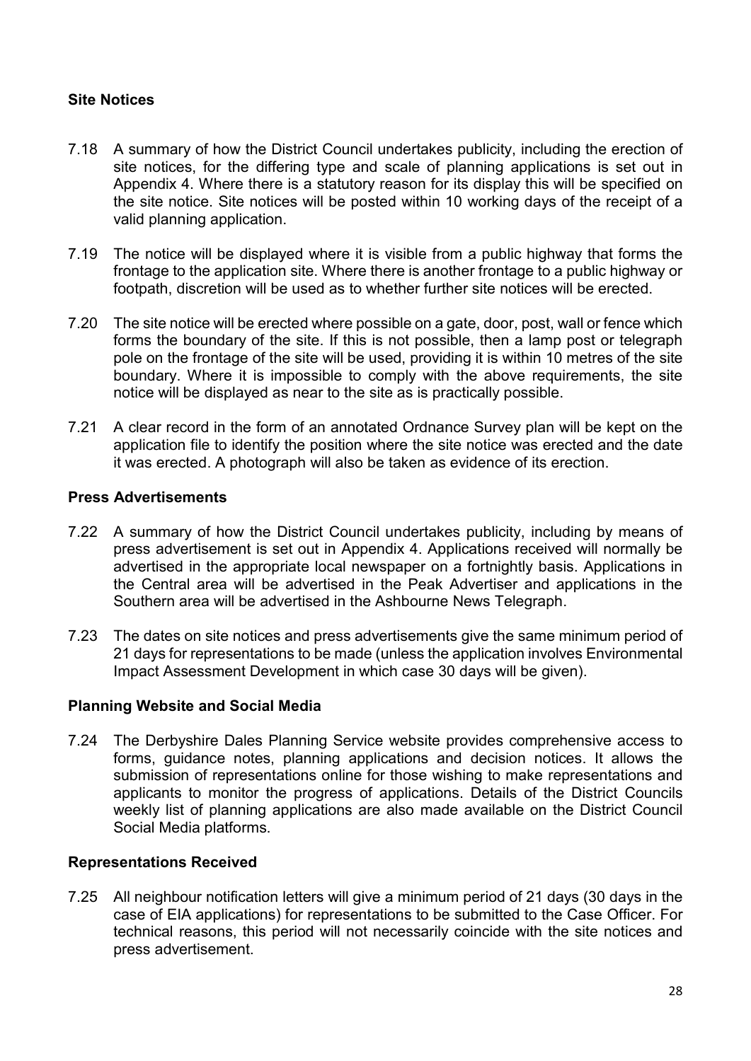## Site Notices

7.18 A summary of how the District Council undertakes publicity, including the erection of site notices, for the differing type and scale of planning applications is set out in Appendix 4. Where there is a statutory reason for its display this will be specified on the site notice. Site notices will be posted within 10 working days of the receipt of a valid planning application.

7.19 The notice will be displayed where it is visible from a public highway that forms the frontage to the application site. Where there is another frontage to a public highway or footpath, discretion will be used as to whether further site notices will be erected.

7.20 The site notice will be erected where possible on a gate, door, post, wall or fence which forms the boundary of the site. If this is not possible, then a lamp post or telegraph pole on the frontage of the site will be used, providing it is within 10 metres of the site boundary. Where it is impossible to comply with the above requirements, the site notice will be displayed as near to the site as is practically possible.

7.21 A clear record in the form of an annotated Ordnance Survey plan will be kept on the application file to identify the position where the site notice was erected and the date it was erected. A photograph will also be taken as evidence of its erection.

## Press Advertisements

7.22 A summary of how the District Council undertakes publicity, including by means of press advertisement is set out in Appendix 4. Applications received will normally be advertised in the appropriate local newspaper on a fortnightly basis. Applications in the Central area will be advertised in the Peak Advertiser and applications in the Southern area will be advertised in the Ashbourne News Telegraph.

7.23 The dates on site notices and press advertisements give the same minimum period of 21 days for representations to be made (unless the application involves Environmental Impact Assessment Development in which case 30 days will be given).

## Planning Website and Social Media

7.24 The Derbyshire Dales Planning Service website provides comprehensive access to forms, guidance notes, planning applications and decision notices. It allows the submission of representations online for those wishing to make representations and applicants to monitor the progress of applications. Details of the District Councils weekly list of planning applications are also made available on the District Council Social Media platforms.

## Representations Received

7.25 All neighbour notification letters will give a minimum period of 21 days (30 days in the case of EIA applications) for representations to be submitted to the Case Officer. For technical reasons, this period will not necessarily coincide with the site notices and press advertisement.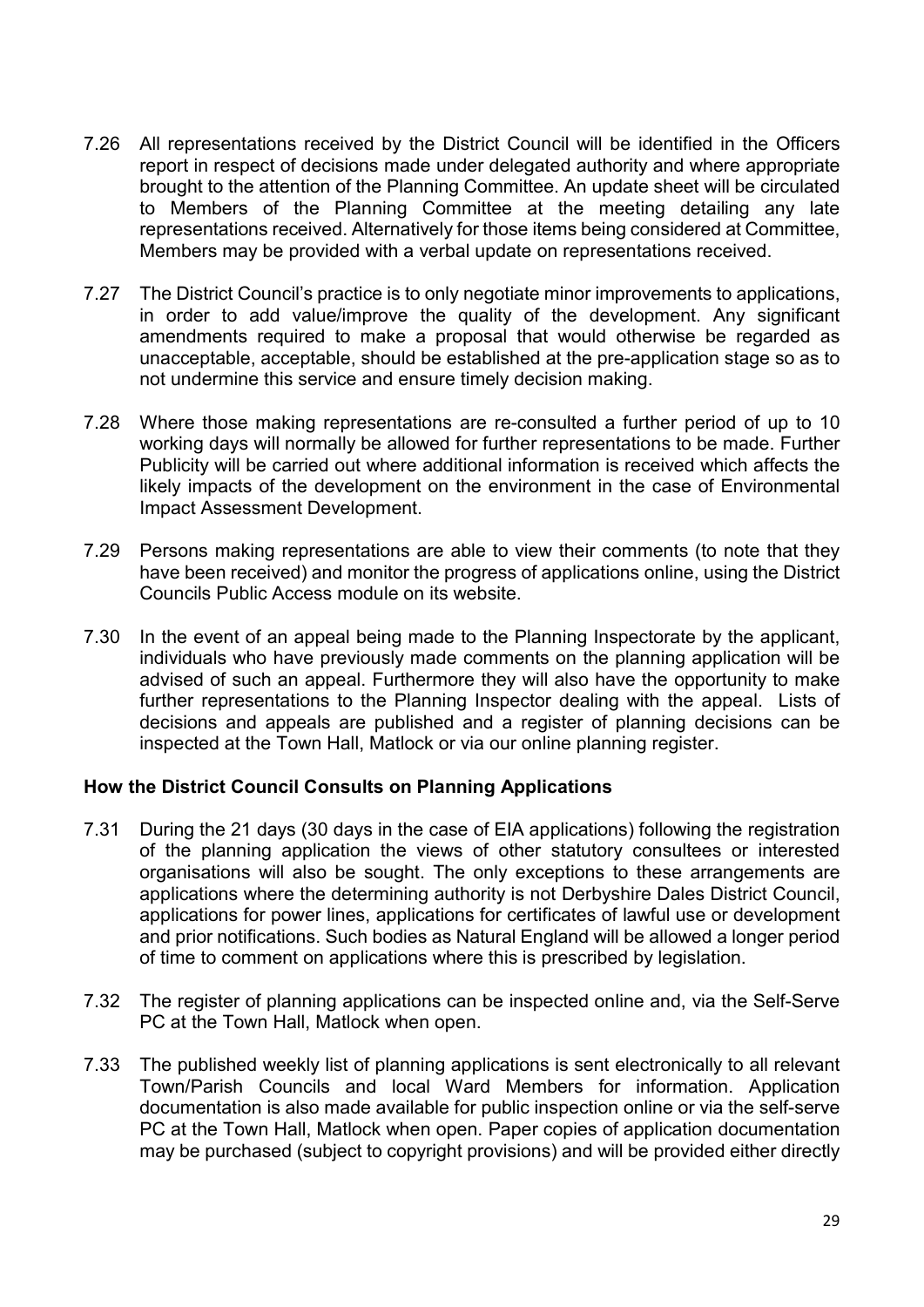7.26 All representations received by the District Council will be identified in the Officers report in respect of decisions made under delegated authority and where appropriate brought to the attention of the Planning Committee. An update sheet will be circulated to Members of the Planning Committee at the meeting detailing any late representations received. Alternatively for those items being considered at Committee, Members may be provided with a verbal update on representations received.

7.27 The District Council's practice is to only negotiate minor improvements to applications, in order to add value/improve the quality of the development. Any significant amendments required to make a proposal that would otherwise be regarded as unacceptable, acceptable, should be established at the pre-application stage so as to not undermine this service and ensure timely decision making.

7.28 Where those making representations are re-consulted a further period of up to 10 working days will normally be allowed for further representations to be made. Further Publicity will be carried out where additional information is received which affects the likely impacts of the development on the environment in the case of Environmental Impact Assessment Development.

7.29 Persons making representations are able to view their comments (to note that they have been received) and monitor the progress of applications online, using the District Councils Public Access module on its website.

7.30 In the event of an appeal being made to the Planning Inspectorate by the applicant, individuals who have previously made comments on the planning application will be advised of such an appeal. Furthermore they will also have the opportunity to make further representations to the Planning Inspector dealing with the appeal. Lists of decisions and appeals are published and a register of planning decisions can be inspected at the Town Hall, Matlock or via our online planning register.

**How the District Council Consults on Planning Applications**

7.31 During the 21 days (30 days in the case of EIA applications) following the registration of the planning application the views of other statutory consultees or interested organisations will also be sought. The only exceptions to these arrangements are applications where the determining authority is not Derbyshire Dales District Council, applications for power lines, applications for certificates of lawful use or development and prior notifications. Such bodies as Natural England will be allowed a longer period of time to comment on applications where this is prescribed by legislation.

7.32 The register of planning applications can be inspected online and, via the Self-Serve PC at the Town Hall, Matlock when open.

7.33 The published weekly list of planning applications is sent electronically to all relevant Town/Parish Councils and local Ward Members for information. Application documentation is also made available for public inspection online or via the self-serve PC at the Town Hall, Matlock when open. Paper copies of application documentation may be purchased (subject to copyright provisions) and will be provided either directly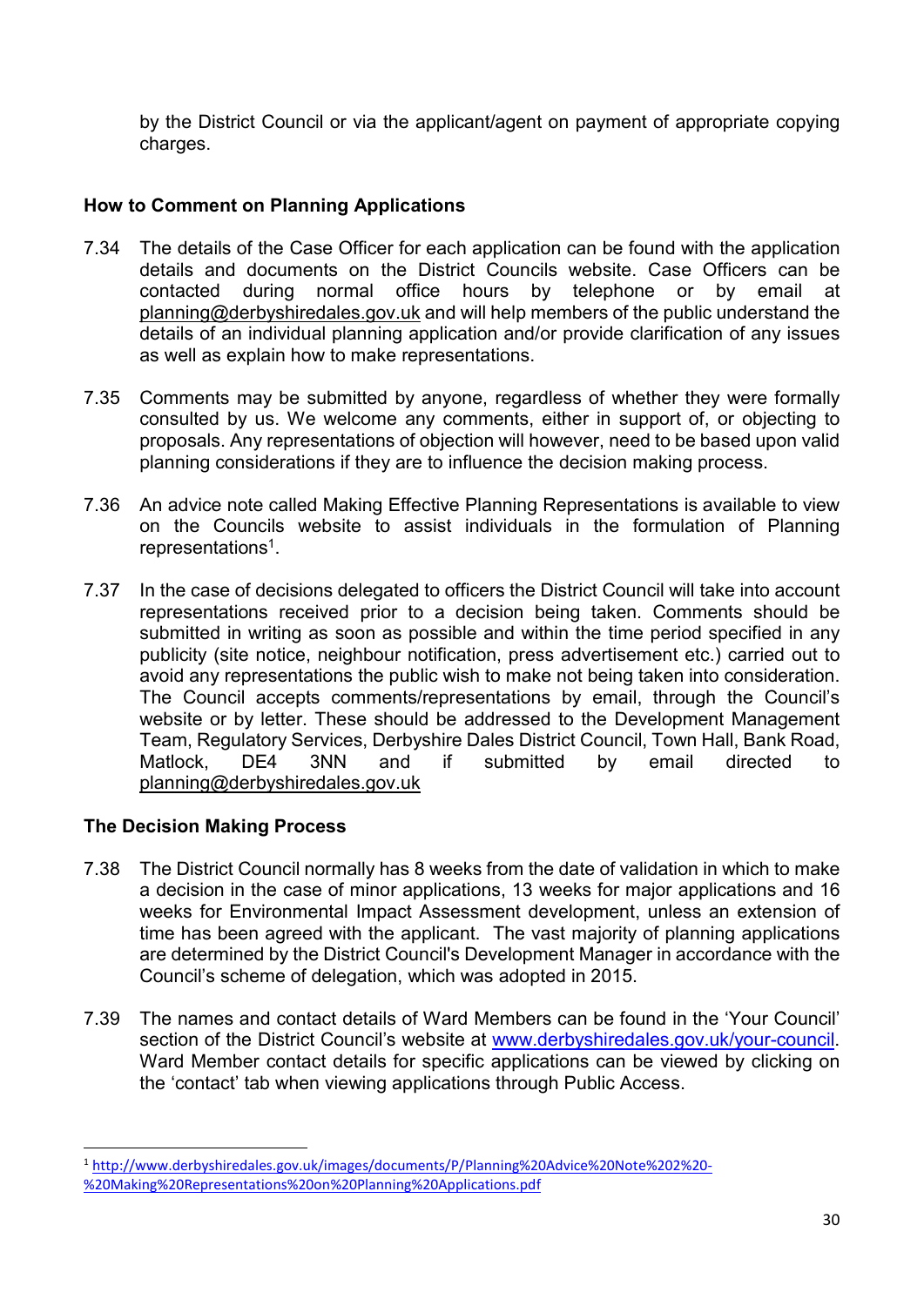by the District Council or via the applicant/agent on payment of appropriate copying charges.

## How to Comment on Planning Applications

7.34 The details of the Case Officer for each application can be found with the application details and documents on the District Councils website. Case Officers can be contacted during normal office hours by telephone or by email at planning@derbyshiredales.gov.uk and will help members of the public understand the details of an individual planning application and/or provide clarification of any issues as well as explain how to make representations.

7.35 Comments may be submitted by anyone, regardless of whether they were formally consulted by us. We welcome any comments, either in support of, or objecting to proposals. Any representations of objection will however, need to be based upon valid planning considerations if they are to influence the decision making process.

7.36 An advice note called Making Effective Planning Representations is available to view on the Councils website to assist individuals in the formulation of Planning representations[1].

7.37 In the case of decisions delegated to officers the District Council will take into account representations received prior to a decision being taken. Comments should be submitted in writing as soon as possible and within the time period specified in any publicity (site notice, neighbour notification, press advertisement etc.) carried out to avoid any representations the public wish to make not being taken into consideration. The Council accepts comments/representations by email, through the Council's website or by letter. These should be addressed to the Development Management Team, Regulatory Services, Derbyshire Dales District Council, Town Hall, Bank Road, Matlock, DE4 3NN and if submitted by email directed to planning@derbyshiredales.gov.uk

## The Decision Making Process

7.38 The District Council normally has 8 weeks from the date of validation in which to make a decision in the case of minor applications, 13 weeks for major applications and 16 weeks for Environmental Impact Assessment development, unless an extension of time has been agreed with the applicant. The vast majority of planning applications are determined by the District Council's Development Manager in accordance with the Council's scheme of delegation, which was adopted in 2015.

7.39 The names and contact details of Ward Members can be found in the 'Your Council' section of the District Council's website at www.derbyshiredales.gov.uk/your-council. Ward Member contact details for specific applications can be viewed by clicking on the 'contact' tab when viewing applications through Public Access.

[1] http://www.derbyshiredales.gov.uk/images/documents/P/Planning%20Advice%20Note%202%20-%20Making%20Representations%20on%20Planning%20Applications.pdf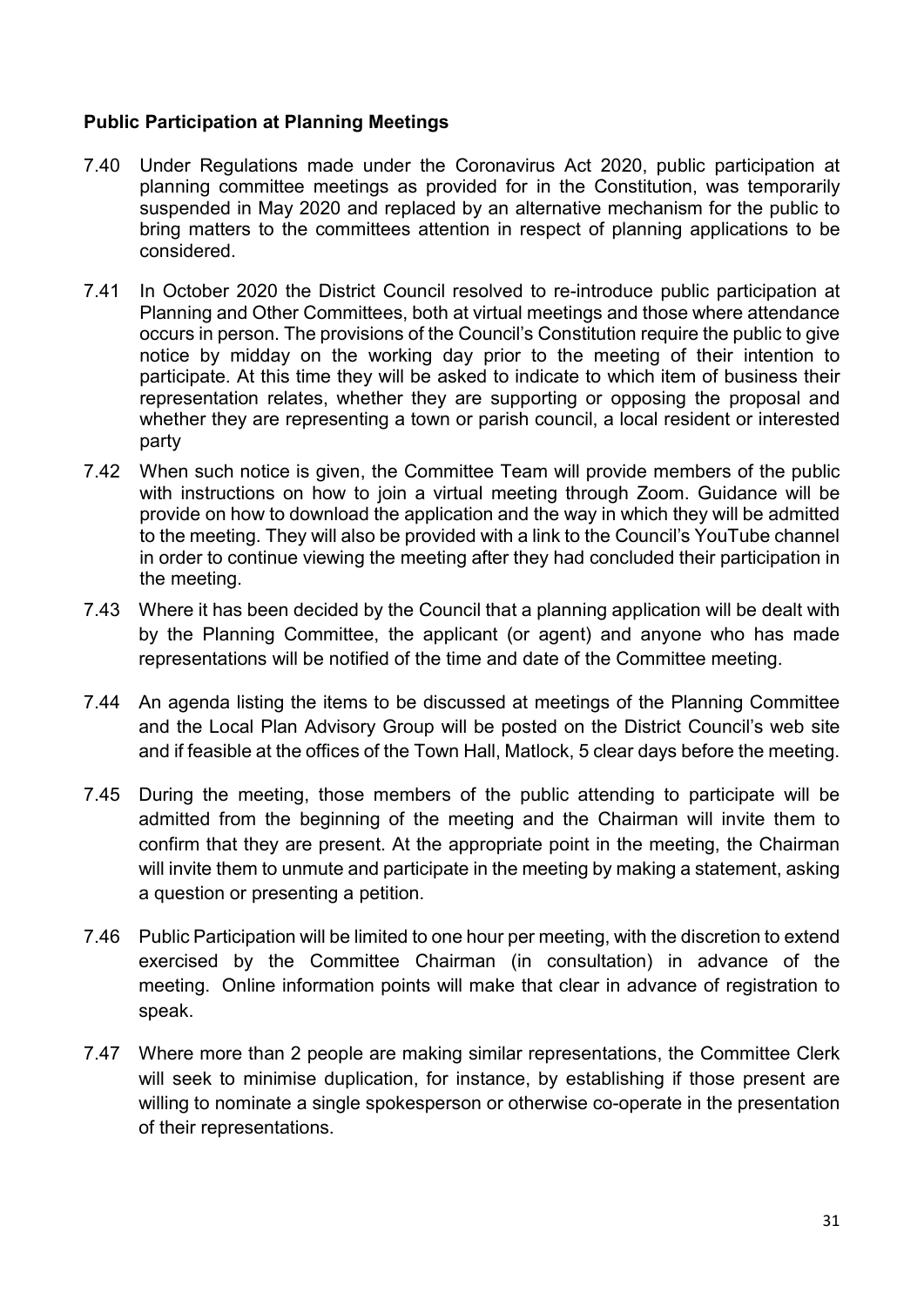**Public Participation at Planning Meetings**

7.40 Under Regulations made under the Coronavirus Act 2020, public participation at planning committee meetings as provided for in the Constitution, was temporarily suspended in May 2020 and replaced by an alternative mechanism for the public to bring matters to the committees attention in respect of planning applications to be considered.

7.41 In October 2020 the District Council resolved to re-introduce public participation at Planning and Other Committees, both at virtual meetings and those where attendance occurs in person. The provisions of the Council's Constitution require the public to give notice by midday on the working day prior to the meeting of their intention to participate. At this time they will be asked to indicate to which item of business their representation relates, whether they are supporting or opposing the proposal and whether they are representing a town or parish council, a local resident or interested party

7.42 When such notice is given, the Committee Team will provide members of the public with instructions on how to join a virtual meeting through Zoom. Guidance will be provide on how to download the application and the way in which they will be admitted to the meeting. They will also be provided with a link to the Council's YouTube channel in order to continue viewing the meeting after they had concluded their participation in the meeting.

7.43 Where it has been decided by the Council that a planning application will be dealt with by the Planning Committee, the applicant (or agent) and anyone who has made representations will be notified of the time and date of the Committee meeting.

7.44 An agenda listing the items to be discussed at meetings of the Planning Committee and the Local Plan Advisory Group will be posted on the District Council's web site and if feasible at the offices of the Town Hall, Matlock, 5 clear days before the meeting.

7.45 During the meeting, those members of the public attending to participate will be admitted from the beginning of the meeting and the Chairman will invite them to confirm that they are present. At the appropriate point in the meeting, the Chairman will invite them to unmute and participate in the meeting by making a statement, asking a question or presenting a petition.

7.46 Public Participation will be limited to one hour per meeting, with the discretion to extend exercised by the Committee Chairman (in consultation) in advance of the meeting. Online information points will make that clear in advance of registration to speak.

7.47 Where more than 2 people are making similar representations, the Committee Clerk will seek to minimise duplication, for instance, by establishing if those present are willing to nominate a single spokesperson or otherwise co-operate in the presentation of their representations.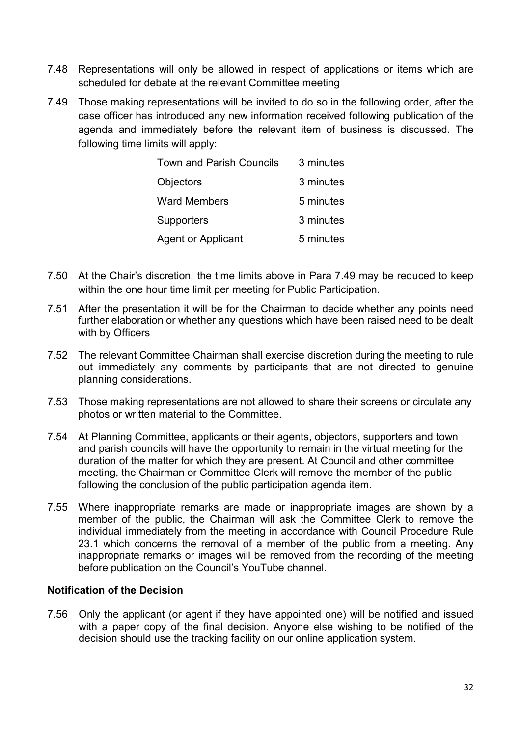7.48 Representations will only be allowed in respect of applications or items which are scheduled for debate at the relevant Committee meeting

7.49 Those making representations will be invited to do so in the following order, after the case officer has introduced any new information received following publication of the agenda and immediately before the relevant item of business is discussed. The following time limits will apply:

| | |
|---|---|
| Town and Parish Councils | 3 minutes |
| Objectors | 3 minutes |
| Ward Members | 5 minutes |
| Supporters | 3 minutes |
| Agent or Applicant | 5 minutes |

7.50 At the Chair's discretion, the time limits above in Para 7.49 may be reduced to keep within the one hour time limit per meeting for Public Participation.

7.51 After the presentation it will be for the Chairman to decide whether any points need further elaboration or whether any questions which have been raised need to be dealt with by Officers

7.52 The relevant Committee Chairman shall exercise discretion during the meeting to rule out immediately any comments by participants that are not directed to genuine planning considerations.

7.53 Those making representations are not allowed to share their screens or circulate any photos or written material to the Committee.

7.54 At Planning Committee, applicants or their agents, objectors, supporters and town and parish councils will have the opportunity to remain in the virtual meeting for the duration of the matter for which they are present. At Council and other committee meeting, the Chairman or Committee Clerk will remove the member of the public following the conclusion of the public participation agenda item.

7.55 Where inappropriate remarks are made or inappropriate images are shown by a member of the public, the Chairman will ask the Committee Clerk to remove the individual immediately from the meeting in accordance with Council Procedure Rule 23.1 which concerns the removal of a member of the public from a meeting. Any inappropriate remarks or images will be removed from the recording of the meeting before publication on the Council's YouTube channel.

**Notification of the Decision**

7.56 Only the applicant (or agent if they have appointed one) will be notified and issued with a paper copy of the final decision. Anyone else wishing to be notified of the decision should use the tracking facility on our online application system.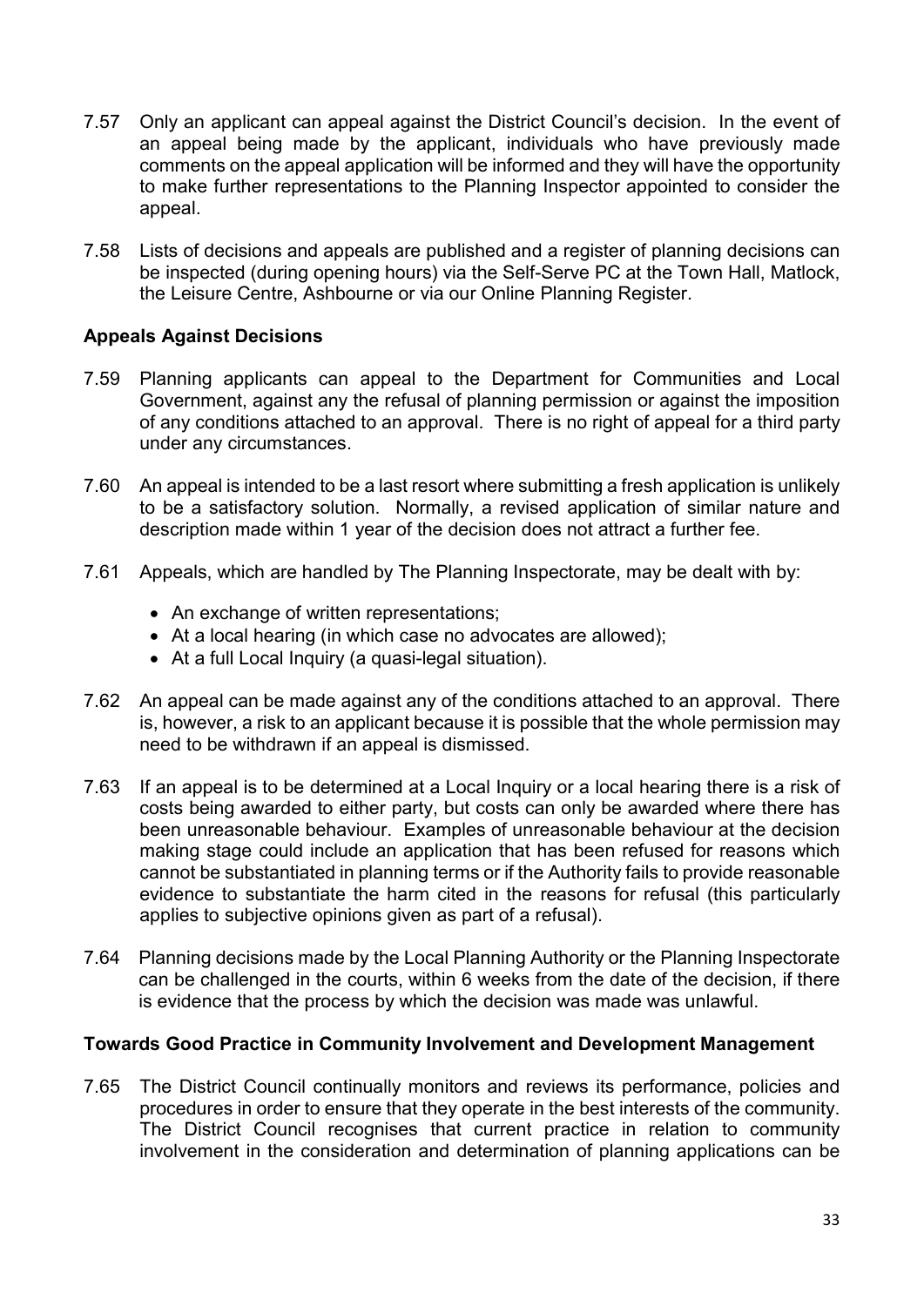7.57 Only an applicant can appeal against the District Council's decision. In the event of an appeal being made by the applicant, individuals who have previously made comments on the appeal application will be informed and they will have the opportunity to make further representations to the Planning Inspector appointed to consider the appeal.

7.58 Lists of decisions and appeals are published and a register of planning decisions can be inspected (during opening hours) via the Self-Serve PC at the Town Hall, Matlock, the Leisure Centre, Ashbourne or via our Online Planning Register.

**Appeals Against Decisions**

7.59 Planning applicants can appeal to the Department for Communities and Local Government, against any the refusal of planning permission or against the imposition of any conditions attached to an approval. There is no right of appeal for a third party under any circumstances.

7.60 An appeal is intended to be a last resort where submitting a fresh application is unlikely to be a satisfactory solution. Normally, a revised application of similar nature and description made within 1 year of the decision does not attract a further fee.

7.61 Appeals, which are handled by The Planning Inspectorate, may be dealt with by:

- An exchange of written representations;
- At a local hearing (in which case no advocates are allowed);
- At a full Local Inquiry (a quasi-legal situation).

7.62 An appeal can be made against any of the conditions attached to an approval. There is, however, a risk to an applicant because it is possible that the whole permission may need to be withdrawn if an appeal is dismissed.

7.63 If an appeal is to be determined at a Local Inquiry or a local hearing there is a risk of costs being awarded to either party, but costs can only be awarded where there has been unreasonable behaviour. Examples of unreasonable behaviour at the decision making stage could include an application that has been refused for reasons which cannot be substantiated in planning terms or if the Authority fails to provide reasonable evidence to substantiate the harm cited in the reasons for refusal (this particularly applies to subjective opinions given as part of a refusal).

7.64 Planning decisions made by the Local Planning Authority or the Planning Inspectorate can be challenged in the courts, within 6 weeks from the date of the decision, if there is evidence that the process by which the decision was made was unlawful.

**Towards Good Practice in Community Involvement and Development Management**

7.65 The District Council continually monitors and reviews its performance, policies and procedures in order to ensure that they operate in the best interests of the community. The District Council recognises that current practice in relation to community involvement in the consideration and determination of planning applications can be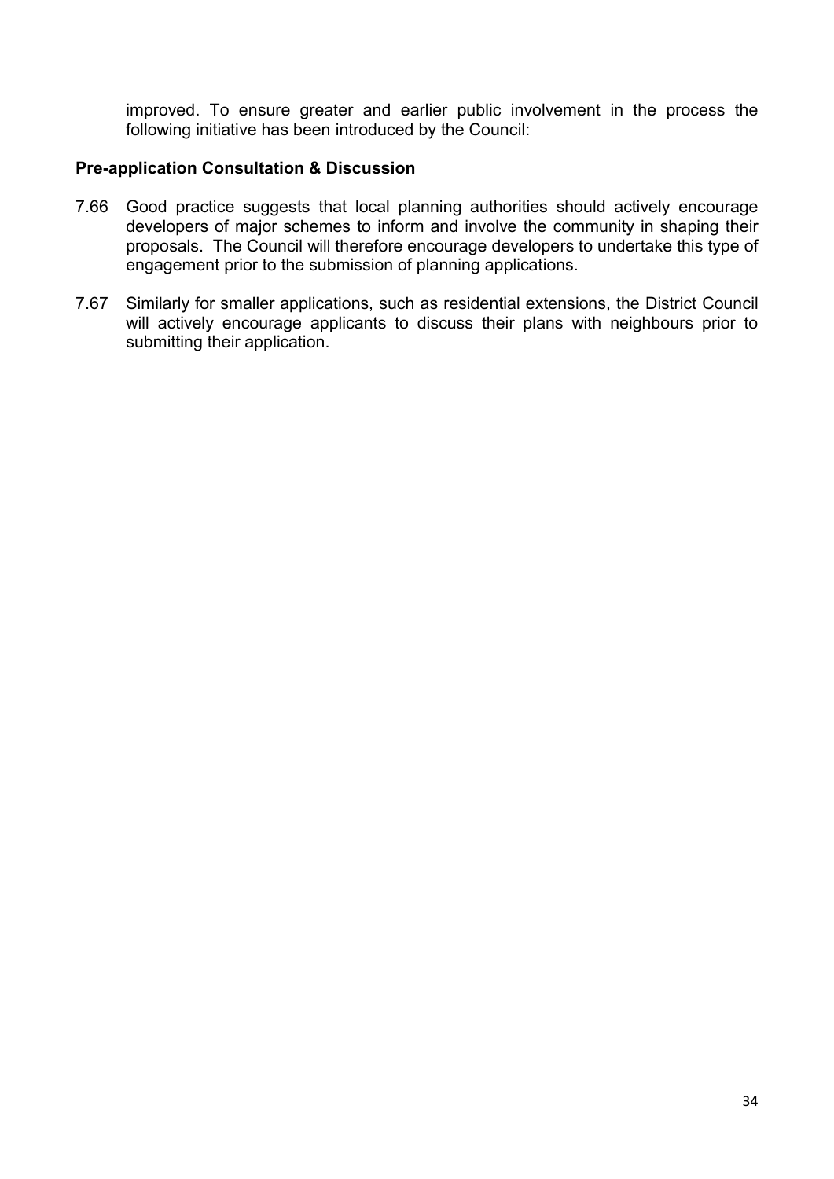improved. To ensure greater and earlier public involvement in the process the following initiative has been introduced by the Council:

**Pre-application Consultation & Discussion**

7.66 Good practice suggests that local planning authorities should actively encourage developers of major schemes to inform and involve the community in shaping their proposals. The Council will therefore encourage developers to undertake this type of engagement prior to the submission of planning applications.

7.67 Similarly for smaller applications, such as residential extensions, the District Council will actively encourage applicants to discuss their plans with neighbours prior to submitting their application.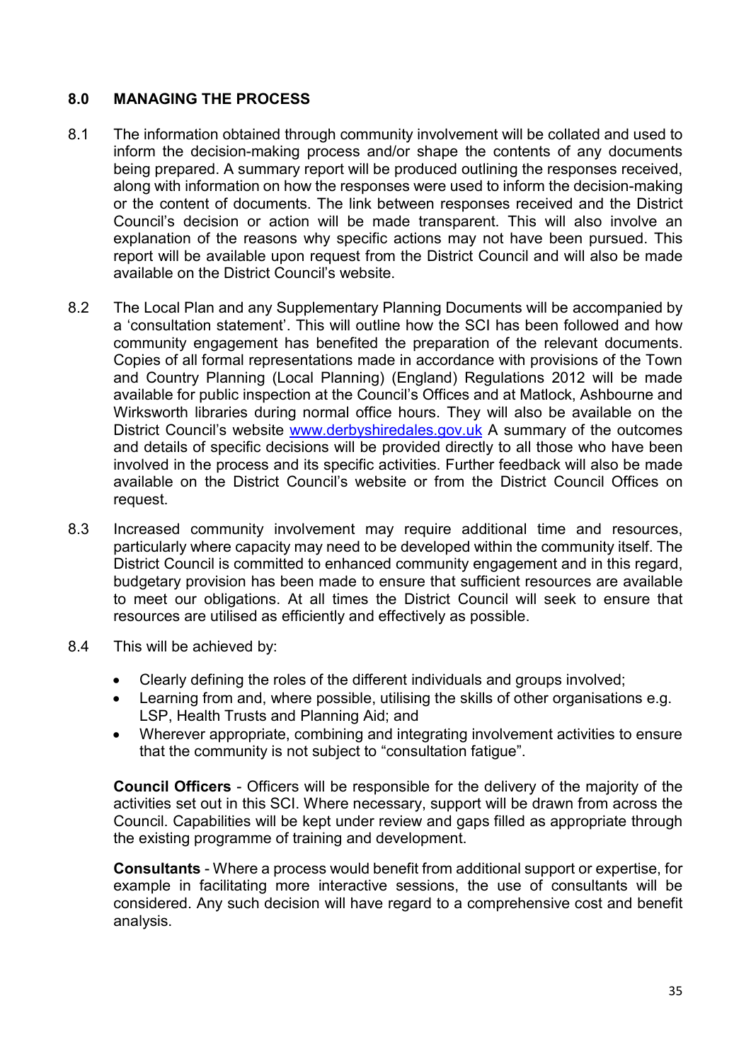## 8.0 MANAGING THE PROCESS

8.1 The information obtained through community involvement will be collated and used to inform the decision-making process and/or shape the contents of any documents being prepared. A summary report will be produced outlining the responses received, along with information on how the responses were used to inform the decision-making or the content of documents. The link between responses received and the District Council's decision or action will be made transparent. This will also involve an explanation of the reasons why specific actions may not have been pursued. This report will be available upon request from the District Council and will also be made available on the District Council's website.

8.2 The Local Plan and any Supplementary Planning Documents will be accompanied by a 'consultation statement'. This will outline how the SCI has been followed and how community engagement has benefited the preparation of the relevant documents. Copies of all formal representations made in accordance with provisions of the Town and Country Planning (Local Planning) (England) Regulations 2012 will be made available for public inspection at the Council's Offices and at Matlock, Ashbourne and Wirksworth libraries during normal office hours. They will also be available on the District Council's website www.derbyshiredales.gov.uk A summary of the outcomes and details of specific decisions will be provided directly to all those who have been involved in the process and its specific activities. Further feedback will also be made available on the District Council's website or from the District Council Offices on request.

8.3 Increased community involvement may require additional time and resources, particularly where capacity may need to be developed within the community itself. The District Council is committed to enhanced community engagement and in this regard, budgetary provision has been made to ensure that sufficient resources are available to meet our obligations. At all times the District Council will seek to ensure that resources are utilised as efficiently and effectively as possible.

8.4 This will be achieved by:

- Clearly defining the roles of the different individuals and groups involved;
- Learning from and, where possible, utilising the skills of other organisations e.g. LSP, Health Trusts and Planning Aid; and
- Wherever appropriate, combining and integrating involvement activities to ensure that the community is not subject to "consultation fatigue".

**Council Officers** - Officers will be responsible for the delivery of the majority of the activities set out in this SCI. Where necessary, support will be drawn from across the Council. Capabilities will be kept under review and gaps filled as appropriate through the existing programme of training and development.

**Consultants** - Where a process would benefit from additional support or expertise, for example in facilitating more interactive sessions, the use of consultants will be considered. Any such decision will have regard to a comprehensive cost and benefit analysis.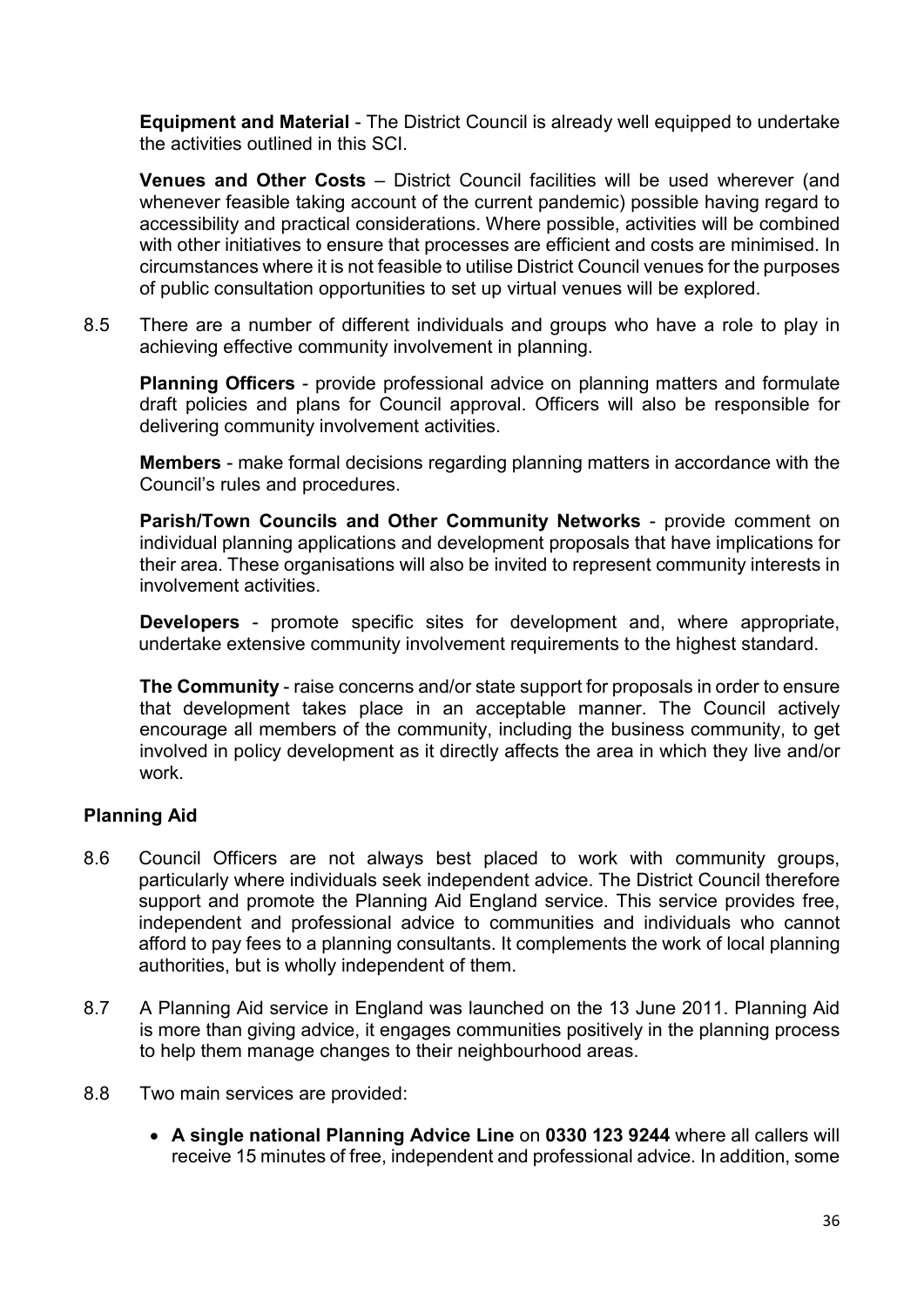**Equipment and Material** - The District Council is already well equipped to undertake the activities outlined in this SCI.

**Venues and Other Costs** – District Council facilities will be used wherever (and whenever feasible taking account of the current pandemic) possible having regard to accessibility and practical considerations. Where possible, activities will be combined with other initiatives to ensure that processes are efficient and costs are minimised. In circumstances where it is not feasible to utilise District Council venues for the purposes of public consultation opportunities to set up virtual venues will be explored.

8.5 There are a number of different individuals and groups who have a role to play in achieving effective community involvement in planning.

**Planning Officers** - provide professional advice on planning matters and formulate draft policies and plans for Council approval. Officers will also be responsible for delivering community involvement activities.

**Members** - make formal decisions regarding planning matters in accordance with the Council's rules and procedures.

**Parish/Town Councils and Other Community Networks** - provide comment on individual planning applications and development proposals that have implications for their area. These organisations will also be invited to represent community interests in involvement activities.

**Developers** - promote specific sites for development and, where appropriate, undertake extensive community involvement requirements to the highest standard.

**The Community** - raise concerns and/or state support for proposals in order to ensure that development takes place in an acceptable manner. The Council actively encourage all members of the community, including the business community, to get involved in policy development as it directly affects the area in which they live and/or work.

## Planning Aid

8.6 Council Officers are not always best placed to work with community groups, particularly where individuals seek independent advice. The District Council therefore support and promote the Planning Aid England service. This service provides free, independent and professional advice to communities and individuals who cannot afford to pay fees to a planning consultants. It complements the work of local planning authorities, but is wholly independent of them.

8.7 A Planning Aid service in England was launched on the 13 June 2011. Planning Aid is more than giving advice, it engages communities positively in the planning process to help them manage changes to their neighbourhood areas.

8.8 Two main services are provided:

- **A single national Planning Advice Line** on **0330 123 9244** where all callers will receive 15 minutes of free, independent and professional advice. In addition, some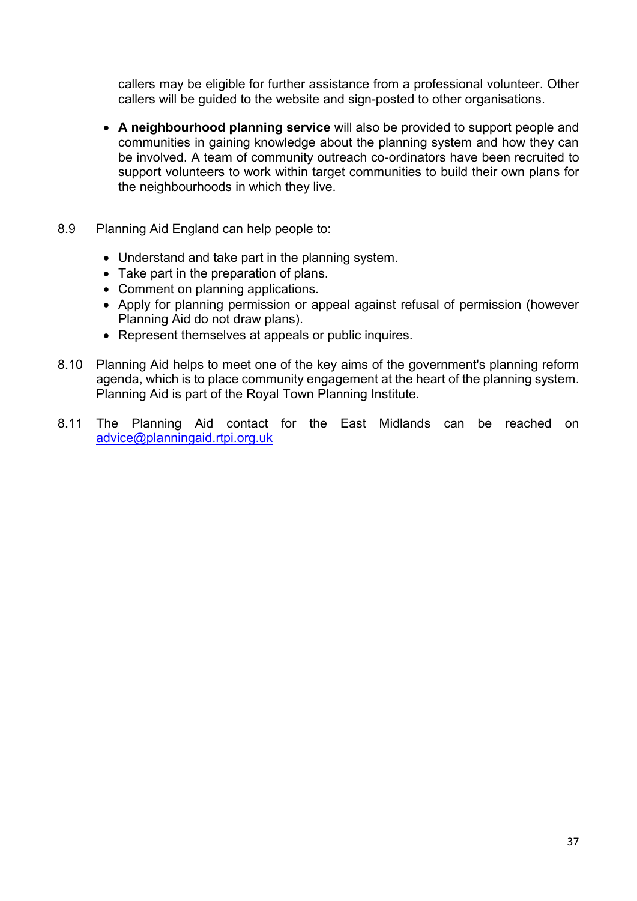callers may be eligible for further assistance from a professional volunteer. Other callers will be guided to the website and sign-posted to other organisations.

- **A neighbourhood planning service** will also be provided to support people and communities in gaining knowledge about the planning system and how they can be involved. A team of community outreach co-ordinators have been recruited to support volunteers to work within target communities to build their own plans for the neighbourhoods in which they live.

8.9 Planning Aid England can help people to:

- Understand and take part in the planning system.
- Take part in the preparation of plans.
- Comment on planning applications.
- Apply for planning permission or appeal against refusal of permission (however Planning Aid do not draw plans).
- Represent themselves at appeals or public inquires.

8.10 Planning Aid helps to meet one of the key aims of the government's planning reform agenda, which is to place community engagement at the heart of the planning system. Planning Aid is part of the Royal Town Planning Institute.

8.11 The Planning Aid contact for the East Midlands can be reached on advice@planningaid.rtpi.org.uk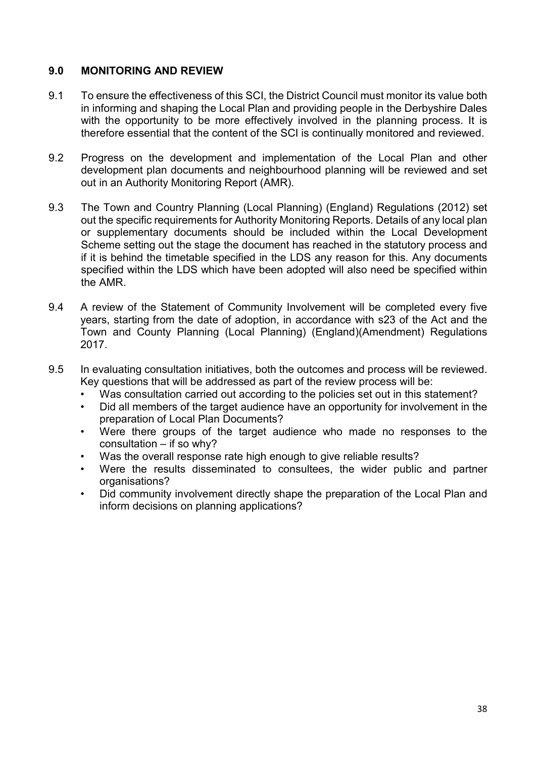## 9.0 MONITORING AND REVIEW

9.1 To ensure the effectiveness of this SCI, the District Council must monitor its value both in informing and shaping the Local Plan and providing people in the Derbyshire Dales with the opportunity to be more effectively involved in the planning process. It is therefore essential that the content of the SCI is continually monitored and reviewed.

9.2 Progress on the development and implementation of the Local Plan and other development plan documents and neighbourhood planning will be reviewed and set out in an Authority Monitoring Report (AMR).

9.3 The Town and Country Planning (Local Planning) (England) Regulations (2012) set out the specific requirements for Authority Monitoring Reports. Details of any local plan or supplementary documents should be included within the Local Development Scheme setting out the stage the document has reached in the statutory process and if it is behind the timetable specified in the LDS any reason for this. Any documents specified within the LDS which have been adopted will also need be specified within the AMR.

9.4 A review of the Statement of Community Involvement will be completed every five years, starting from the date of adoption, in accordance with s23 of the Act and the Town and County Planning (Local Planning) (England)(Amendment) Regulations 2017.

9.5 In evaluating consultation initiatives, both the outcomes and process will be reviewed. Key questions that will be addressed as part of the review process will be:

- Was consultation carried out according to the policies set out in this statement?
- Did all members of the target audience have an opportunity for involvement in the preparation of Local Plan Documents?
- Were there groups of the target audience who made no responses to the consultation – if so why?
- Was the overall response rate high enough to give reliable results?
- Were the results disseminated to consultees, the wider public and partner organisations?
- Did community involvement directly shape the preparation of the Local Plan and inform decisions on planning applications?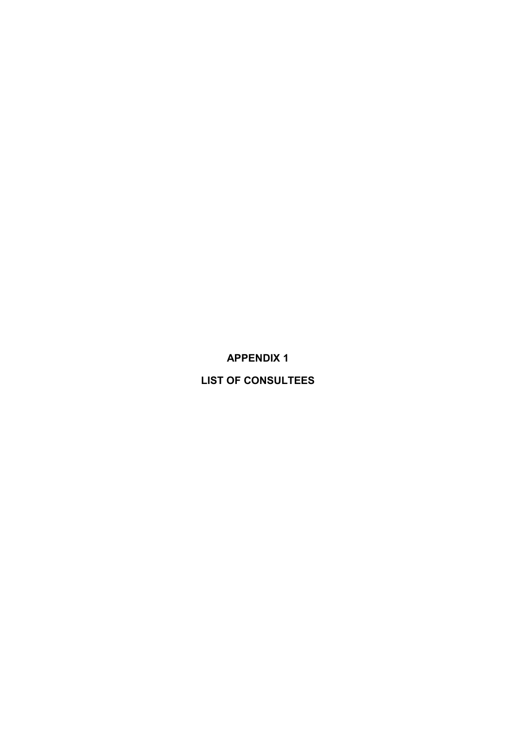# APPENDIX 1

# LIST OF CONSULTEES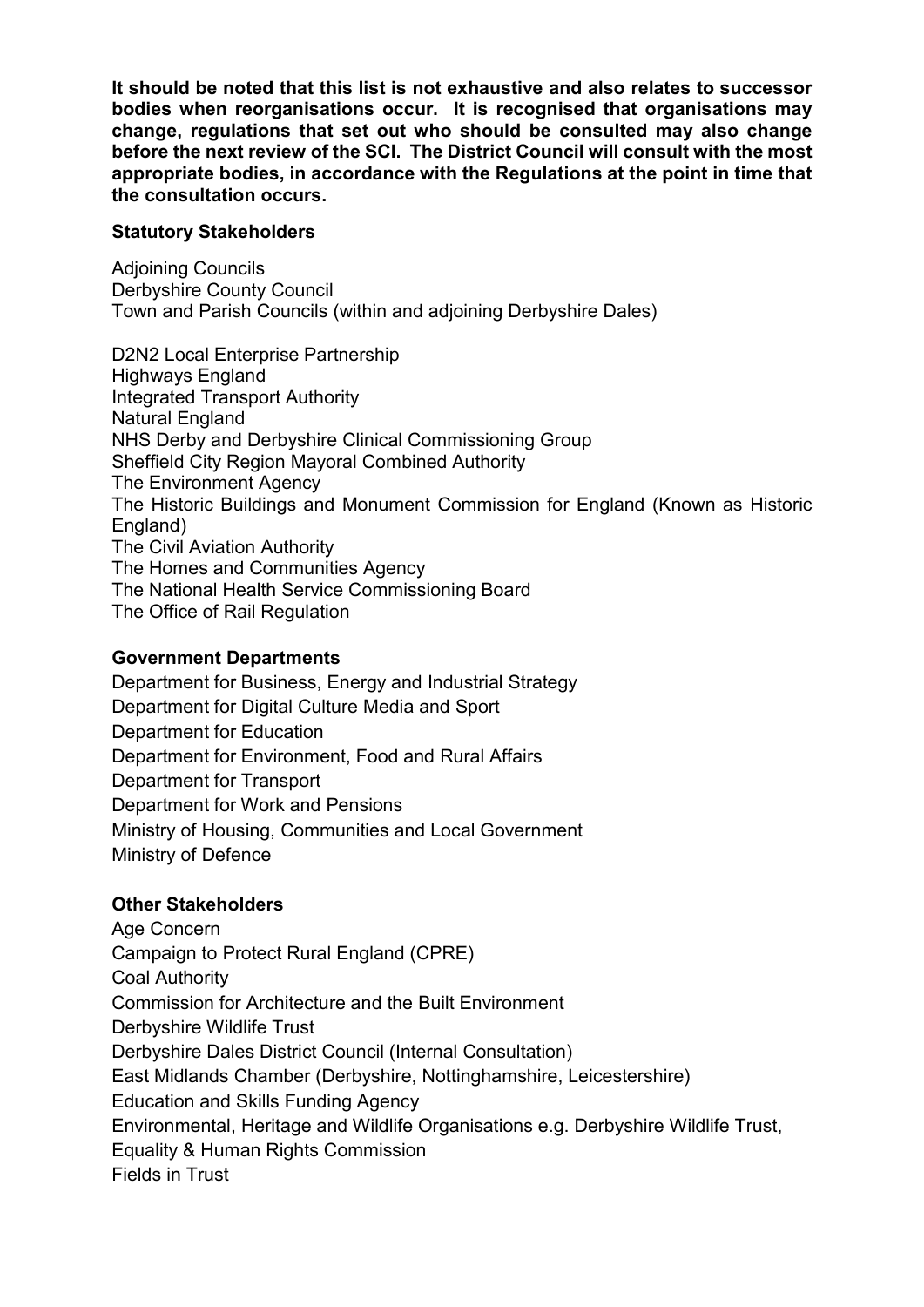**It should be noted that this list is not exhaustive and also relates to successor bodies when reorganisations occur. It is recognised that organisations may change, regulations that set out who should be consulted may also change before the next review of the SCI. The District Council will consult with the most appropriate bodies, in accordance with the Regulations at the point in time that the consultation occurs.**

**Statutory Stakeholders**

Adjoining Councils
Derbyshire County Council
Town and Parish Councils (within and adjoining Derbyshire Dales)

D2N2 Local Enterprise Partnership
Highways England
Integrated Transport Authority
Natural England
NHS Derby and Derbyshire Clinical Commissioning Group
Sheffield City Region Mayoral Combined Authority
The Environment Agency
The Historic Buildings and Monument Commission for England (Known as Historic England)
The Civil Aviation Authority
The Homes and Communities Agency
The National Health Service Commissioning Board
The Office of Rail Regulation

**Government Departments**

Department for Business, Energy and Industrial Strategy
Department for Digital Culture Media and Sport
Department for Education
Department for Environment, Food and Rural Affairs
Department for Transport
Department for Work and Pensions
Ministry of Housing, Communities and Local Government
Ministry of Defence

**Other Stakeholders**

Age Concern
Campaign to Protect Rural England (CPRE)
Coal Authority
Commission for Architecture and the Built Environment
Derbyshire Wildlife Trust
Derbyshire Dales District Council (Internal Consultation)
East Midlands Chamber (Derbyshire, Nottinghamshire, Leicestershire)
Education and Skills Funding Agency
Environmental, Heritage and Wildlife Organisations e.g. Derbyshire Wildlife Trust,
Equality & Human Rights Commission
Fields in Trust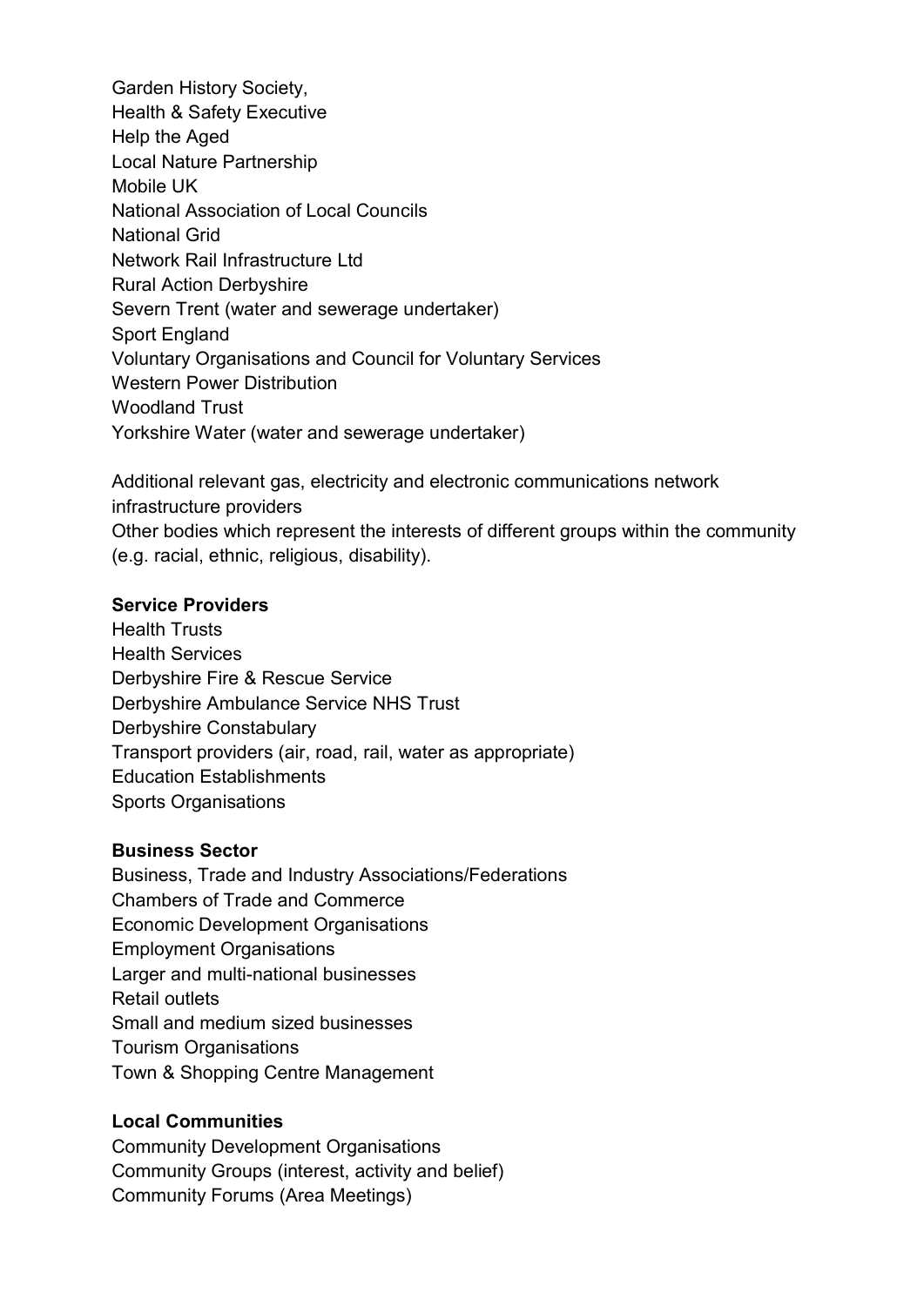Garden History Society,
Health & Safety Executive
Help the Aged
Local Nature Partnership
Mobile UK
National Association of Local Councils
National Grid
Network Rail Infrastructure Ltd
Rural Action Derbyshire
Severn Trent (water and sewerage undertaker)
Sport England
Voluntary Organisations and Council for Voluntary Services
Western Power Distribution
Woodland Trust
Yorkshire Water (water and sewerage undertaker)

Additional relevant gas, electricity and electronic communications network infrastructure providers
Other bodies which represent the interests of different groups within the community (e.g. racial, ethnic, religious, disability).

**Service Providers**
Health Trusts
Health Services
Derbyshire Fire & Rescue Service
Derbyshire Ambulance Service NHS Trust
Derbyshire Constabulary
Transport providers (air, road, rail, water as appropriate)
Education Establishments
Sports Organisations

**Business Sector**
Business, Trade and Industry Associations/Federations
Chambers of Trade and Commerce
Economic Development Organisations
Employment Organisations
Larger and multi-national businesses
Retail outlets
Small and medium sized businesses
Tourism Organisations
Town & Shopping Centre Management

**Local Communities**
Community Development Organisations
Community Groups (interest, activity and belief)
Community Forums (Area Meetings)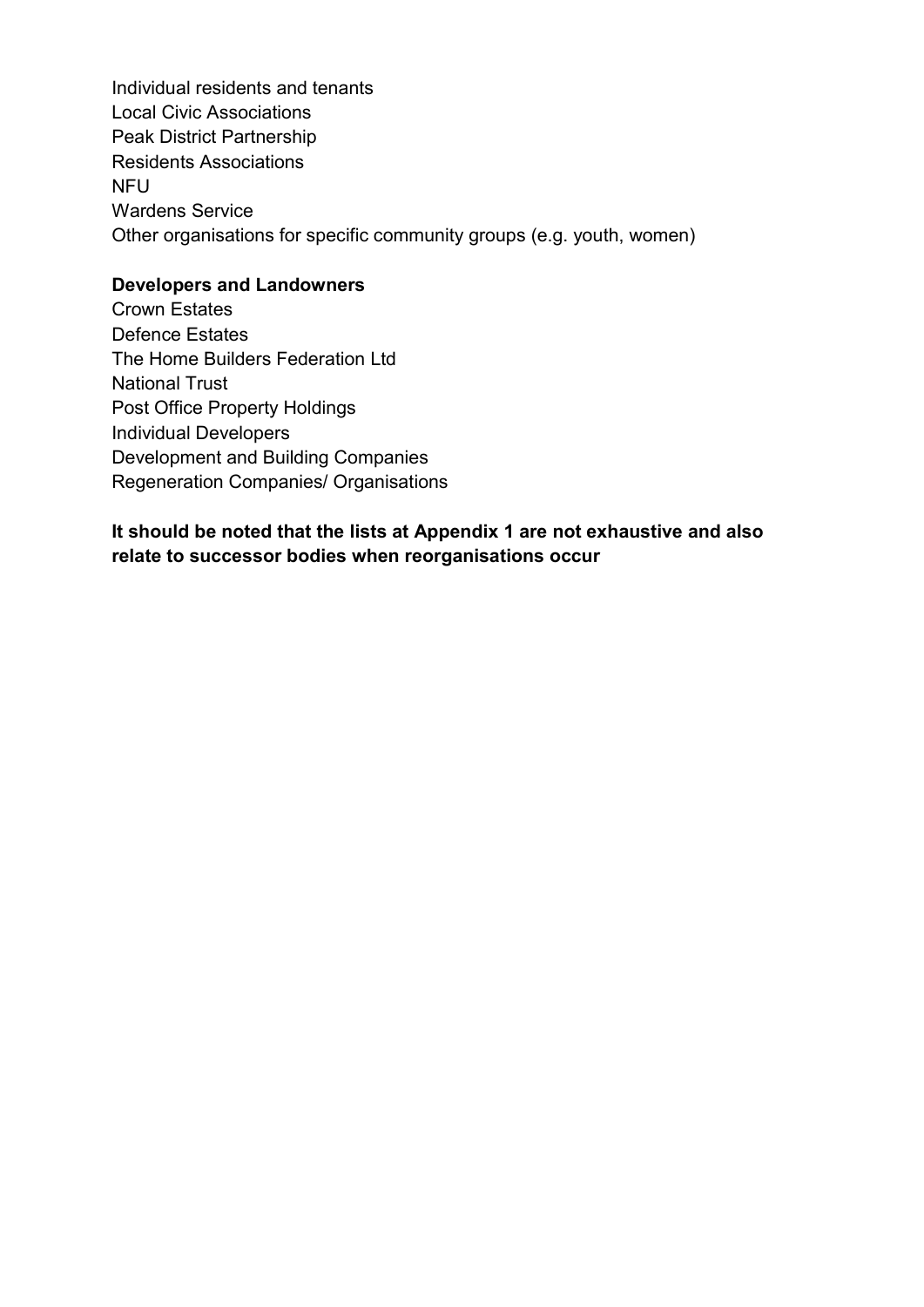Individual residents and tenants
Local Civic Associations
Peak District Partnership
Residents Associations
NFU
Wardens Service
Other organisations for specific community groups (e.g. youth, women)

**Developers and Landowners**

Crown Estates
Defence Estates
The Home Builders Federation Ltd
National Trust
Post Office Property Holdings
Individual Developers
Development and Building Companies
Regeneration Companies/ Organisations

**It should be noted that the lists at Appendix 1 are not exhaustive and also relate to successor bodies when reorganisations occur**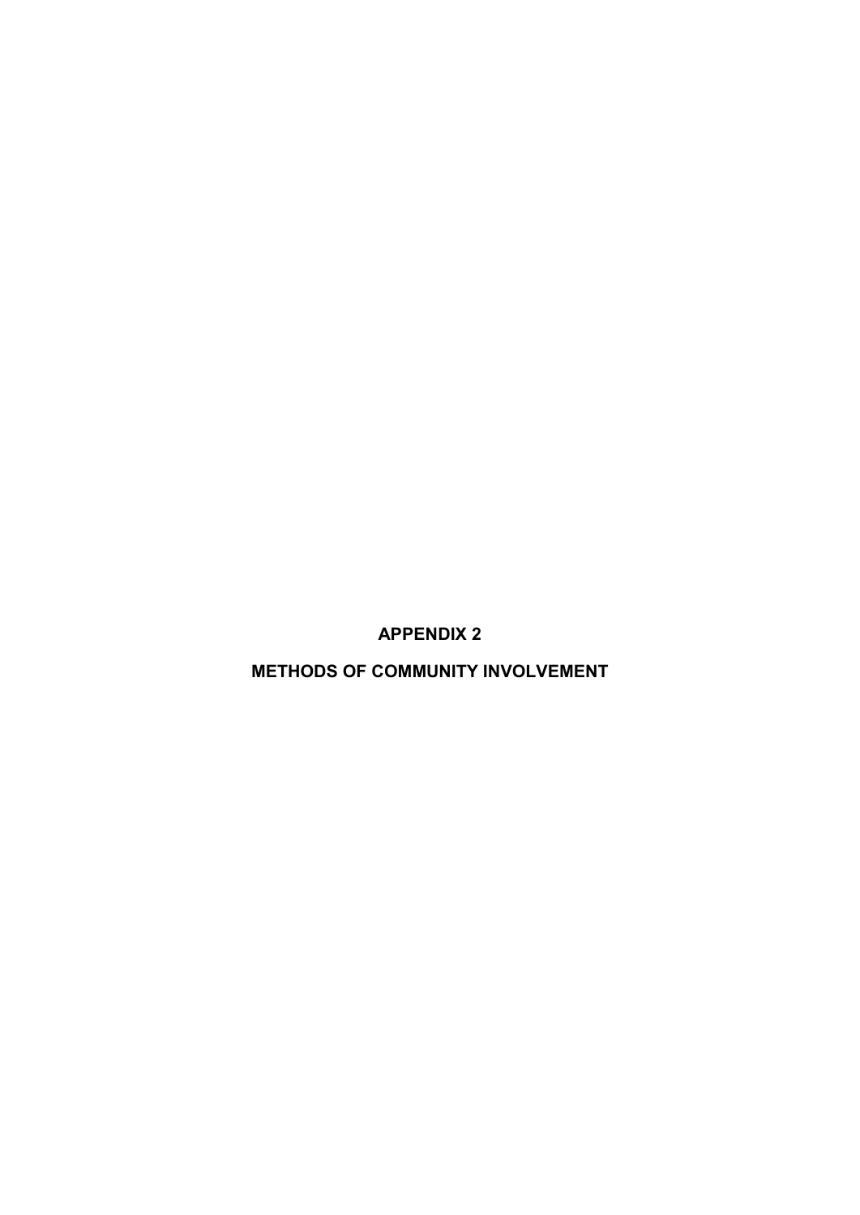# APPENDIX 2

# METHODS OF COMMUNITY INVOLVEMENT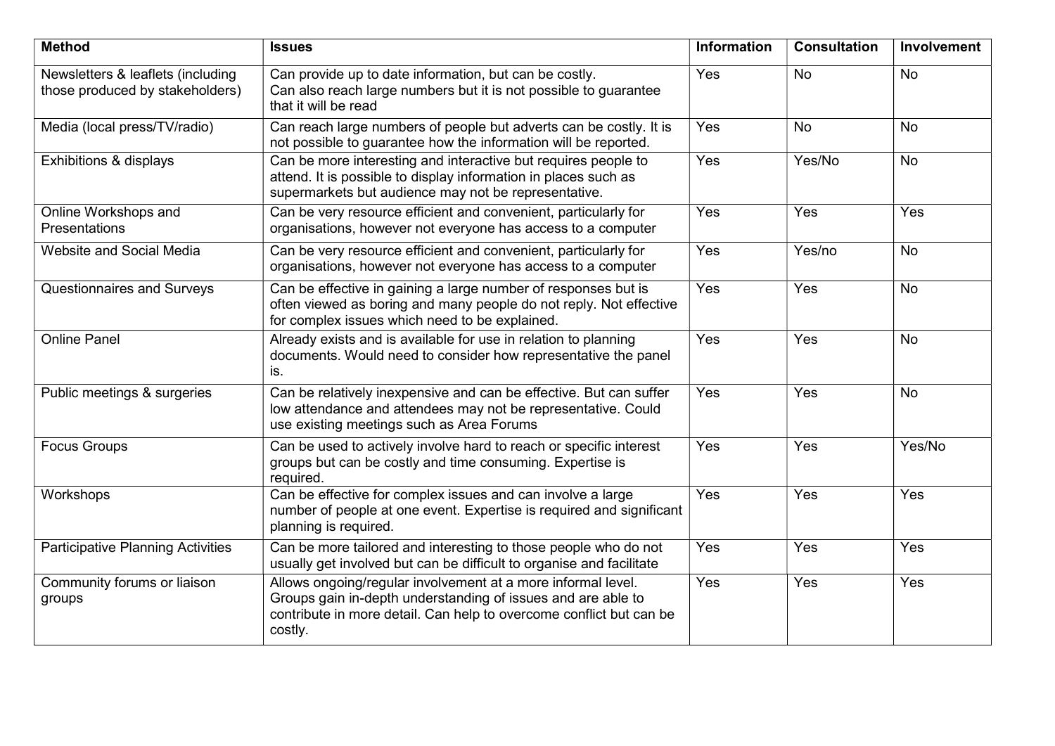| Method | Issues | Information | Consultation | Involvement |
|---|---|---|---|---|
| Newsletters & leaflets (including those produced by stakeholders) | Can provide up to date information, but can be costly. Can also reach large numbers but it is not possible to guarantee that it will be read | Yes | No | No |
| Media (local press/TV/radio) | Can reach large numbers of people but adverts can be costly. It is not possible to guarantee how the information will be reported. | Yes | No | No |
| Exhibitions & displays | Can be more interesting and interactive but requires people to attend. It is possible to display information in places such as supermarkets but audience may not be representative. | Yes | Yes/No | No |
| Online Workshops and Presentations | Can be very resource efficient and convenient, particularly for organisations, however not everyone has access to a computer | Yes | Yes | Yes |
| Website and Social Media | Can be very resource efficient and convenient, particularly for organisations, however not everyone has access to a computer | Yes | Yes/no | No |
| Questionnaires and Surveys | Can be effective in gaining a large number of responses but is often viewed as boring and many people do not reply. Not effective for complex issues which need to be explained. | Yes | Yes | No |
| Online Panel | Already exists and is available for use in relation to planning documents. Would need to consider how representative the panel is. | Yes | Yes | No |
| Public meetings & surgeries | Can be relatively inexpensive and can be effective. But can suffer low attendance and attendees may not be representative. Could use existing meetings such as Area Forums | Yes | Yes | No |
| Focus Groups | Can be used to actively involve hard to reach or specific interest groups but can be costly and time consuming. Expertise is required. | Yes | Yes | Yes/No |
| Workshops | Can be effective for complex issues and can involve a large number of people at one event. Expertise is required and significant planning is required. | Yes | Yes | Yes |
| Participative Planning Activities | Can be more tailored and interesting to those people who do not usually get involved but can be difficult to organise and facilitate | Yes | Yes | Yes |
| Community forums or liaison groups | Allows ongoing/regular involvement at a more informal level. Groups gain in-depth understanding of issues and are able to contribute in more detail. Can help to overcome conflict but can be costly. | Yes | Yes | Yes |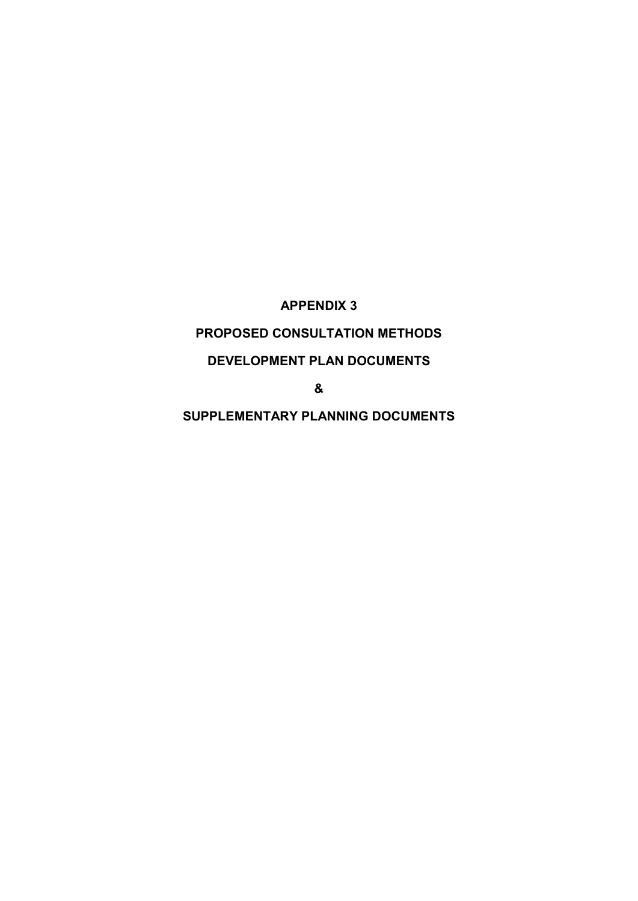# APPENDIX 3

# PROPOSED CONSULTATION METHODS

# DEVELOPMENT PLAN DOCUMENTS

# &

# SUPPLEMENTARY PLANNING DOCUMENTS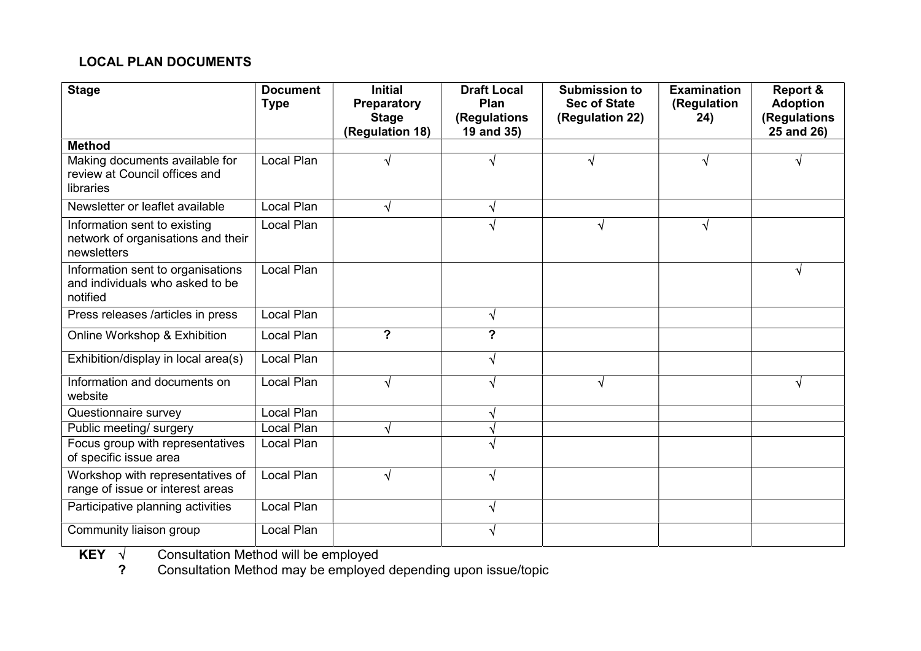**LOCAL PLAN DOCUMENTS**

| Stage | Document Type | Initial Preparatory Stage (Regulation 18) | Draft Local Plan (Regulations 19 and 35) | Submission to Sec of State (Regulation 22) | Examination (Regulation 24) | Report & Adoption (Regulations 25 and 26) |
|---|---|---|---|---|---|---|
| **Method** | | | | | | |
| Making documents available for review at Council offices and libraries | Local Plan | √ | √ | √ | √ | √ |
| Newsletter or leaflet available | Local Plan | √ | √ | | | |
| Information sent to existing network of organisations and their newsletters | Local Plan | | √ | √ | √ | |
| Information sent to organisations and individuals who asked to be notified | Local Plan | | | | | √ |
| Press releases /articles in press | Local Plan | | √ | | | |
| Online Workshop & Exhibition | Local Plan | **?** | **?** | | | |
| Exhibition/display in local area(s) | Local Plan | | √ | | | |
| Information and documents on website | Local Plan | √ | √ | √ | | √ |
| Questionnaire survey | Local Plan | | √ | | | |
| Public meeting/ surgery | Local Plan | √ | √ | | | |
| Focus group with representatives of specific issue area | Local Plan | | √ | | | |
| Workshop with representatives of range of issue or interest areas | Local Plan | √ | √ | | | |
| Participative planning activities | Local Plan | | √ | | | |
| Community liaison group | Local Plan | | √ | | | |

**KEY** √ Consultation Method will be employed

**?** Consultation Method may be employed depending upon issue/topic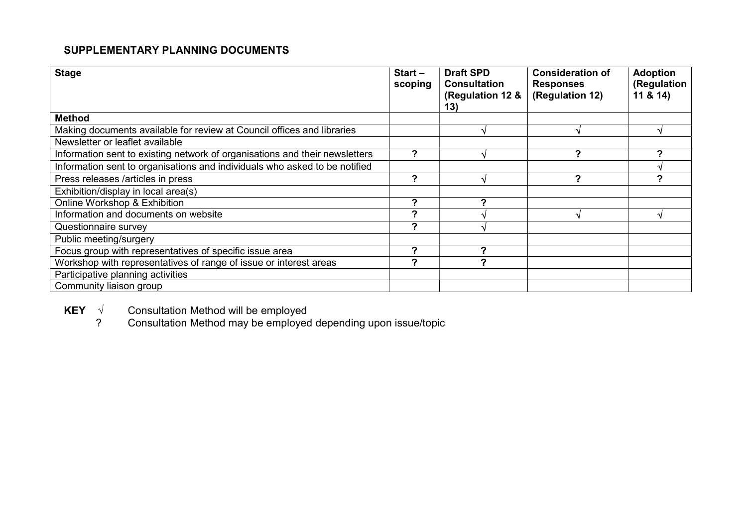## SUPPLEMENTARY PLANNING DOCUMENTS

| Stage | Start – scoping | Draft SPD Consultation (Regulation 12 & 13) | Consideration of Responses (Regulation 12) | Adoption (Regulation 11 & 14) |
|---|---|---|---|---|
| **Method** | | | | |
| Making documents available for review at Council offices and libraries | | √ | √ | √ |
| Newsletter or leaflet available | | | | |
| Information sent to existing network of organisations and their newsletters | ? | √ | ? | ? |
| Information sent to organisations and individuals who asked to be notified | | | | √ |
| Press releases /articles in press | ? | √ | ? | ? |
| Exhibition/display in local area(s) | | | | |
| Online Workshop & Exhibition | ? | ? | | |
| Information and documents on website | ? | √ | √ | √ |
| Questionnaire survey | ? | √ | | |
| Public meeting/surgery | | | | |
| Focus group with representatives of specific issue area | ? | ? | | |
| Workshop with representatives of range of issue or interest areas | ? | ? | | |
| Participative planning activities | | | | |
| Community liaison group | | | | |

**KEY** √ Consultation Method will be employed

? Consultation Method may be employed depending upon issue/topic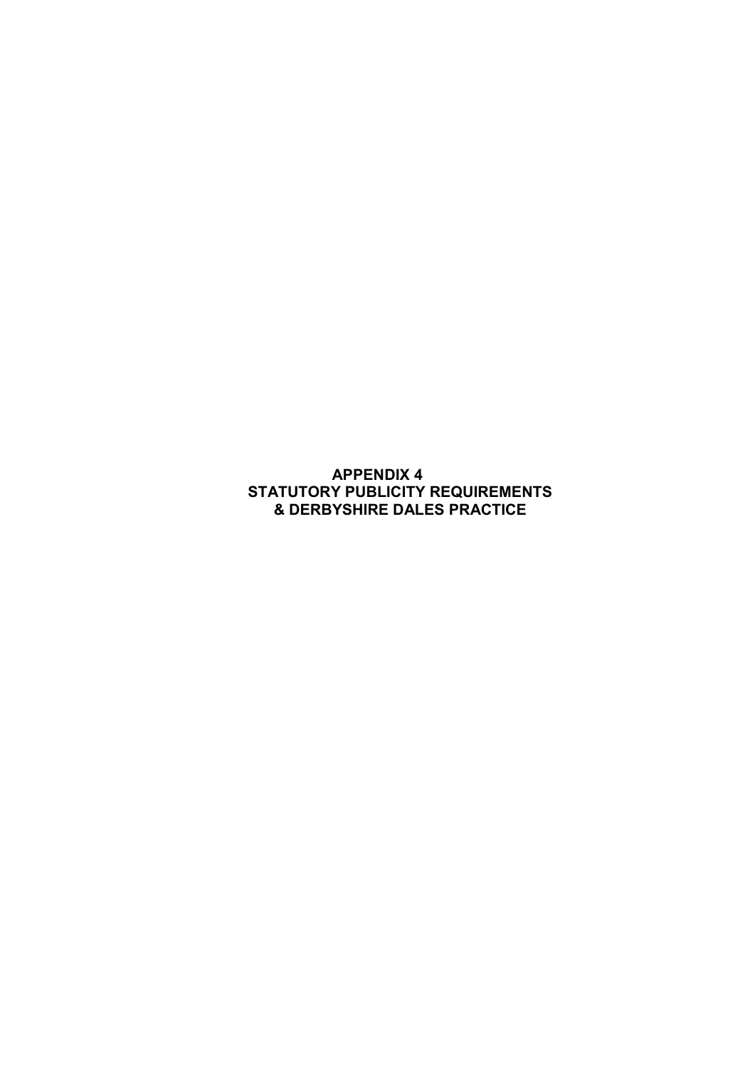# APPENDIX 4
## STATUTORY PUBLICITY REQUIREMENTS & DERBYSHIRE DALES PRACTICE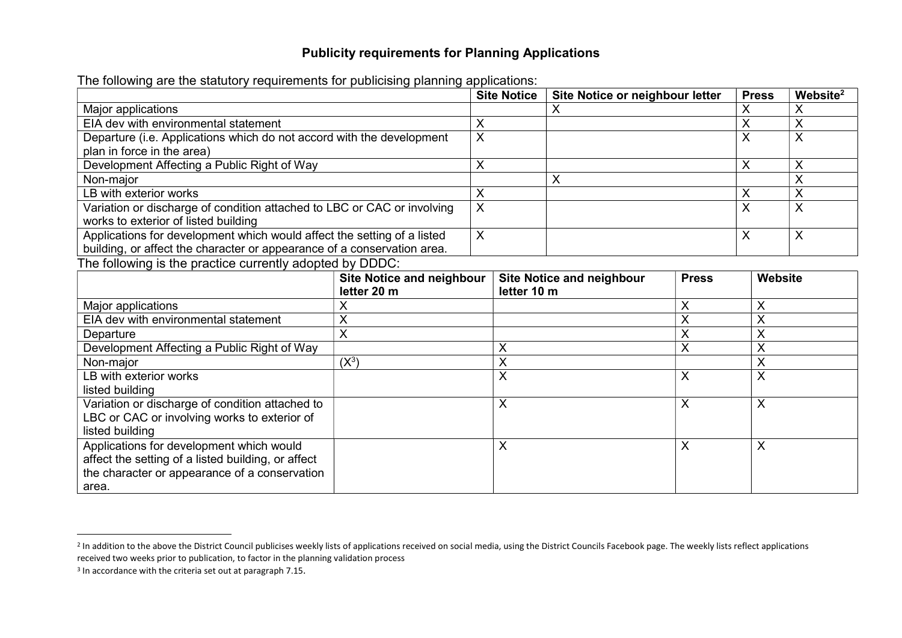# Publicity requirements for Planning Applications

The following are the statutory requirements for publicising planning applications:

| | Site Notice | Site Notice or neighbour letter | Press | Website[2] |
|---|---|---|---|---|
| Major applications | | X | X | X |
| EIA dev with environmental statement | X | | X | X |
| Departure (i.e. Applications which do not accord with the development plan in force in the area) | X | | X | X |
| Development Affecting a Public Right of Way | X | | X | X |
| Non-major | | X | | X |
| LB with exterior works | X | | X | X |
| Variation or discharge of condition attached to LBC or CAC or involving works to exterior of listed building | X | | X | X |
| Applications for development which would affect the setting of a listed building, or affect the character or appearance of a conservation area. | X | | X | X |

The following is the practice currently adopted by DDDC:

| | Site Notice and neighbour letter 20 m | Site Notice and neighbour letter 10 m | Press | Website |
|---|---|---|---|---|
| Major applications | X | | X | X |
| EIA dev with environmental statement | X | | X | X |
| Departure | X | | X | X |
| Development Affecting a Public Right of Way | | X | X | X |
| Non-major | (X[3]) | X | | X |
| LB with exterior works listed building | | X | X | X |
| Variation or discharge of condition attached to LBC or CAC or involving works to exterior of listed building | | X | X | X |
| Applications for development which would affect the setting of a listed building, or affect the character or appearance of a conservation area. | | X | X | X |

[2] In addition to the above the District Council publicises weekly lists of applications received on social media, using the District Councils Facebook page. The weekly lists reflect applications received two weeks prior to publication, to factor in the planning validation process

[3] In accordance with the criteria set out at paragraph 7.15.